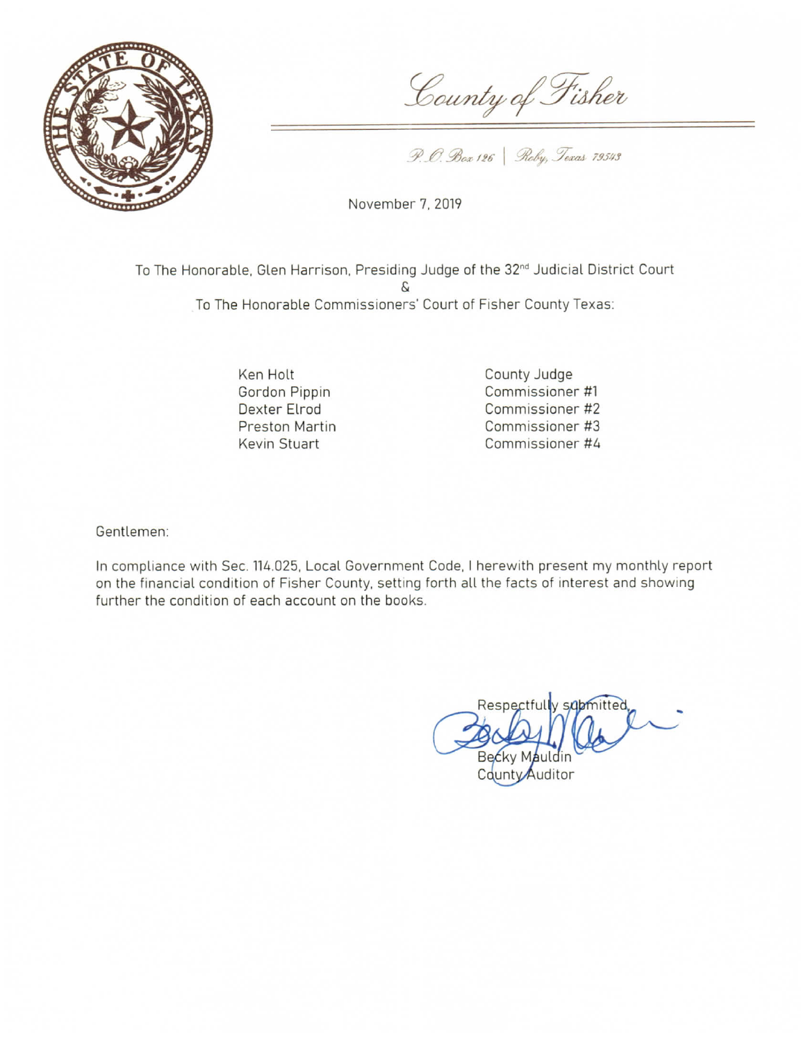# County of Fisher

P.O. Box 126 | Roby, Texas 79543

November 7, 2019

To The Honorable, Glen Harrison, Presiding Judge of the 32nd Judicial District Court

&

To The Honorable Commissioners' Court of Fisher County Texas:

| | |
|---|---|
| Ken Holt | County Judge |
| Gordon Pippin | Commissioner #1 |
| Dexter Elrod | Commissioner #2 |
| Preston Martin | Commissioner #3 |
| Kevin Stuart | Commissioner #4 |

Gentlemen:

In compliance with Sec. 114.025, Local Government Code, I herewith present my monthly report on the financial condition of Fisher County, setting forth all the facts of interest and showing further the condition of each account on the books.

Respectfully submitted,

Becky Mauldin
County Auditor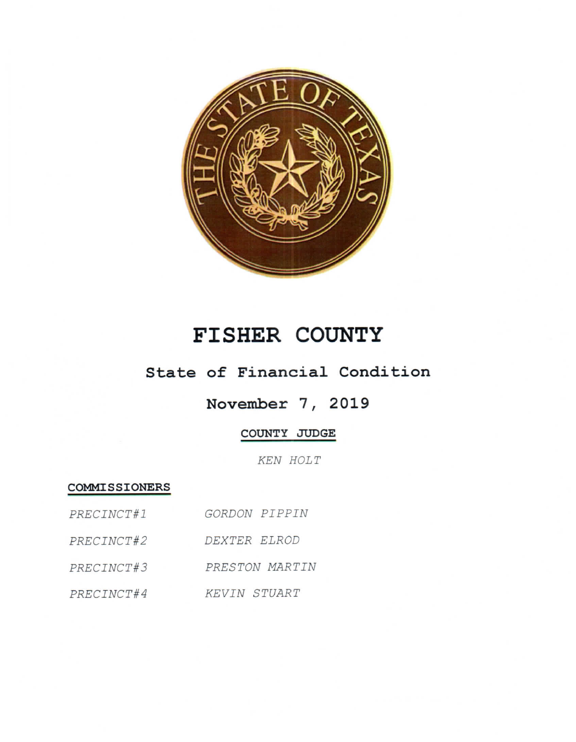# FISHER COUNTY

## State of Financial Condition

## November 7, 2019

**COUNTY JUDGE**

*KEN HOLT*

**COMMISSIONERS**

| | |
|---|---|
| *PRECINCT#1* | *GORDON PIPPIN* |
| *PRECINCT#2* | *DEXTER ELROD* |
| *PRECINCT#3* | *PRESTON MARTIN* |
| *PRECINCT#4* | *KEVIN STUART* |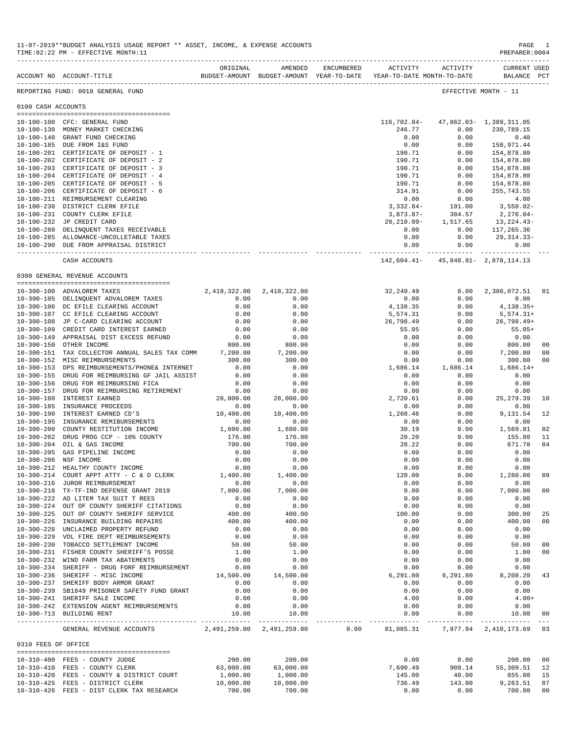11-07-2019**BUDGET ANALYSIS USAGE REPORT ** ASSET, INCOME, & EXPENSE ACCOUNTS

TIME:02:22 PM - EFFECTIVE MONTH:11

PREPARER:0004

REPORTING FUND: 0010 GENERAL FUND — EFFECTIVE MONTH - 11

## 0100 CASH ACCOUNTS

| ACCOUNT NO | ACCOUNT-TITLE | ORIGINAL BUDGET-AMOUNT | AMENDED BUDGET-AMOUNT | ENCUMBERED YEAR-TO-DATE | ACTIVITY YEAR-TO-DATE | ACTIVITY MONTH-TO-DATE | CURRENT USED BALANCE | PCT |
|---|---|---|---|---|---|---|---|---|
| 10-100-100 | CFC: GENERAL FUND | | | | 116,702.84- | 47,862.03- | 1,389,311.05 | |
| 10-100-130 | MONEY MARKET CHECKING | | | | 246.77 | 0.00 | 230,789.15 | |
| 10-100-140 | GRANT FUND CHECKING | | | | 0.00 | 0.00 | 0.40 | |
| 10-100-185 | DUE FROM I&S FUND | | | | 0.00 | 0.00 | 158,971.44 | |
| 10-100-201 | CERTIFICATE OF DEPOSIT - 1 | | | | 190.71 | 0.00 | 154,878.80 | |
| 10-100-202 | CERTIFICATE OF DEPOSIT - 2 | | | | 190.71 | 0.00 | 154,878.80 | |
| 10-100-203 | CERTIFICATE OF DEPOSIT - 3 | | | | 190.71 | 0.00 | 154,878.80 | |
| 10-100-204 | CERTIFICATE OF DEPOSIT - 4 | | | | 190.71 | 0.00 | 154,878.80 | |
| 10-100-205 | CERTIFICATE OF DEPOSIT - 5 | | | | 190.71 | 0.00 | 154,878.80 | |
| 10-100-206 | CERTIFICATE OF DEPOSIT - 6 | | | | 314.91 | 0.00 | 255,743.55 | |
| 10-100-211 | REIMBURSEMENT CLEARING | | | | 0.00 | 0.00 | 4.00 | |
| 10-100-230 | DISTRICT CLERK EFILE | | | | 3,332.84- | 191.00 | 3,550.02- | |
| 10-100-231 | COUNTY CLERK EFILE | | | | 3,873.87- | 304.57 | 2,276.04- | |
| 10-100-232 | JP CREDIT CARD | | | | 20,210.09- | 1,517.65 | 13,224.43- | |
| 10-100-280 | DELINQUENT TAXES RECEIVABLE | | | | 0.00 | 0.00 | 117,265.36 | |
| 10-100-285 | ALLOWANCE-UNCOLLETABLE TAXES | | | | 0.00 | 0.00 | 29,314.33- | |
| 10-100-290 | DUE FROM APPRAISAL DISTRICT | | | | 0.00 | 0.00 | 0.00 | |
| | CASH ACCOUNTS | | | | 142,604.41- | 45,848.81- | 2,878,114.13 | |

## 0300 GENERAL REVENUE ACCOUNTS

| ACCOUNT NO | ACCOUNT-TITLE | ORIGINAL BUDGET-AMOUNT | AMENDED BUDGET-AMOUNT | ENCUMBERED YEAR-TO-DATE | ACTIVITY YEAR-TO-DATE | ACTIVITY MONTH-TO-DATE | CURRENT USED BALANCE | PCT |
|---|---|---|---|---|---|---|---|---|
| 10-300-100 | ADVALOREM TAXES | 2,418,322.00 | 2,418,322.00 | | 32,249.49 | 0.00 | 2,386,072.51 | 01 |
| 10-300-105 | DELINQUENT ADVALOREM TAXES | 0.00 | 0.00 | | 0.00 | 0.00 | 0.00 | |
| 10-300-106 | DC EFILE CLEARING ACCOUNT | 0.00 | 0.00 | | 4,138.35 | 0.00 | 4,138.35+ | |
| 10-300-107 | CC EFILE CLEARING ACCOUNT | 0.00 | 0.00 | | 5,574.31 | 0.00 | 5,574.31+ | |
| 10-300-108 | JP C-CARD CLEARING ACCOUNT | 0.00 | 0.00 | | 26,798.49 | 0.00 | 26,798.49+ | |
| 10-300-109 | CREDIT CARD INTEREST EARNED | 0.00 | 0.00 | | 55.05 | 0.00 | 55.05+ | |
| 10-300-149 | APPRAISAL DIST EXCESS REFUND | 0.00 | 0.00 | | 0.00 | 0.00 | 0.00 | |
| 10-300-150 | OTHER INCOME | 800.00 | 800.00 | | 0.00 | 0.00 | 800.00 | 00 |
| 10-300-151 | TAX COLLECTOR ANNUAL SALES TAX COMM | 7,200.00 | 7,200.00 | | 0.00 | 0.00 | 7,200.00 | 00 |
| 10-300-152 | MISC REIMBURSEMENTS | 300.00 | 300.00 | | 0.00 | 0.00 | 300.00 | 00 |
| 10-300-153 | DPS REIMBURSEMENTS/PHONE& INTERNET | 0.00 | 0.00 | | 1,686.14 | 1,686.14 | 1,686.14+ | |
| 10-300-155 | DRUG FOR REIMBURSING GF JAIL ASSIST | 0.00 | 0.00 | | 0.00 | 0.00 | 0.00 | |
| 10-300-156 | DRUG FOR REIMBURSING FICA | 0.00 | 0.00 | | 0.00 | 0.00 | 0.00 | |
| 10-300-157 | DRUG FOR REIMBURSING RETIREMENT | 0.00 | 0.00 | | 0.00 | 0.00 | 0.00 | |
| 10-300-180 | INTEREST EARNED | 28,000.00 | 28,000.00 | | 2,720.61 | 0.00 | 25,279.39 | 10 |
| 10-300-185 | INSURANCE PROCEEDS | 0.00 | 0.00 | | 0.00 | 0.00 | 0.00 | |
| 10-300-190 | INTEREST EARNED CD'S | 10,400.00 | 10,400.00 | | 1,268.46 | 0.00 | 9,131.54 | 12 |
| 10-300-195 | INSURANCE REMIBURSEMENTS | 0.00 | 0.00 | | 0.00 | 0.00 | 0.00 | |
| 10-300-200 | COUNTY RESTITUTION INCOME | 1,600.00 | 1,600.00 | | 30.19 | 0.00 | 1,569.81 | 02 |
| 10-300-202 | DRUG PROG CCP - 10% COUNTY | 176.00 | 176.00 | | 20.20 | 0.00 | 155.80 | 11 |
| 10-300-204 | OIL & GAS INCOME | 700.00 | 700.00 | | 28.22 | 0.00 | 671.78 | 04 |
| 10-300-205 | GAS PIPELINE INCOME | 0.00 | 0.00 | | 0.00 | 0.00 | 0.00 | |
| 10-300-206 | NSF INCOME | 0.00 | 0.00 | | 0.00 | 0.00 | 0.00 | |
| 10-300-212 | HEALTHY COUNTY INCOME | 0.00 | 0.00 | | 0.00 | 0.00 | 0.00 | |
| 10-300-214 | COURT APPT ATTY - C & D CLERK | 1,400.00 | 1,400.00 | | 120.00 | 0.00 | 1,280.00 | 09 |
| 10-300-216 | JUROR REIMBURSEMENT | 0.00 | 0.00 | | 0.00 | 0.00 | 0.00 | |
| 10-300-218 | TX-TF-IND DEFENSE GRANT 2019 | 7,000.00 | 7,000.00 | | 0.00 | 0.00 | 7,000.00 | 00 |
| 10-300-222 | AD LITEM TAX SUIT T REES | 0.00 | 0.00 | | 0.00 | 0.00 | 0.00 | |
| 10-300-224 | OUT OF COUNTY SHERIFF CITATIONS | 0.00 | 0.00 | | 0.00 | 0.00 | 0.00 | |
| 10-300-225 | OUT OF COUNTY SHERIFF SERVICE | 400.00 | 400.00 | | 100.00 | 0.00 | 300.00 | 25 |
| 10-300-226 | INSURANCE BUILDING REPAIRS | 400.00 | 400.00 | | 0.00 | 0.00 | 400.00 | 00 |
| 10-300-228 | UNCLAIMED PROPERTY REFUND | 0.00 | 0.00 | | 0.00 | 0.00 | 0.00 | |
| 10-300-229 | VOL FIRE DEPT REIMBURSEMENTS | 0.00 | 0.00 | | 0.00 | 0.00 | 0.00 | |
| 10-300-230 | TOBACCO SETTLEMENT INCOME | 50.00 | 50.00 | | 0.00 | 0.00 | 50.00 | 00 |
| 10-300-231 | FISHER COUNTY SHERIFF'S POSSE | 1.00 | 1.00 | | 0.00 | 0.00 | 1.00 | 00 |
| 10-300-232 | WIND FARM TAX ABATEMENTS | 0.00 | 0.00 | | 0.00 | 0.00 | 0.00 | |
| 10-300-234 | SHERIFF - DRUG FORF REIMBURSEMENT | 0.00 | 0.00 | | 0.00 | 0.00 | 0.00 | |
| 10-300-236 | SHERIFF - MISC INCOME | 14,500.00 | 14,500.00 | | 6,291.80 | 6,291.80 | 8,208.20 | 43 |
| 10-300-237 | SHERIFF BODY ARMOR GRANT | 0.00 | 0.00 | | 0.00 | 0.00 | 0.00 | |
| 10-300-239 | SB1849 PRISONER SAFETY FUND GRANT | 0.00 | 0.00 | | 0.00 | 0.00 | 0.00 | |
| 10-300-241 | SHERIFF SALE INCOME | 0.00 | 0.00 | | 4.00 | 0.00 | 4.00+ | |
| 10-300-242 | EXTENSION AGENT REIMBURSEMENTS | 0.00 | 0.00 | | 0.00 | 0.00 | 0.00 | |
| 10-300-713 | BUILDING RENT | 10.00 | 10.00 | | 0.00 | 0.00 | 10.00 | 00 |
| | GENERAL REVENUE ACCOUNTS | 2,491,259.00 | 2,491,259.00 | 0.00 | 81,085.31 | 7,977.94 | 2,410,173.69 | 03 |

## 0310 FEES OF OFFICE

| ACCOUNT NO | ACCOUNT-TITLE | ORIGINAL BUDGET-AMOUNT | AMENDED BUDGET-AMOUNT | ENCUMBERED YEAR-TO-DATE | ACTIVITY YEAR-TO-DATE | ACTIVITY MONTH-TO-DATE | CURRENT USED BALANCE | PCT |
|---|---|---|---|---|---|---|---|---|
| 10-310-400 | FEES - COUNTY JUDGE | 200.00 | 200.00 | | 0.00 | 0.00 | 200.00 | 00 |
| 10-310-410 | FEES - COUNTY CLERK | 63,000.00 | 63,000.00 | | 7,690.49 | 909.14 | 55,309.51 | 12 |
| 10-310-420 | FEES - COUNTY & DISTRICT COURT | 1,000.00 | 1,000.00 | | 145.00 | 40.00 | 855.00 | 15 |
| 10-310-425 | FEES - DISTRICT CLERK | 10,000.00 | 10,000.00 | | 736.49 | 143.00 | 9,263.51 | 07 |
| 10-310-426 | FEES - DIST CLERK TAX RESEARCH | 700.00 | 700.00 | | 0.00 | 0.00 | 700.00 | 00 |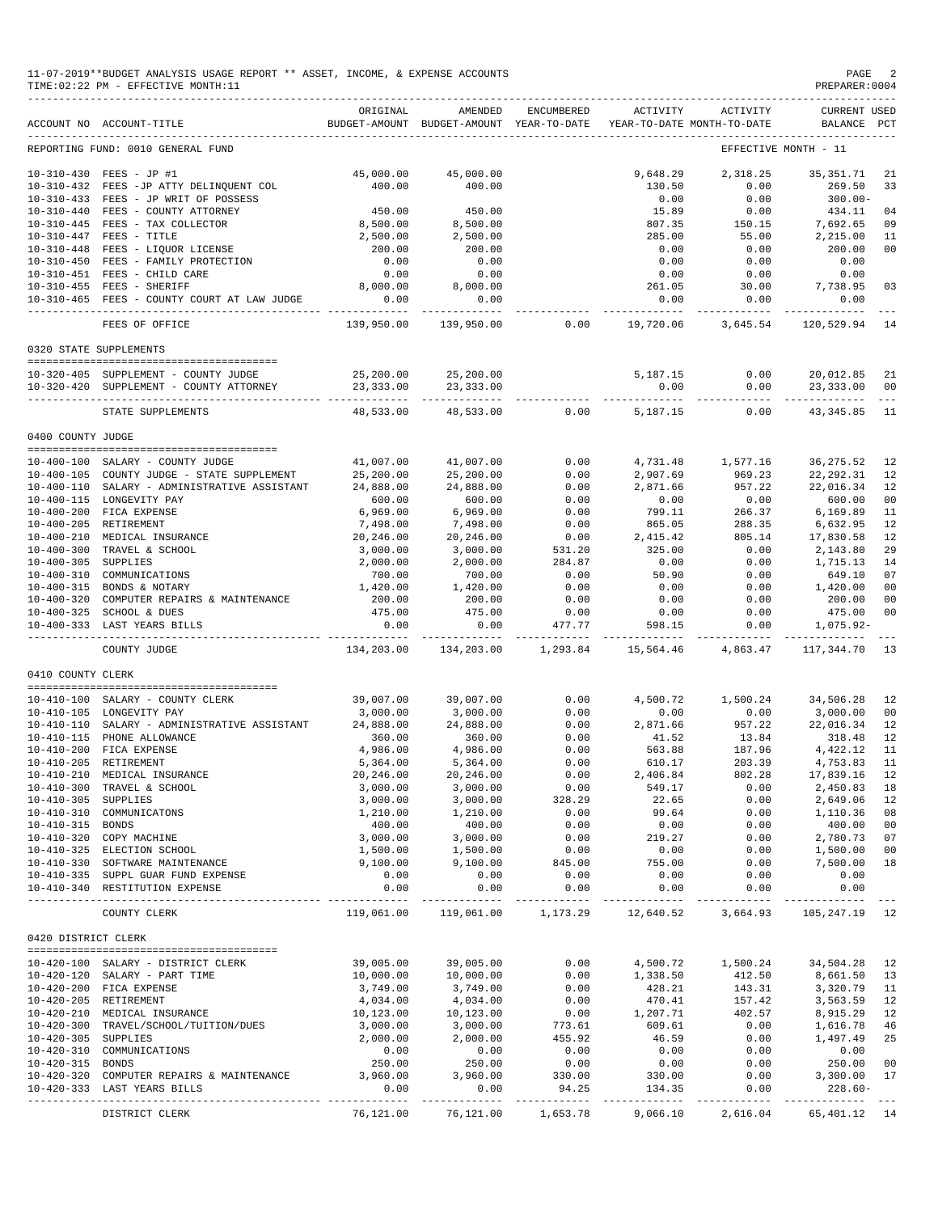11-07-2019**BUDGET ANALYSIS USAGE REPORT ** ASSET, INCOME, & EXPENSE ACCOUNTS
TIME:02:22 PM - EFFECTIVE MONTH:11
PREPARER:0004

| ACCOUNT NO | ACCOUNT-TITLE | ORIGINAL BUDGET-AMOUNT | AMENDED BUDGET-AMOUNT | ENCUMBERED YEAR-TO-DATE | ACTIVITY YEAR-TO-DATE | ACTIVITY MONTH-TO-DATE | CURRENT BALANCE | USED PCT |
|---|---|---|---|---|---|---|---|---|
| REPORTING FUND: 0010 GENERAL FUND | | | | | | EFFECTIVE MONTH - 11 | | |
| 10-310-430 | FEES - JP #1 | 45,000.00 | 45,000.00 | | 9,648.29 | 2,318.25 | 35,351.71 | 21 |
| 10-310-432 | FEES -JP ATTY DELINQUENT COL | 400.00 | 400.00 | | 130.50 | 0.00 | 269.50 | 33 |
| 10-310-433 | FEES - JP WRIT OF POSSESS | | | | 0.00 | 0.00 | 300.00- | |
| 10-310-440 | FEES - COUNTY ATTORNEY | 450.00 | 450.00 | | 15.89 | 0.00 | 434.11 | 04 |
| 10-310-445 | FEES - TAX COLLECTOR | 8,500.00 | 8,500.00 | | 807.35 | 150.15 | 7,692.65 | 09 |
| 10-310-447 | FEES - TITLE | 2,500.00 | 2,500.00 | | 285.00 | 55.00 | 2,215.00 | 11 |
| 10-310-448 | FEES - LIQUOR LICENSE | 200.00 | 200.00 | | 0.00 | 0.00 | 200.00 | 00 |
| 10-310-450 | FEES - FAMILY PROTECTION | 0.00 | 0.00 | | 0.00 | 0.00 | 0.00 | |
| 10-310-451 | FEES - CHILD CARE | 0.00 | 0.00 | | 0.00 | 0.00 | 0.00 | |
| 10-310-455 | FEES - SHERIFF | 8,000.00 | 8,000.00 | | 261.05 | 30.00 | 7,738.95 | 03 |
| 10-310-465 | FEES - COUNTY COURT AT LAW JUDGE | 0.00 | 0.00 | | 0.00 | 0.00 | 0.00 | |
| | FEES OF OFFICE | 139,950.00 | 139,950.00 | 0.00 | 19,720.06 | 3,645.54 | 120,529.94 | 14 |
| 0320 STATE SUPPLEMENTS | | | | | | | | |
| 10-320-405 | SUPPLEMENT - COUNTY JUDGE | 25,200.00 | 25,200.00 | | 5,187.15 | 0.00 | 20,012.85 | 21 |
| 10-320-420 | SUPPLEMENT - COUNTY ATTORNEY | 23,333.00 | 23,333.00 | | 0.00 | 0.00 | 23,333.00 | 00 |
| | STATE SUPPLEMENTS | 48,533.00 | 48,533.00 | 0.00 | 5,187.15 | 0.00 | 43,345.85 | 11 |
| 0400 COUNTY JUDGE | | | | | | | | |
| 10-400-100 | SALARY - COUNTY JUDGE | 41,007.00 | 41,007.00 | 0.00 | 4,731.48 | 1,577.16 | 36,275.52 | 12 |
| 10-400-105 | COUNTY JUDGE - STATE SUPPLEMENT | 25,200.00 | 25,200.00 | 0.00 | 2,907.69 | 969.23 | 22,292.31 | 12 |
| 10-400-110 | SALARY - ADMINISTRATIVE ASSISTANT | 24,888.00 | 24,888.00 | 0.00 | 2,871.66 | 957.22 | 22,016.34 | 12 |
| 10-400-115 | LONGEVITY PAY | 600.00 | 600.00 | 0.00 | 0.00 | 0.00 | 600.00 | 00 |
| 10-400-200 | FICA EXPENSE | 6,969.00 | 6,969.00 | 0.00 | 799.11 | 266.37 | 6,169.89 | 11 |
| 10-400-205 | RETIREMENT | 7,498.00 | 7,498.00 | 0.00 | 865.05 | 288.35 | 6,632.95 | 12 |
| 10-400-210 | MEDICAL INSURANCE | 20,246.00 | 20,246.00 | 0.00 | 2,415.42 | 805.14 | 17,830.58 | 12 |
| 10-400-300 | TRAVEL & SCHOOL | 3,000.00 | 3,000.00 | 531.20 | 325.00 | 0.00 | 2,143.80 | 29 |
| 10-400-305 | SUPPLIES | 2,000.00 | 2,000.00 | 284.87 | 0.00 | 0.00 | 1,715.13 | 14 |
| 10-400-310 | COMMUNICATIONS | 700.00 | 700.00 | 0.00 | 50.90 | 0.00 | 649.10 | 07 |
| 10-400-315 | BONDS & NOTARY | 1,420.00 | 1,420.00 | 0.00 | 0.00 | 0.00 | 1,420.00 | 00 |
| 10-400-320 | COMPUTER REPAIRS & MAINTENANCE | 200.00 | 200.00 | 0.00 | 0.00 | 0.00 | 200.00 | 00 |
| 10-400-325 | SCHOOL & DUES | 475.00 | 475.00 | 0.00 | 0.00 | 0.00 | 475.00 | 00 |
| 10-400-333 | LAST YEARS BILLS | 0.00 | 0.00 | 477.77 | 598.15 | 0.00 | 1,075.92- | |
| | COUNTY JUDGE | 134,203.00 | 134,203.00 | 1,293.84 | 15,564.46 | 4,863.47 | 117,344.70 | 13 |
| 0410 COUNTY CLERK | | | | | | | | |
| 10-410-100 | SALARY - COUNTY CLERK | 39,007.00 | 39,007.00 | 0.00 | 4,500.72 | 1,500.24 | 34,506.28 | 12 |
| 10-410-105 | LONGEVITY PAY | 3,000.00 | 3,000.00 | 0.00 | 0.00 | 0.00 | 3,000.00 | 00 |
| 10-410-110 | SALARY - ADMINISTRATIVE ASSISTANT | 24,888.00 | 24,888.00 | 0.00 | 2,871.66 | 957.22 | 22,016.34 | 12 |
| 10-410-115 | PHONE ALLOWANCE | 360.00 | 360.00 | 0.00 | 41.52 | 13.84 | 318.48 | 12 |
| 10-410-200 | FICA EXPENSE | 4,986.00 | 4,986.00 | 0.00 | 563.88 | 187.96 | 4,422.12 | 11 |
| 10-410-205 | RETIREMENT | 5,364.00 | 5,364.00 | 0.00 | 610.17 | 203.39 | 4,753.83 | 11 |
| 10-410-210 | MEDICAL INSURANCE | 20,246.00 | 20,246.00 | 0.00 | 2,406.84 | 802.28 | 17,839.16 | 12 |
| 10-410-300 | TRAVEL & SCHOOL | 3,000.00 | 3,000.00 | 0.00 | 549.17 | 0.00 | 2,450.83 | 18 |
| 10-410-305 | SUPPLIES | 3,000.00 | 3,000.00 | 328.29 | 22.65 | 0.00 | 2,649.06 | 12 |
| 10-410-310 | COMMUNICATONS | 1,210.00 | 1,210.00 | 0.00 | 99.64 | 0.00 | 1,110.36 | 08 |
| 10-410-315 | BONDS | 400.00 | 400.00 | 0.00 | 0.00 | 0.00 | 400.00 | 00 |
| 10-410-320 | COPY MACHINE | 3,000.00 | 3,000.00 | 0.00 | 219.27 | 0.00 | 2,780.73 | 07 |
| 10-410-325 | ELECTION SCHOOL | 1,500.00 | 1,500.00 | 0.00 | 0.00 | 0.00 | 1,500.00 | 00 |
| 10-410-330 | SOFTWARE MAINTENANCE | 9,100.00 | 9,100.00 | 845.00 | 755.00 | 0.00 | 7,500.00 | 18 |
| 10-410-335 | SUPPL GUAR FUND EXPENSE | 0.00 | 0.00 | 0.00 | 0.00 | 0.00 | 0.00 | |
| 10-410-340 | RESTITUTION EXPENSE | 0.00 | 0.00 | 0.00 | 0.00 | 0.00 | 0.00 | |
| | COUNTY CLERK | 119,061.00 | 119,061.00 | 1,173.29 | 12,640.52 | 3,664.93 | 105,247.19 | 12 |
| 0420 DISTRICT CLERK | | | | | | | | |
| 10-420-100 | SALARY - DISTRICT CLERK | 39,005.00 | 39,005.00 | 0.00 | 4,500.72 | 1,500.24 | 34,504.28 | 12 |
| 10-420-120 | SALARY - PART TIME | 10,000.00 | 10,000.00 | 0.00 | 1,338.50 | 412.50 | 8,661.50 | 13 |
| 10-420-200 | FICA EXPENSE | 3,749.00 | 3,749.00 | 0.00 | 428.21 | 143.31 | 3,320.79 | 11 |
| 10-420-205 | RETIREMENT | 4,034.00 | 4,034.00 | 0.00 | 470.41 | 157.42 | 3,563.59 | 12 |
| 10-420-210 | MEDICAL INSURANCE | 10,123.00 | 10,123.00 | 0.00 | 1,207.71 | 402.57 | 8,915.29 | 12 |
| 10-420-300 | TRAVEL/SCHOOL/TUITION/DUES | 3,000.00 | 3,000.00 | 773.61 | 609.61 | 0.00 | 1,616.78 | 46 |
| 10-420-305 | SUPPLIES | 2,000.00 | 2,000.00 | 455.92 | 46.59 | 0.00 | 1,497.49 | 25 |
| 10-420-310 | COMMUNICATIONS | 0.00 | 0.00 | 0.00 | 0.00 | 0.00 | 0.00 | |
| 10-420-315 | BONDS | 250.00 | 250.00 | 0.00 | 0.00 | 0.00 | 250.00 | 00 |
| 10-420-320 | COMPUTER REPAIRS & MAINTENANCE | 3,960.00 | 3,960.00 | 330.00 | 330.00 | 0.00 | 3,300.00 | 17 |
| 10-420-333 | LAST YEARS BILLS | 0.00 | 0.00 | 94.25 | 134.35 | 0.00 | 228.60- | |
| | DISTRICT CLERK | 76,121.00 | 76,121.00 | 1,653.78 | 9,066.10 | 2,616.04 | 65,401.12 | 14 |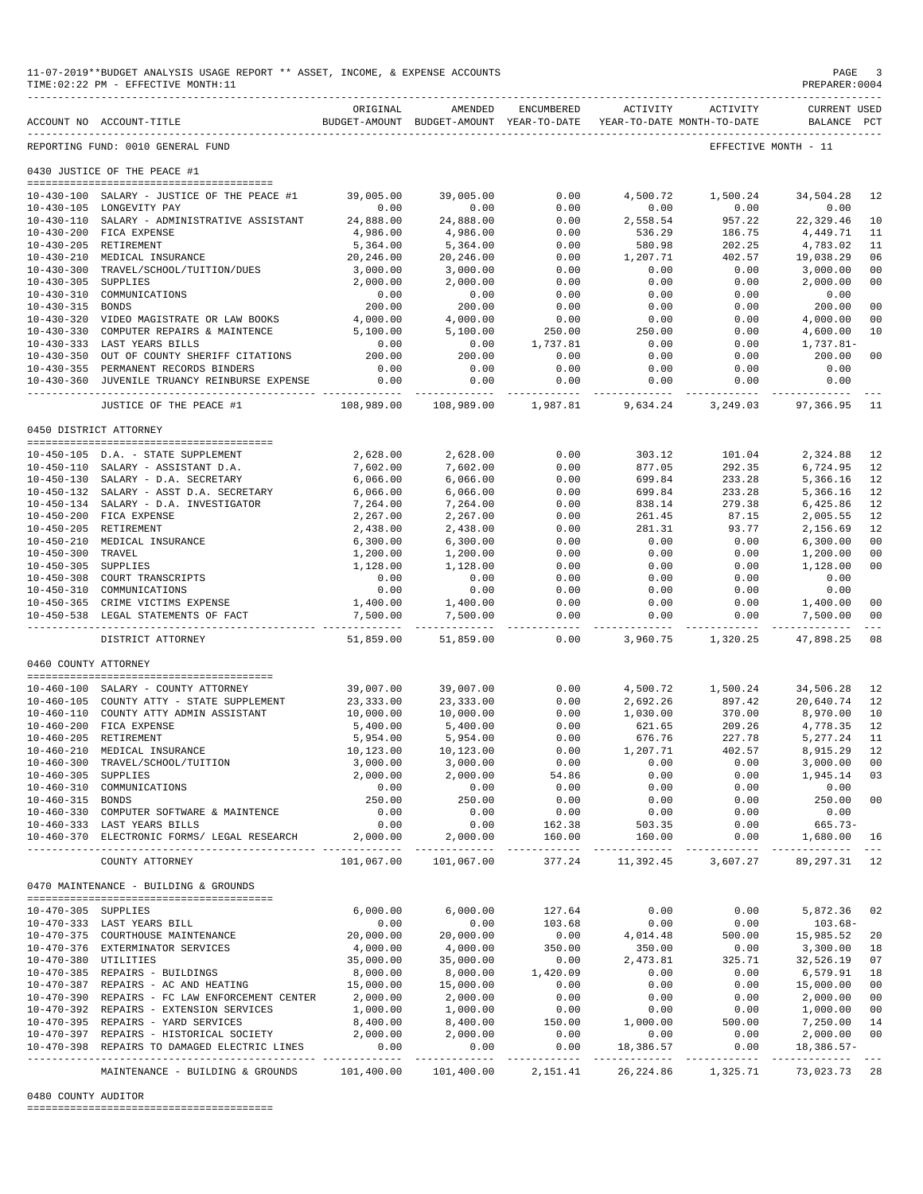11-07-2019**BUDGET ANALYSIS USAGE REPORT ** ASSET, INCOME, & EXPENSE ACCOUNTS
TIME:02:22 PM - EFFECTIVE MONTH:11
PREPARER:0004

REPORTING FUND: 0010 GENERAL FUND — EFFECTIVE MONTH - 11

## 0430 JUSTICE OF THE PEACE #1

| ACCOUNT NO | ACCOUNT-TITLE | ORIGINAL BUDGET-AMOUNT | AMENDED BUDGET-AMOUNT | ENCUMBERED YEAR-TO-DATE | ACTIVITY YEAR-TO-DATE | ACTIVITY MONTH-TO-DATE | CURRENT BALANCE | USED PCT |
|---|---|---|---|---|---|---|---|---|
| 10-430-100 | SALARY - JUSTICE OF THE PEACE #1 | 39,005.00 | 39,005.00 | 0.00 | 4,500.72 | 1,500.24 | 34,504.28 | 12 |
| 10-430-105 | LONGEVITY PAY | 0.00 | 0.00 | 0.00 | 0.00 | 0.00 | 0.00 | |
| 10-430-110 | SALARY - ADMINISTRATIVE ASSISTANT | 24,888.00 | 24,888.00 | 0.00 | 2,558.54 | 957.22 | 22,329.46 | 10 |
| 10-430-200 | FICA EXPENSE | 4,986.00 | 4,986.00 | 0.00 | 536.29 | 186.75 | 4,449.71 | 11 |
| 10-430-205 | RETIREMENT | 5,364.00 | 5,364.00 | 0.00 | 580.98 | 202.25 | 4,783.02 | 11 |
| 10-430-210 | MEDICAL INSURANCE | 20,246.00 | 20,246.00 | 0.00 | 1,207.71 | 402.57 | 19,038.29 | 06 |
| 10-430-300 | TRAVEL/SCHOOL/TUITION/DUES | 3,000.00 | 3,000.00 | 0.00 | 0.00 | 0.00 | 3,000.00 | 00 |
| 10-430-305 | SUPPLIES | 2,000.00 | 2,000.00 | 0.00 | 0.00 | 0.00 | 2,000.00 | 00 |
| 10-430-310 | COMMUNICATIONS | 0.00 | 0.00 | 0.00 | 0.00 | 0.00 | 0.00 | |
| 10-430-315 | BONDS | 200.00 | 200.00 | 0.00 | 0.00 | 0.00 | 200.00 | 00 |
| 10-430-320 | VIDEO MAGISTRATE OR LAW BOOKS | 4,000.00 | 4,000.00 | 0.00 | 0.00 | 0.00 | 4,000.00 | 00 |
| 10-430-330 | COMPUTER REPAIRS & MAINTENCE | 5,100.00 | 5,100.00 | 250.00 | 250.00 | 0.00 | 4,600.00 | 10 |
| 10-430-333 | LAST YEARS BILLS | 0.00 | 0.00 | 1,737.81 | 0.00 | 0.00 | 1,737.81- | |
| 10-430-350 | OUT OF COUNTY SHERIFF CITATIONS | 200.00 | 200.00 | 0.00 | 0.00 | 0.00 | 200.00 | 00 |
| 10-430-355 | PERMANENT RECORDS BINDERS | 0.00 | 0.00 | 0.00 | 0.00 | 0.00 | 0.00 | |
| 10-430-360 | JUVENILE TRUANCY REINBURSE EXPENSE | 0.00 | 0.00 | 0.00 | 0.00 | 0.00 | 0.00 | |
| | JUSTICE OF THE PEACE #1 | 108,989.00 | 108,989.00 | 1,987.81 | 9,634.24 | 3,249.03 | 97,366.95 | 11 |

## 0450 DISTRICT ATTORNEY

| ACCOUNT NO | ACCOUNT-TITLE | ORIGINAL BUDGET-AMOUNT | AMENDED BUDGET-AMOUNT | ENCUMBERED YEAR-TO-DATE | ACTIVITY YEAR-TO-DATE | ACTIVITY MONTH-TO-DATE | CURRENT BALANCE | USED PCT |
|---|---|---|---|---|---|---|---|---|
| 10-450-105 | D.A. - STATE SUPPLEMENT | 2,628.00 | 2,628.00 | 0.00 | 303.12 | 101.04 | 2,324.88 | 12 |
| 10-450-110 | SALARY - ASSISTANT D.A. | 7,602.00 | 7,602.00 | 0.00 | 877.05 | 292.35 | 6,724.95 | 12 |
| 10-450-130 | SALARY - D.A. SECRETARY | 6,066.00 | 6,066.00 | 0.00 | 699.84 | 233.28 | 5,366.16 | 12 |
| 10-450-132 | SALARY - ASST D.A. SECRETARY | 6,066.00 | 6,066.00 | 0.00 | 699.84 | 233.28 | 5,366.16 | 12 |
| 10-450-134 | SALARY - D.A. INVESTIGATOR | 7,264.00 | 7,264.00 | 0.00 | 838.14 | 279.38 | 6,425.86 | 12 |
| 10-450-200 | FICA EXPENSE | 2,267.00 | 2,267.00 | 0.00 | 261.45 | 87.15 | 2,005.55 | 12 |
| 10-450-205 | RETIREMENT | 2,438.00 | 2,438.00 | 0.00 | 281.31 | 93.77 | 2,156.69 | 12 |
| 10-450-210 | MEDICAL INSURANCE | 6,300.00 | 6,300.00 | 0.00 | 0.00 | 0.00 | 6,300.00 | 00 |
| 10-450-300 | TRAVEL | 1,200.00 | 1,200.00 | 0.00 | 0.00 | 0.00 | 1,200.00 | 00 |
| 10-450-305 | SUPPLIES | 1,128.00 | 1,128.00 | 0.00 | 0.00 | 0.00 | 1,128.00 | 00 |
| 10-450-308 | COURT TRANSCRIPTS | 0.00 | 0.00 | 0.00 | 0.00 | 0.00 | 0.00 | |
| 10-450-310 | COMMUNICATIONS | 0.00 | 0.00 | 0.00 | 0.00 | 0.00 | 0.00 | |
| 10-450-365 | CRIME VICTIMS EXPENSE | 1,400.00 | 1,400.00 | 0.00 | 0.00 | 0.00 | 1,400.00 | 00 |
| 10-450-538 | LEGAL STATEMENTS OF FACT | 7,500.00 | 7,500.00 | 0.00 | 0.00 | 0.00 | 7,500.00 | 00 |
| | DISTRICT ATTORNEY | 51,859.00 | 51,859.00 | 0.00 | 3,960.75 | 1,320.25 | 47,898.25 | 08 |

## 0460 COUNTY ATTORNEY

| ACCOUNT NO | ACCOUNT-TITLE | ORIGINAL BUDGET-AMOUNT | AMENDED BUDGET-AMOUNT | ENCUMBERED YEAR-TO-DATE | ACTIVITY YEAR-TO-DATE | ACTIVITY MONTH-TO-DATE | CURRENT BALANCE | USED PCT |
|---|---|---|---|---|---|---|---|---|
| 10-460-100 | SALARY - COUNTY ATTORNEY | 39,007.00 | 39,007.00 | 0.00 | 4,500.72 | 1,500.24 | 34,506.28 | 12 |
| 10-460-105 | COUNTY ATTY - STATE SUPPLEMENT | 23,333.00 | 23,333.00 | 0.00 | 2,692.26 | 897.42 | 20,640.74 | 12 |
| 10-460-110 | COUNTY ATTY ADMIN ASSISTANT | 10,000.00 | 10,000.00 | 0.00 | 1,030.00 | 370.00 | 8,970.00 | 10 |
| 10-460-200 | FICA EXPENSE | 5,400.00 | 5,400.00 | 0.00 | 621.65 | 209.26 | 4,778.35 | 12 |
| 10-460-205 | RETIREMENT | 5,954.00 | 5,954.00 | 0.00 | 676.76 | 227.78 | 5,277.24 | 11 |
| 10-460-210 | MEDICAL INSURANCE | 10,123.00 | 10,123.00 | 0.00 | 1,207.71 | 402.57 | 8,915.29 | 12 |
| 10-460-300 | TRAVEL/SCHOOL/TUITION | 3,000.00 | 3,000.00 | 0.00 | 0.00 | 0.00 | 3,000.00 | 00 |
| 10-460-305 | SUPPLIES | 2,000.00 | 2,000.00 | 54.86 | 0.00 | 0.00 | 1,945.14 | 03 |
| 10-460-310 | COMMUNICATIONS | 0.00 | 0.00 | 0.00 | 0.00 | 0.00 | 0.00 | |
| 10-460-315 | BONDS | 250.00 | 250.00 | 0.00 | 0.00 | 0.00 | 250.00 | 00 |
| 10-460-330 | COMPUTER SOFTWARE & MAINTENCE | 0.00 | 0.00 | 0.00 | 0.00 | 0.00 | 0.00 | |
| 10-460-333 | LAST YEARS BILLS | 0.00 | 0.00 | 162.38 | 503.35 | 0.00 | 665.73- | |
| 10-460-370 | ELECTRONIC FORMS/ LEGAL RESEARCH | 2,000.00 | 2,000.00 | 160.00 | 160.00 | 0.00 | 1,680.00 | 16 |
| | COUNTY ATTORNEY | 101,067.00 | 101,067.00 | 377.24 | 11,392.45 | 3,607.27 | 89,297.31 | 12 |

## 0470 MAINTENANCE - BUILDING & GROUNDS

| ACCOUNT NO | ACCOUNT-TITLE | ORIGINAL BUDGET-AMOUNT | AMENDED BUDGET-AMOUNT | ENCUMBERED YEAR-TO-DATE | ACTIVITY YEAR-TO-DATE | ACTIVITY MONTH-TO-DATE | CURRENT BALANCE | USED PCT |
|---|---|---|---|---|---|---|---|---|
| 10-470-305 | SUPPLIES | 6,000.00 | 6,000.00 | 127.64 | 0.00 | 0.00 | 5,872.36 | 02 |
| 10-470-333 | LAST YEARS BILL | 0.00 | 0.00 | 103.68 | 0.00 | 0.00 | 103.68- | |
| 10-470-375 | COURTHOUSE MAINTENANCE | 20,000.00 | 20,000.00 | 0.00 | 4,014.48 | 500.00 | 15,985.52 | 20 |
| 10-470-376 | EXTERMINATOR SERVICES | 4,000.00 | 4,000.00 | 350.00 | 350.00 | 0.00 | 3,300.00 | 18 |
| 10-470-380 | UTILITIES | 35,000.00 | 35,000.00 | 0.00 | 2,473.81 | 325.71 | 32,526.19 | 07 |
| 10-470-385 | REPAIRS - BUILDINGS | 8,000.00 | 8,000.00 | 1,420.09 | 0.00 | 0.00 | 6,579.91 | 18 |
| 10-470-387 | REPAIRS - AC AND HEATING | 15,000.00 | 15,000.00 | 0.00 | 0.00 | 0.00 | 15,000.00 | 00 |
| 10-470-390 | REPAIRS - FC LAW ENFORCEMENT CENTER | 2,000.00 | 2,000.00 | 0.00 | 0.00 | 0.00 | 2,000.00 | 00 |
| 10-470-392 | REPAIRS - EXTENSION SERVICES | 1,000.00 | 1,000.00 | 0.00 | 0.00 | 0.00 | 1,000.00 | 00 |
| 10-470-395 | REPAIRS - YARD SERVICES | 8,400.00 | 8,400.00 | 150.00 | 1,000.00 | 500.00 | 7,250.00 | 14 |
| 10-470-397 | REPAIRS - HISTORICAL SOCIETY | 2,000.00 | 2,000.00 | 0.00 | 0.00 | 0.00 | 2,000.00 | 00 |
| 10-470-398 | REPAIRS TO DAMAGED ELECTRIC LINES | 0.00 | 0.00 | 0.00 | 18,386.57 | 0.00 | 18,386.57- | |
| | MAINTENANCE - BUILDING & GROUNDS | 101,400.00 | 101,400.00 | 2,151.41 | 26,224.86 | 1,325.71 | 73,023.73 | 28 |

## 0480 COUNTY AUDITOR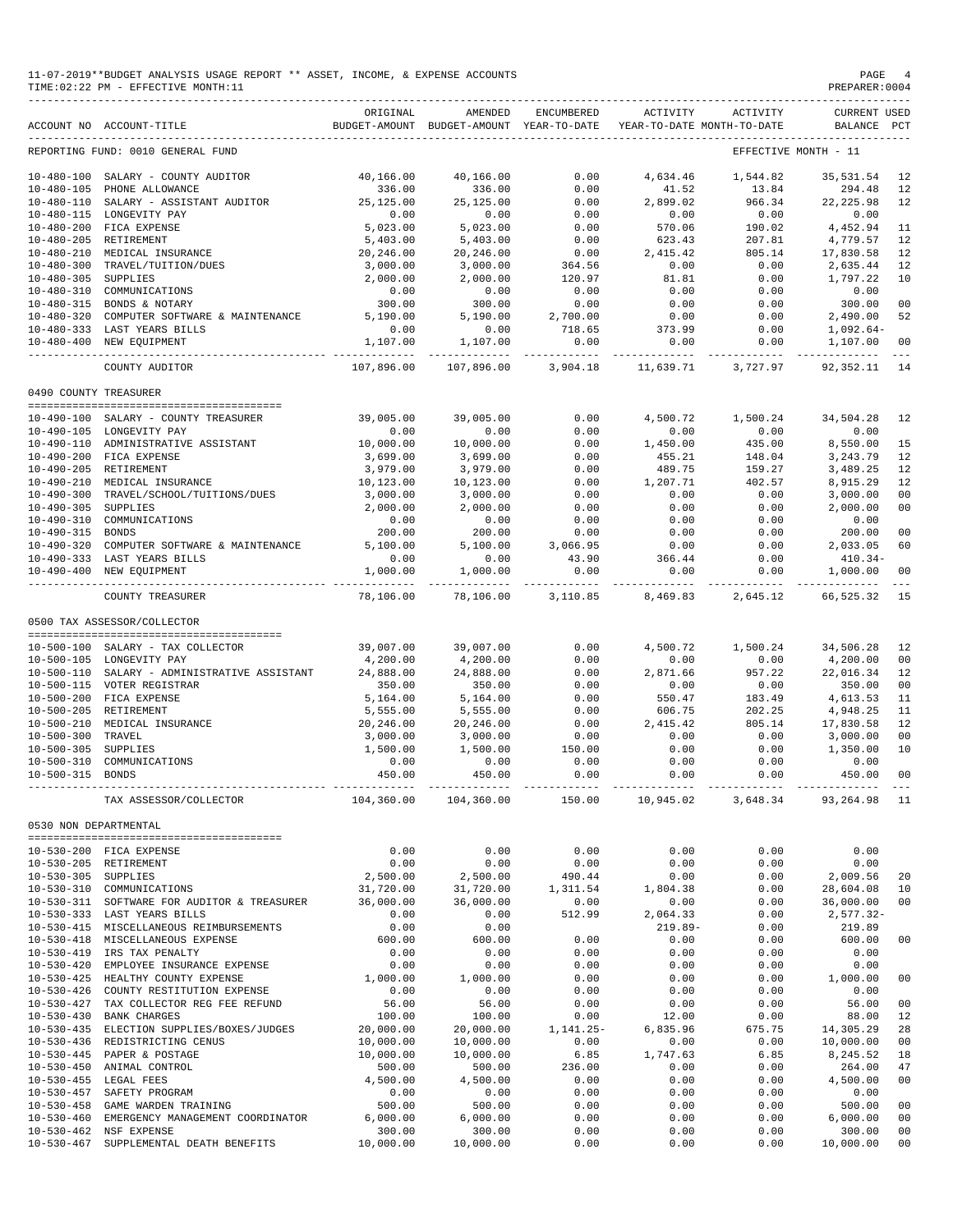11-07-2019**BUDGET ANALYSIS USAGE REPORT ** ASSET, INCOME, & EXPENSE ACCOUNTS
TIME:02:22 PM - EFFECTIVE MONTH:11
PREPARER:0004

REPORTING FUND: 0010 GENERAL FUND — EFFECTIVE MONTH - 11

| ACCOUNT NO | ACCOUNT-TITLE | ORIGINAL BUDGET-AMOUNT | AMENDED BUDGET-AMOUNT | ENCUMBERED YEAR-TO-DATE | ACTIVITY YEAR-TO-DATE | ACTIVITY MONTH-TO-DATE | CURRENT BALANCE | USED PCT |
|---|---|---|---|---|---|---|---|---|
| 10-480-100 | SALARY - COUNTY AUDITOR | 40,166.00 | 40,166.00 | 0.00 | 4,634.46 | 1,544.82 | 35,531.54 | 12 |
| 10-480-105 | PHONE ALLOWANCE | 336.00 | 336.00 | 0.00 | 41.52 | 13.84 | 294.48 | 12 |
| 10-480-110 | SALARY - ASSISTANT AUDITOR | 25,125.00 | 25,125.00 | 0.00 | 2,899.02 | 966.34 | 22,225.98 | 12 |
| 10-480-115 | LONGEVITY PAY | 0.00 | 0.00 | 0.00 | 0.00 | 0.00 | 0.00 | |
| 10-480-200 | FICA EXPENSE | 5,023.00 | 5,023.00 | 0.00 | 570.06 | 190.02 | 4,452.94 | 11 |
| 10-480-205 | RETIREMENT | 5,403.00 | 5,403.00 | 0.00 | 623.43 | 207.81 | 4,779.57 | 12 |
| 10-480-210 | MEDICAL INSURANCE | 20,246.00 | 20,246.00 | 0.00 | 2,415.42 | 805.14 | 17,830.58 | 12 |
| 10-480-300 | TRAVEL/TUITION/DUES | 3,000.00 | 3,000.00 | 364.56 | 0.00 | 0.00 | 2,635.44 | 12 |
| 10-480-305 | SUPPLIES | 2,000.00 | 2,000.00 | 120.97 | 81.81 | 0.00 | 1,797.22 | 10 |
| 10-480-310 | COMMUNICATIONS | 0.00 | 0.00 | 0.00 | 0.00 | 0.00 | 0.00 | |
| 10-480-315 | BONDS & NOTARY | 300.00 | 300.00 | 0.00 | 0.00 | 0.00 | 300.00 | 00 |
| 10-480-320 | COMPUTER SOFTWARE & MAINTENANCE | 5,190.00 | 5,190.00 | 2,700.00 | 0.00 | 0.00 | 2,490.00 | 52 |
| 10-480-333 | LAST YEARS BILLS | 0.00 | 0.00 | 718.65 | 373.99 | 0.00 | 1,092.64- | |
| 10-480-400 | NEW EQUIPMENT | 1,107.00 | 1,107.00 | 0.00 | 0.00 | 0.00 | 1,107.00 | 00 |
| | COUNTY AUDITOR | 107,896.00 | 107,896.00 | 3,904.18 | 11,639.71 | 3,727.97 | 92,352.11 | 14 |

0490 COUNTY TREASURER

| ACCOUNT NO | ACCOUNT-TITLE | ORIGINAL BUDGET-AMOUNT | AMENDED BUDGET-AMOUNT | ENCUMBERED YEAR-TO-DATE | ACTIVITY YEAR-TO-DATE | ACTIVITY MONTH-TO-DATE | CURRENT BALANCE | USED PCT |
|---|---|---|---|---|---|---|---|---|
| 10-490-100 | SALARY - COUNTY TREASURER | 39,005.00 | 39,005.00 | 0.00 | 4,500.72 | 1,500.24 | 34,504.28 | 12 |
| 10-490-105 | LONGEVITY PAY | 0.00 | 0.00 | 0.00 | 0.00 | 0.00 | 0.00 | |
| 10-490-110 | ADMINISTRATIVE ASSISTANT | 10,000.00 | 10,000.00 | 0.00 | 1,450.00 | 435.00 | 8,550.00 | 15 |
| 10-490-200 | FICA EXPENSE | 3,699.00 | 3,699.00 | 0.00 | 455.21 | 148.04 | 3,243.79 | 12 |
| 10-490-205 | RETIREMENT | 3,979.00 | 3,979.00 | 0.00 | 489.75 | 159.27 | 3,489.25 | 12 |
| 10-490-210 | MEDICAL INSURANCE | 10,123.00 | 10,123.00 | 0.00 | 1,207.71 | 402.57 | 8,915.29 | 12 |
| 10-490-300 | TRAVEL/SCHOOL/TUITIONS/DUES | 3,000.00 | 3,000.00 | 0.00 | 0.00 | 0.00 | 3,000.00 | 00 |
| 10-490-305 | SUPPLIES | 2,000.00 | 2,000.00 | 0.00 | 0.00 | 0.00 | 2,000.00 | 00 |
| 10-490-310 | COMMUNICATIONS | 0.00 | 0.00 | 0.00 | 0.00 | 0.00 | 0.00 | |
| 10-490-315 | BONDS | 200.00 | 200.00 | 0.00 | 0.00 | 0.00 | 200.00 | 00 |
| 10-490-320 | COMPUTER SOFTWARE & MAINTENANCE | 5,100.00 | 5,100.00 | 3,066.95 | 0.00 | 0.00 | 2,033.05 | 60 |
| 10-490-333 | LAST YEARS BILLS | 0.00 | 0.00 | 43.90 | 366.44 | 0.00 | 410.34- | |
| 10-490-400 | NEW EQUIPMENT | 1,000.00 | 1,000.00 | 0.00 | 0.00 | 0.00 | 1,000.00 | 00 |
| | COUNTY TREASURER | 78,106.00 | 78,106.00 | 3,110.85 | 8,469.83 | 2,645.12 | 66,525.32 | 15 |

0500 TAX ASSESSOR/COLLECTOR

| ACCOUNT NO | ACCOUNT-TITLE | ORIGINAL BUDGET-AMOUNT | AMENDED BUDGET-AMOUNT | ENCUMBERED YEAR-TO-DATE | ACTIVITY YEAR-TO-DATE | ACTIVITY MONTH-TO-DATE | CURRENT BALANCE | USED PCT |
|---|---|---|---|---|---|---|---|---|
| 10-500-100 | SALARY - TAX COLLECTOR | 39,007.00 | 39,007.00 | 0.00 | 4,500.72 | 1,500.24 | 34,506.28 | 12 |
| 10-500-105 | LONGEVITY PAY | 4,200.00 | 4,200.00 | 0.00 | 0.00 | 0.00 | 4,200.00 | 00 |
| 10-500-110 | SALARY - ADMINISTRATIVE ASSISTANT | 24,888.00 | 24,888.00 | 0.00 | 2,871.66 | 957.22 | 22,016.34 | 12 |
| 10-500-115 | VOTER REGISTRAR | 350.00 | 350.00 | 0.00 | 0.00 | 0.00 | 350.00 | 00 |
| 10-500-200 | FICA EXPENSE | 5,164.00 | 5,164.00 | 0.00 | 550.47 | 183.49 | 4,613.53 | 11 |
| 10-500-205 | RETIREMENT | 5,555.00 | 5,555.00 | 0.00 | 606.75 | 202.25 | 4,948.25 | 11 |
| 10-500-210 | MEDICAL INSURANCE | 20,246.00 | 20,246.00 | 0.00 | 2,415.42 | 805.14 | 17,830.58 | 12 |
| 10-500-300 | TRAVEL | 3,000.00 | 3,000.00 | 0.00 | 0.00 | 0.00 | 3,000.00 | 00 |
| 10-500-305 | SUPPLIES | 1,500.00 | 1,500.00 | 150.00 | 0.00 | 0.00 | 1,350.00 | 10 |
| 10-500-310 | COMMUNICATIONS | 0.00 | 0.00 | 0.00 | 0.00 | 0.00 | 0.00 | |
| 10-500-315 | BONDS | 450.00 | 450.00 | 0.00 | 0.00 | 0.00 | 450.00 | 00 |
| | TAX ASSESSOR/COLLECTOR | 104,360.00 | 104,360.00 | 150.00 | 10,945.02 | 3,648.34 | 93,264.98 | 11 |

0530 NON DEPARTMENTAL

| ACCOUNT NO | ACCOUNT-TITLE | ORIGINAL BUDGET-AMOUNT | AMENDED BUDGET-AMOUNT | ENCUMBERED YEAR-TO-DATE | ACTIVITY YEAR-TO-DATE | ACTIVITY MONTH-TO-DATE | CURRENT BALANCE | USED PCT |
|---|---|---|---|---|---|---|---|---|
| 10-530-200 | FICA EXPENSE | 0.00 | 0.00 | 0.00 | 0.00 | 0.00 | 0.00 | |
| 10-530-205 | RETIREMENT | 0.00 | 0.00 | 0.00 | 0.00 | 0.00 | 0.00 | |
| 10-530-305 | SUPPLIES | 2,500.00 | 2,500.00 | 490.44 | 0.00 | 0.00 | 2,009.56 | 20 |
| 10-530-310 | COMMUNICATIONS | 31,720.00 | 31,720.00 | 1,311.54 | 1,804.38 | 0.00 | 28,604.08 | 10 |
| 10-530-311 | SOFTWARE FOR AUDITOR & TREASURER | 36,000.00 | 36,000.00 | 0.00 | 0.00 | 0.00 | 36,000.00 | 00 |
| 10-530-333 | LAST YEARS BILLS | 0.00 | 0.00 | 512.99 | 2,064.33 | 0.00 | 2,577.32- | |
| 10-530-415 | MISCELLANEOUS REIMBURSEMENTS | 0.00 | 0.00 | | 219.89- | 0.00 | 219.89 | |
| 10-530-418 | MISCELLANEOUS EXPENSE | 600.00 | 600.00 | 0.00 | 0.00 | 0.00 | 600.00 | 00 |
| 10-530-419 | IRS TAX PENALTY | 0.00 | 0.00 | 0.00 | 0.00 | 0.00 | 0.00 | |
| 10-530-420 | EMPLOYEE INSURANCE EXPENSE | 0.00 | 0.00 | 0.00 | 0.00 | 0.00 | 0.00 | |
| 10-530-425 | HEALTHY COUNTY EXPENSE | 1,000.00 | 1,000.00 | 0.00 | 0.00 | 0.00 | 1,000.00 | 00 |
| 10-530-426 | COUNTY RESTITUTION EXPENSE | 0.00 | 0.00 | 0.00 | 0.00 | 0.00 | 0.00 | |
| 10-530-427 | TAX COLLECTOR REG FEE REFUND | 56.00 | 56.00 | 0.00 | 0.00 | 0.00 | 56.00 | 00 |
| 10-530-430 | BANK CHARGES | 100.00 | 100.00 | 0.00 | 12.00 | 0.00 | 88.00 | 12 |
| 10-530-435 | ELECTION SUPPLIES/BOXES/JUDGES | 20,000.00 | 20,000.00 | 1,141.25- | 6,835.96 | 675.75 | 14,305.29 | 28 |
| 10-530-436 | REDISTRICTING CENUS | 10,000.00 | 10,000.00 | 0.00 | 0.00 | 0.00 | 10,000.00 | 00 |
| 10-530-445 | PAPER & POSTAGE | 10,000.00 | 10,000.00 | 6.85 | 1,747.63 | 6.85 | 8,245.52 | 18 |
| 10-530-450 | ANIMAL CONTROL | 500.00 | 500.00 | 236.00 | 0.00 | 0.00 | 264.00 | 47 |
| 10-530-455 | LEGAL FEES | 4,500.00 | 4,500.00 | 0.00 | 0.00 | 0.00 | 4,500.00 | 00 |
| 10-530-457 | SAFETY PROGRAM | 0.00 | 0.00 | 0.00 | 0.00 | 0.00 | 0.00 | |
| 10-530-458 | GAME WARDEN TRAINING | 500.00 | 500.00 | 0.00 | 0.00 | 0.00 | 500.00 | 00 |
| 10-530-460 | EMERGENCY MANAGEMENT COORDINATOR | 6,000.00 | 6,000.00 | 0.00 | 0.00 | 0.00 | 6,000.00 | 00 |
| 10-530-462 | NSF EXPENSE | 300.00 | 300.00 | 0.00 | 0.00 | 0.00 | 300.00 | 00 |
| 10-530-467 | SUPPLEMENTAL DEATH BENEFITS | 10,000.00 | 10,000.00 | 0.00 | 0.00 | 0.00 | 10,000.00 | 00 |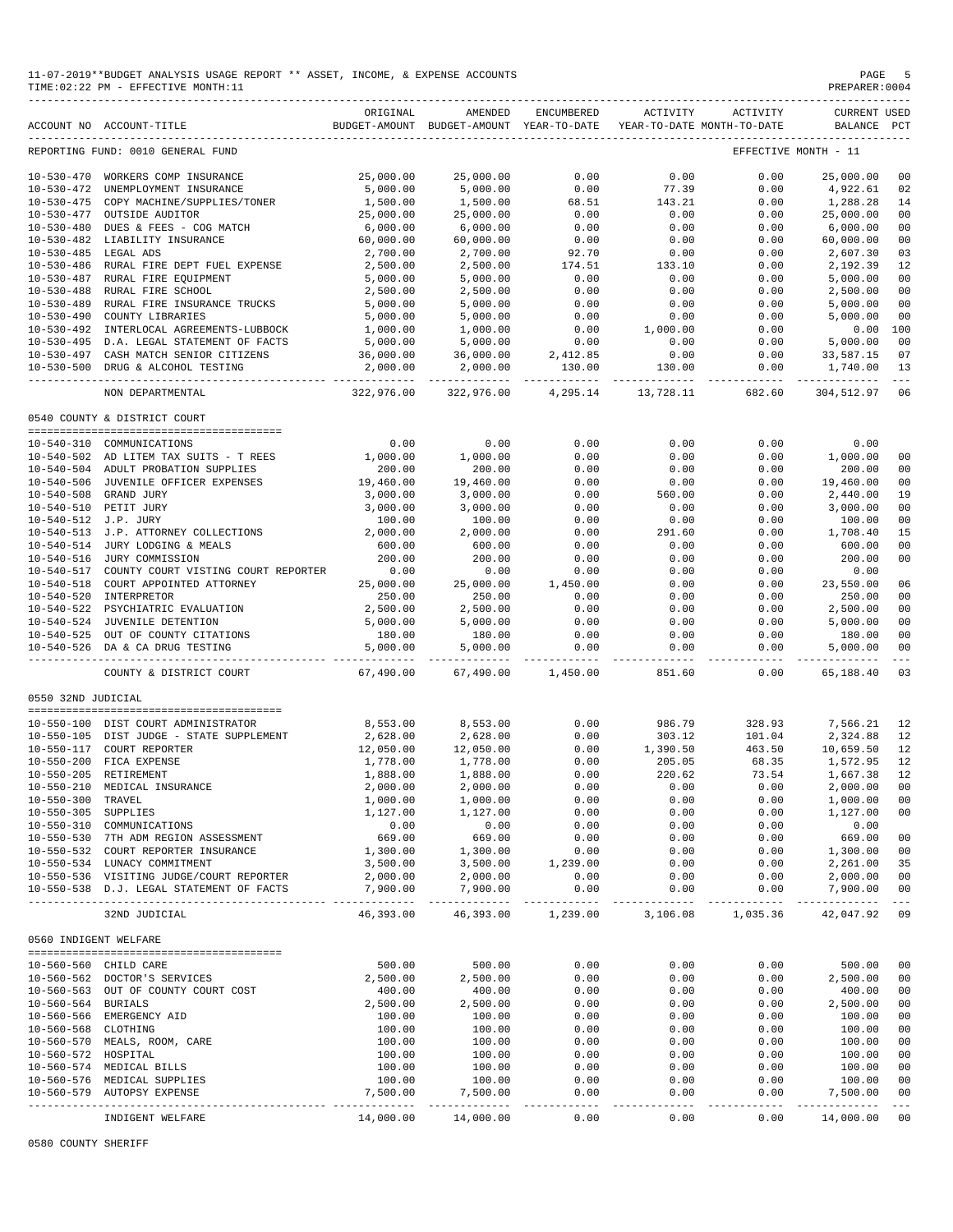11-07-2019**BUDGET ANALYSIS USAGE REPORT ** ASSET, INCOME, & EXPENSE ACCOUNTS
TIME:02:22 PM - EFFECTIVE MONTH:11
PREPARER:0004

| ACCOUNT NO | ACCOUNT-TITLE | ORIGINAL BUDGET-AMOUNT | AMENDED BUDGET-AMOUNT | ENCUMBERED YEAR-TO-DATE | ACTIVITY YEAR-TO-DATE | ACTIVITY MONTH-TO-DATE | CURRENT BALANCE | USED PCT |
|---|---|---|---|---|---|---|---|---|
| REPORTING FUND: 0010 GENERAL FUND | | | | | | EFFECTIVE MONTH - 11 | | |
| 10-530-470 | WORKERS COMP INSURANCE | 25,000.00 | 25,000.00 | 0.00 | 0.00 | 0.00 | 25,000.00 | 00 |
| 10-530-472 | UNEMPLOYMENT INSURANCE | 5,000.00 | 5,000.00 | 0.00 | 77.39 | 0.00 | 4,922.61 | 02 |
| 10-530-475 | COPY MACHINE/SUPPLIES/TONER | 1,500.00 | 1,500.00 | 68.51 | 143.21 | 0.00 | 1,288.28 | 14 |
| 10-530-477 | OUTSIDE AUDITOR | 25,000.00 | 25,000.00 | 0.00 | 0.00 | 0.00 | 25,000.00 | 00 |
| 10-530-480 | DUES & FEES - COG MATCH | 6,000.00 | 6,000.00 | 0.00 | 0.00 | 0.00 | 6,000.00 | 00 |
| 10-530-482 | LIABILITY INSURANCE | 60,000.00 | 60,000.00 | 0.00 | 0.00 | 0.00 | 60,000.00 | 00 |
| 10-530-485 | LEGAL ADS | 2,700.00 | 2,700.00 | 92.70 | 0.00 | 0.00 | 2,607.30 | 03 |
| 10-530-486 | RURAL FIRE DEPT FUEL EXPENSE | 2,500.00 | 2,500.00 | 174.51 | 133.10 | 0.00 | 2,192.39 | 12 |
| 10-530-487 | RURAL FIRE EQUIPMENT | 5,000.00 | 5,000.00 | 0.00 | 0.00 | 0.00 | 5,000.00 | 00 |
| 10-530-488 | RURAL FIRE SCHOOL | 2,500.00 | 2,500.00 | 0.00 | 0.00 | 0.00 | 2,500.00 | 00 |
| 10-530-489 | RURAL FIRE INSURANCE TRUCKS | 5,000.00 | 5,000.00 | 0.00 | 0.00 | 0.00 | 5,000.00 | 00 |
| 10-530-490 | COUNTY LIBRARIES | 5,000.00 | 5,000.00 | 0.00 | 0.00 | 0.00 | 5,000.00 | 00 |
| 10-530-492 | INTERLOCAL AGREEMENTS-LUBBOCK | 1,000.00 | 1,000.00 | 0.00 | 1,000.00 | 0.00 | 0.00 | 100 |
| 10-530-495 | D.A. LEGAL STATEMENT OF FACTS | 5,000.00 | 5,000.00 | 0.00 | 0.00 | 0.00 | 5,000.00 | 00 |
| 10-530-497 | CASH MATCH SENIOR CITIZENS | 36,000.00 | 36,000.00 | 2,412.85 | 0.00 | 0.00 | 33,587.15 | 07 |
| 10-530-500 | DRUG & ALCOHOL TESTING | 2,000.00 | 2,000.00 | 130.00 | 130.00 | 0.00 | 1,740.00 | 13 |
| | NON DEPARTMENTAL | 322,976.00 | 322,976.00 | 4,295.14 | 13,728.11 | 682.60 | 304,512.97 | 06 |
| 0540 COUNTY & DISTRICT COURT | | | | | | | | |
| 10-540-310 | COMMUNICATIONS | 0.00 | 0.00 | 0.00 | 0.00 | 0.00 | 0.00 | |
| 10-540-502 | AD LITEM TAX SUITS - T REES | 1,000.00 | 1,000.00 | 0.00 | 0.00 | 0.00 | 1,000.00 | 00 |
| 10-540-504 | ADULT PROBATION SUPPLIES | 200.00 | 200.00 | 0.00 | 0.00 | 0.00 | 200.00 | 00 |
| 10-540-506 | JUVENILE OFFICER EXPENSES | 19,460.00 | 19,460.00 | 0.00 | 0.00 | 0.00 | 19,460.00 | 00 |
| 10-540-508 | GRAND JURY | 3,000.00 | 3,000.00 | 0.00 | 560.00 | 0.00 | 2,440.00 | 19 |
| 10-540-510 | PETIT JURY | 3,000.00 | 3,000.00 | 0.00 | 0.00 | 0.00 | 3,000.00 | 00 |
| 10-540-512 | J.P. JURY | 100.00 | 100.00 | 0.00 | 0.00 | 0.00 | 100.00 | 00 |
| 10-540-513 | J.P. ATTORNEY COLLECTIONS | 2,000.00 | 2,000.00 | 0.00 | 291.60 | 0.00 | 1,708.40 | 15 |
| 10-540-514 | JURY LODGING & MEALS | 600.00 | 600.00 | 0.00 | 0.00 | 0.00 | 600.00 | 00 |
| 10-540-516 | JURY COMMISSION | 200.00 | 200.00 | 0.00 | 0.00 | 0.00 | 200.00 | 00 |
| 10-540-517 | COUNTY COURT VISTING COURT REPORTER | 0.00 | 0.00 | 0.00 | 0.00 | 0.00 | 0.00 | |
| 10-540-518 | COURT APPOINTED ATTORNEY | 25,000.00 | 25,000.00 | 1,450.00 | 0.00 | 0.00 | 23,550.00 | 06 |
| 10-540-520 | INTERPRETOR | 250.00 | 250.00 | 0.00 | 0.00 | 0.00 | 250.00 | 00 |
| 10-540-522 | PSYCHIATRIC EVALUATION | 2,500.00 | 2,500.00 | 0.00 | 0.00 | 0.00 | 2,500.00 | 00 |
| 10-540-524 | JUVENILE DETENTION | 5,000.00 | 5,000.00 | 0.00 | 0.00 | 0.00 | 5,000.00 | 00 |
| 10-540-525 | OUT OF COUNTY CITATIONS | 180.00 | 180.00 | 0.00 | 0.00 | 0.00 | 180.00 | 00 |
| 10-540-526 | DA & CA DRUG TESTING | 5,000.00 | 5,000.00 | 0.00 | 0.00 | 0.00 | 5,000.00 | 00 |
| | COUNTY & DISTRICT COURT | 67,490.00 | 67,490.00 | 1,450.00 | 851.60 | 0.00 | 65,188.40 | 03 |
| 0550 32ND JUDICIAL | | | | | | | | |
| 10-550-100 | DIST COURT ADMINISTRATOR | 8,553.00 | 8,553.00 | 0.00 | 986.79 | 328.93 | 7,566.21 | 12 |
| 10-550-105 | DIST JUDGE - STATE SUPPLEMENT | 2,628.00 | 2,628.00 | 0.00 | 303.12 | 101.04 | 2,324.88 | 12 |
| 10-550-117 | COURT REPORTER | 12,050.00 | 12,050.00 | 0.00 | 1,390.50 | 463.50 | 10,659.50 | 12 |
| 10-550-200 | FICA EXPENSE | 1,778.00 | 1,778.00 | 0.00 | 205.05 | 68.35 | 1,572.95 | 12 |
| 10-550-205 | RETIREMENT | 1,888.00 | 1,888.00 | 0.00 | 220.62 | 73.54 | 1,667.38 | 12 |
| 10-550-210 | MEDICAL INSURANCE | 2,000.00 | 2,000.00 | 0.00 | 0.00 | 0.00 | 2,000.00 | 00 |
| 10-550-300 | TRAVEL | 1,000.00 | 1,000.00 | 0.00 | 0.00 | 0.00 | 1,000.00 | 00 |
| 10-550-305 | SUPPLIES | 1,127.00 | 1,127.00 | 0.00 | 0.00 | 0.00 | 1,127.00 | 00 |
| 10-550-310 | COMMUNICATIONS | 0.00 | 0.00 | 0.00 | 0.00 | 0.00 | 0.00 | |
| 10-550-530 | 7TH ADM REGION ASSESSMENT | 669.00 | 669.00 | 0.00 | 0.00 | 0.00 | 669.00 | 00 |
| 10-550-532 | COURT REPORTER INSURANCE | 1,300.00 | 1,300.00 | 0.00 | 0.00 | 0.00 | 1,300.00 | 00 |
| 10-550-534 | LUNACY COMMITMENT | 3,500.00 | 3,500.00 | 1,239.00 | 0.00 | 0.00 | 2,261.00 | 35 |
| 10-550-536 | VISITING JUDGE/COURT REPORTER | 2,000.00 | 2,000.00 | 0.00 | 0.00 | 0.00 | 2,000.00 | 00 |
| 10-550-538 | D.J. LEGAL STATEMENT OF FACTS | 7,900.00 | 7,900.00 | 0.00 | 0.00 | 0.00 | 7,900.00 | 00 |
| | 32ND JUDICIAL | 46,393.00 | 46,393.00 | 1,239.00 | 3,106.08 | 1,035.36 | 42,047.92 | 09 |
| 0560 INDIGENT WELFARE | | | | | | | | |
| 10-560-560 | CHILD CARE | 500.00 | 500.00 | 0.00 | 0.00 | 0.00 | 500.00 | 00 |
| 10-560-562 | DOCTOR'S SERVICES | 2,500.00 | 2,500.00 | 0.00 | 0.00 | 0.00 | 2,500.00 | 00 |
| 10-560-563 | OUT OF COUNTY COURT COST | 400.00 | 400.00 | 0.00 | 0.00 | 0.00 | 400.00 | 00 |
| 10-560-564 | BURIALS | 2,500.00 | 2,500.00 | 0.00 | 0.00 | 0.00 | 2,500.00 | 00 |
| 10-560-566 | EMERGENCY AID | 100.00 | 100.00 | 0.00 | 0.00 | 0.00 | 100.00 | 00 |
| 10-560-568 | CLOTHING | 100.00 | 100.00 | 0.00 | 0.00 | 0.00 | 100.00 | 00 |
| 10-560-570 | MEALS, ROOM, CARE | 100.00 | 100.00 | 0.00 | 0.00 | 0.00 | 100.00 | 00 |
| 10-560-572 | HOSPITAL | 100.00 | 100.00 | 0.00 | 0.00 | 0.00 | 100.00 | 00 |
| 10-560-574 | MEDICAL BILLS | 100.00 | 100.00 | 0.00 | 0.00 | 0.00 | 100.00 | 00 |
| 10-560-576 | MEDICAL SUPPLIES | 100.00 | 100.00 | 0.00 | 0.00 | 0.00 | 100.00 | 00 |
| 10-560-579 | AUTOPSY EXPENSE | 7,500.00 | 7,500.00 | 0.00 | 0.00 | 0.00 | 7,500.00 | 00 |
| | INDIGENT WELFARE | 14,000.00 | 14,000.00 | 0.00 | 0.00 | 0.00 | 14,000.00 | 00 |

0580 COUNTY SHERIFF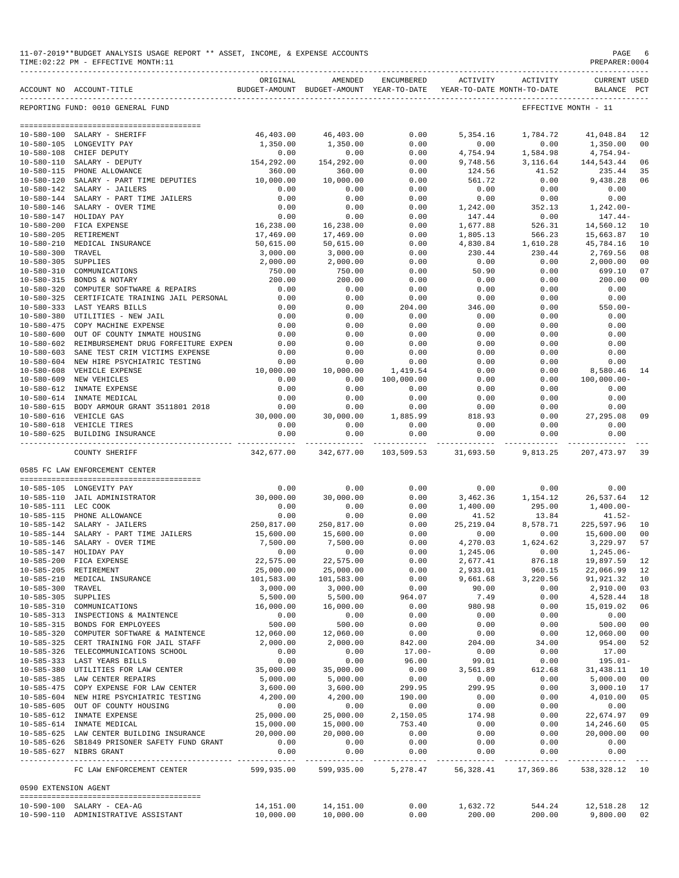11-07-2019**BUDGET ANALYSIS USAGE REPORT ** ASSET, INCOME, & EXPENSE ACCOUNTS
TIME:02:22 PM - EFFECTIVE MONTH:11

PREPARER:0004

REPORTING FUND: 0010 GENERAL FUND — EFFECTIVE MONTH - 11

| ACCOUNT NO | ACCOUNT-TITLE | ORIGINAL BUDGET-AMOUNT | AMENDED BUDGET-AMOUNT | ENCUMBERED YEAR-TO-DATE | ACTIVITY YEAR-TO-DATE | ACTIVITY MONTH-TO-DATE | CURRENT BALANCE | USED PCT |
|---|---|---|---|---|---|---|---|---|
| 10-580-100 | SALARY - SHERIFF | 46,403.00 | 46,403.00 | 0.00 | 5,354.16 | 1,784.72 | 41,048.84 | 12 |
| 10-580-105 | LONGEVITY PAY | 1,350.00 | 1,350.00 | 0.00 | 0.00 | 0.00 | 1,350.00 | 00 |
| 10-580-108 | CHIEF DEPUTY | 0.00 | 0.00 | 0.00 | 4,754.94 | 1,584.98 | 4,754.94- | |
| 10-580-110 | SALARY - DEPUTY | 154,292.00 | 154,292.00 | 0.00 | 9,748.56 | 3,116.64 | 144,543.44 | 06 |
| 10-580-115 | PHONE ALLOWANCE | 360.00 | 360.00 | 0.00 | 124.56 | 41.52 | 235.44 | 35 |
| 10-580-120 | SALARY - PART TIME DEPUTIES | 10,000.00 | 10,000.00 | 0.00 | 561.72 | 0.00 | 9,438.28 | 06 |
| 10-580-142 | SALARY - JAILERS | 0.00 | 0.00 | 0.00 | 0.00 | 0.00 | 0.00 | |
| 10-580-144 | SALARY - PART TIME JAILERS | 0.00 | 0.00 | 0.00 | 0.00 | 0.00 | 0.00 | |
| 10-580-146 | SALARY - OVER TIME | 0.00 | 0.00 | 0.00 | 1,242.00 | 352.13 | 1,242.00- | |
| 10-580-147 | HOLIDAY PAY | 0.00 | 0.00 | 0.00 | 147.44 | 0.00 | 147.44- | |
| 10-580-200 | FICA EXPENSE | 16,238.00 | 16,238.00 | 0.00 | 1,677.88 | 526.31 | 14,560.12 | 10 |
| 10-580-205 | RETIREMENT | 17,469.00 | 17,469.00 | 0.00 | 1,805.13 | 566.23 | 15,663.87 | 10 |
| 10-580-210 | MEDICAL INSURANCE | 50,615.00 | 50,615.00 | 0.00 | 4,830.84 | 1,610.28 | 45,784.16 | 10 |
| 10-580-300 | TRAVEL | 3,000.00 | 3,000.00 | 0.00 | 230.44 | 230.44 | 2,769.56 | 08 |
| 10-580-305 | SUPPLIES | 2,000.00 | 2,000.00 | 0.00 | 0.00 | 0.00 | 2,000.00 | 00 |
| 10-580-310 | COMMUNICATIONS | 750.00 | 750.00 | 0.00 | 50.90 | 0.00 | 699.10 | 07 |
| 10-580-315 | BONDS & NOTARY | 200.00 | 200.00 | 0.00 | 0.00 | 0.00 | 200.00 | 00 |
| 10-580-320 | COMPUTER SOFTWARE & REPAIRS | 0.00 | 0.00 | 0.00 | 0.00 | 0.00 | 0.00 | |
| 10-580-325 | CERTIFICATE TRAINING JAIL PERSONAL | 0.00 | 0.00 | 0.00 | 0.00 | 0.00 | 0.00 | |
| 10-580-333 | LAST YEARS BILLS | 0.00 | 0.00 | 204.00 | 346.00 | 0.00 | 550.00- | |
| 10-580-380 | UTILITIES - NEW JAIL | 0.00 | 0.00 | 0.00 | 0.00 | 0.00 | 0.00 | |
| 10-580-475 | COPY MACHINE EXPENSE | 0.00 | 0.00 | 0.00 | 0.00 | 0.00 | 0.00 | |
| 10-580-600 | OUT OF COUNTY INMATE HOUSING | 0.00 | 0.00 | 0.00 | 0.00 | 0.00 | 0.00 | |
| 10-580-602 | REIMBURSEMENT DRUG FORFEITURE EXPEN | 0.00 | 0.00 | 0.00 | 0.00 | 0.00 | 0.00 | |
| 10-580-603 | SANE TEST CRIM VICTIMS EXPENSE | 0.00 | 0.00 | 0.00 | 0.00 | 0.00 | 0.00 | |
| 10-580-604 | NEW HIRE PSYCHIATRIC TESTING | 0.00 | 0.00 | 0.00 | 0.00 | 0.00 | 0.00 | |
| 10-580-608 | VEHICLE EXPENSE | 10,000.00 | 10,000.00 | 1,419.54 | 0.00 | 0.00 | 8,580.46 | 14 |
| 10-580-609 | NEW VEHICLES | 0.00 | 0.00 | 100,000.00 | 0.00 | 0.00 | 100,000.00- | |
| 10-580-612 | INMATE EXPENSE | 0.00 | 0.00 | 0.00 | 0.00 | 0.00 | 0.00 | |
| 10-580-614 | INMATE MEDICAL | 0.00 | 0.00 | 0.00 | 0.00 | 0.00 | 0.00 | |
| 10-580-615 | BODY ARMOUR GRANT 3511801 2018 | 0.00 | 0.00 | 0.00 | 0.00 | 0.00 | 0.00 | |
| 10-580-616 | VEHICLE GAS | 30,000.00 | 30,000.00 | 1,885.99 | 818.93 | 0.00 | 27,295.08 | 09 |
| 10-580-618 | VEHICLE TIRES | 0.00 | 0.00 | 0.00 | 0.00 | 0.00 | 0.00 | |
| 10-580-625 | BUILDING INSURANCE | 0.00 | 0.00 | 0.00 | 0.00 | 0.00 | 0.00 | |
| | COUNTY SHERIFF | 342,677.00 | 342,677.00 | 103,509.53 | 31,693.50 | 9,813.25 | 207,473.97 | 39 |

0585 FC LAW ENFORCEMENT CENTER

| ACCOUNT NO | ACCOUNT-TITLE | ORIGINAL BUDGET-AMOUNT | AMENDED BUDGET-AMOUNT | ENCUMBERED YEAR-TO-DATE | ACTIVITY YEAR-TO-DATE | ACTIVITY MONTH-TO-DATE | CURRENT BALANCE | USED PCT |
|---|---|---|---|---|---|---|---|---|
| 10-585-105 | LONGEVITY PAY | 0.00 | 0.00 | 0.00 | 0.00 | 0.00 | 0.00 | |
| 10-585-110 | JAIL ADMINISTRATOR | 30,000.00 | 30,000.00 | 0.00 | 3,462.36 | 1,154.12 | 26,537.64 | 12 |
| 10-585-111 | LEC COOK | 0.00 | 0.00 | 0.00 | 1,400.00 | 295.00 | 1,400.00- | |
| 10-585-115 | PHONE ALLOWANCE | 0.00 | 0.00 | 0.00 | 41.52 | 13.84 | 41.52- | |
| 10-585-142 | SALARY - JAILERS | 250,817.00 | 250,817.00 | 0.00 | 25,219.04 | 8,578.71 | 225,597.96 | 10 |
| 10-585-144 | SALARY - PART TIME JAILERS | 15,600.00 | 15,600.00 | 0.00 | 0.00 | 0.00 | 15,600.00 | 00 |
| 10-585-146 | SALARY - OVER TIME | 7,500.00 | 7,500.00 | 0.00 | 4,270.03 | 1,624.62 | 3,229.97 | 57 |
| 10-585-147 | HOLIDAY PAY | 0.00 | 0.00 | 0.00 | 1,245.06 | 0.00 | 1,245.06- | |
| 10-585-200 | FICA EXPENSE | 22,575.00 | 22,575.00 | 0.00 | 2,677.41 | 876.18 | 19,897.59 | 12 |
| 10-585-205 | RETIREMENT | 25,000.00 | 25,000.00 | 0.00 | 2,933.01 | 960.15 | 22,066.99 | 12 |
| 10-585-210 | MEDICAL INSURANCE | 101,583.00 | 101,583.00 | 0.00 | 9,661.68 | 3,220.56 | 91,921.32 | 10 |
| 10-585-300 | TRAVEL | 3,000.00 | 3,000.00 | 0.00 | 90.00 | 0.00 | 2,910.00 | 03 |
| 10-585-305 | SUPPLIES | 5,500.00 | 5,500.00 | 964.07 | 7.49 | 0.00 | 4,528.44 | 18 |
| 10-585-310 | COMMUNICATIONS | 16,000.00 | 16,000.00 | 0.00 | 980.98 | 0.00 | 15,019.02 | 06 |
| 10-585-313 | INSPECTIONS & MAINTENCE | 0.00 | 0.00 | 0.00 | 0.00 | 0.00 | 0.00 | |
| 10-585-315 | BONDS FOR EMPLOYEES | 500.00 | 500.00 | 0.00 | 0.00 | 0.00 | 500.00 | 00 |
| 10-585-320 | COMPUTER SOFTWARE & MAINTENCE | 12,060.00 | 12,060.00 | 0.00 | 0.00 | 0.00 | 12,060.00 | 00 |
| 10-585-325 | CERT TRAINING FOR JAIL STAFF | 2,000.00 | 2,000.00 | 842.00 | 204.00 | 34.00 | 954.00 | 52 |
| 10-585-326 | TELECOMMUNICATIONS SCHOOL | 0.00 | 0.00 | 17.00- | 0.00 | 0.00 | 17.00 | |
| 10-585-333 | LAST YEARS BILLS | 0.00 | 0.00 | 96.00 | 99.01 | 0.00 | 195.01- | |
| 10-585-380 | UTILITIES FOR LAW CENTER | 35,000.00 | 35,000.00 | 0.00 | 3,561.89 | 612.68 | 31,438.11 | 10 |
| 10-585-385 | LAW CENTER REPAIRS | 5,000.00 | 5,000.00 | 0.00 | 0.00 | 0.00 | 5,000.00 | 00 |
| 10-585-475 | COPY EXPENSE FOR LAW CENTER | 3,600.00 | 3,600.00 | 299.95 | 299.95 | 0.00 | 3,000.10 | 17 |
| 10-585-604 | NEW HIRE PSYCHIATRIC TESTING | 4,200.00 | 4,200.00 | 190.00 | 0.00 | 0.00 | 4,010.00 | 05 |
| 10-585-605 | OUT OF COUNTY HOUSING | 0.00 | 0.00 | 0.00 | 0.00 | 0.00 | 0.00 | |
| 10-585-612 | INMATE EXPENSE | 25,000.00 | 25,000.00 | 2,150.05 | 174.98 | 0.00 | 22,674.97 | 09 |
| 10-585-614 | INMATE MEDICAL | 15,000.00 | 15,000.00 | 753.40 | 0.00 | 0.00 | 14,246.60 | 05 |
| 10-585-625 | LAW CENTER BUILDING INSURANCE | 20,000.00 | 20,000.00 | 0.00 | 0.00 | 0.00 | 20,000.00 | 00 |
| 10-585-626 | SB1849 PRISONER SAFETY FUND GRANT | 0.00 | 0.00 | 0.00 | 0.00 | 0.00 | 0.00 | |
| 10-585-627 | NIBRS GRANT | 0.00 | 0.00 | 0.00 | 0.00 | 0.00 | 0.00 | |
| | FC LAW ENFORCEMENT CENTER | 599,935.00 | 599,935.00 | 5,278.47 | 56,328.41 | 17,369.86 | 538,328.12 | 10 |

0590 EXTENSION AGENT

| ACCOUNT NO | ACCOUNT-TITLE | ORIGINAL BUDGET-AMOUNT | AMENDED BUDGET-AMOUNT | ENCUMBERED YEAR-TO-DATE | ACTIVITY YEAR-TO-DATE | ACTIVITY MONTH-TO-DATE | CURRENT BALANCE | USED PCT |
|---|---|---|---|---|---|---|---|---|
| 10-590-100 | SALARY - CEA-AG | 14,151.00 | 14,151.00 | 0.00 | 1,632.72 | 544.24 | 12,518.28 | 12 |
| 10-590-110 | ADMINISTRATIVE ASSISTANT | 10,000.00 | 10,000.00 | 0.00 | 200.00 | 200.00 | 9,800.00 | 02 |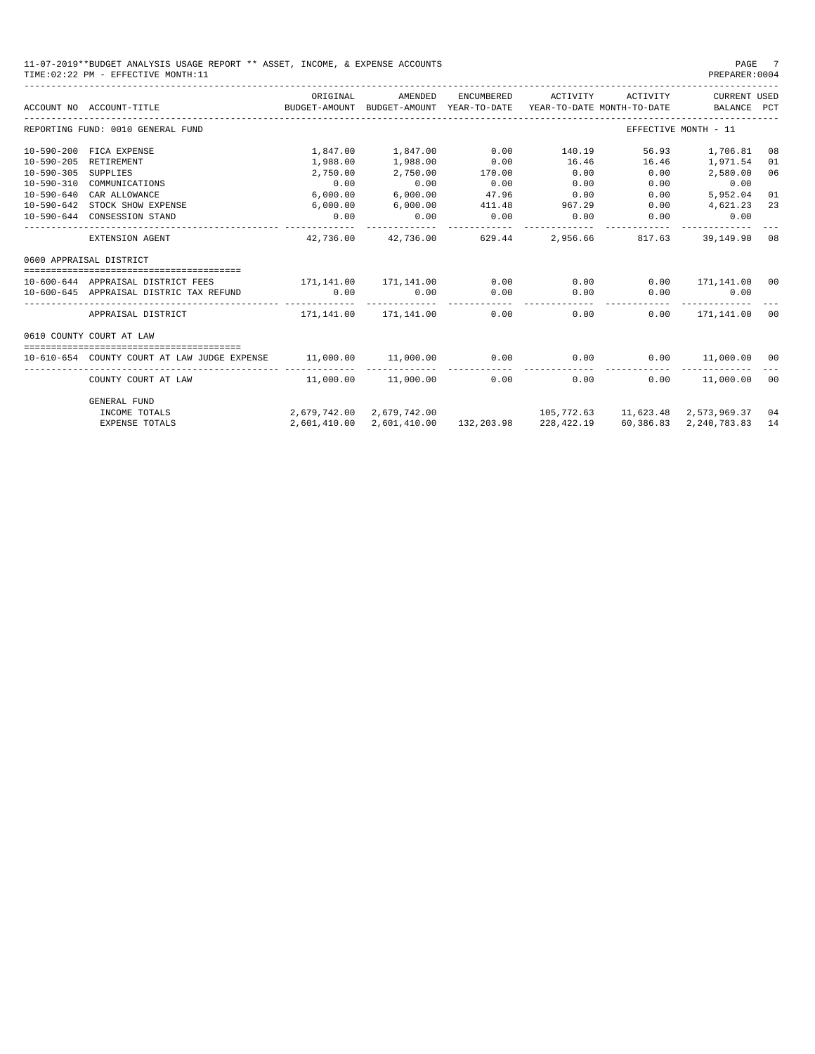11-07-2019**BUDGET ANALYSIS USAGE REPORT ** ASSET, INCOME, & EXPENSE ACCOUNTS
TIME:02:22 PM - EFFECTIVE MONTH:11

PREPARER:0004

| ACCOUNT NO | ACCOUNT-TITLE | ORIGINAL BUDGET-AMOUNT | AMENDED BUDGET-AMOUNT | ENCUMBERED YEAR-TO-DATE | ACTIVITY YEAR-TO-DATE | ACTIVITY MONTH-TO-DATE | CURRENT BALANCE | USED PCT |
|---|---|---|---|---|---|---|---|---|
| REPORTING FUND: 0010 GENERAL FUND | | | | | | EFFECTIVE MONTH - 11 | | |
| 10-590-200 | FICA EXPENSE | 1,847.00 | 1,847.00 | 0.00 | 140.19 | 56.93 | 1,706.81 | 08 |
| 10-590-205 | RETIREMENT | 1,988.00 | 1,988.00 | 0.00 | 16.46 | 16.46 | 1,971.54 | 01 |
| 10-590-305 | SUPPLIES | 2,750.00 | 2,750.00 | 170.00 | 0.00 | 0.00 | 2,580.00 | 06 |
| 10-590-310 | COMMUNICATIONS | 0.00 | 0.00 | 0.00 | 0.00 | 0.00 | 0.00 | |
| 10-590-640 | CAR ALLOWANCE | 6,000.00 | 6,000.00 | 47.96 | 0.00 | 0.00 | 5,952.04 | 01 |
| 10-590-642 | STOCK SHOW EXPENSE | 6,000.00 | 6,000.00 | 411.48 | 967.29 | 0.00 | 4,621.23 | 23 |
| 10-590-644 | CONSESSION STAND | 0.00 | 0.00 | 0.00 | 0.00 | 0.00 | 0.00 | |
| | EXTENSION AGENT | 42,736.00 | 42,736.00 | 629.44 | 2,956.66 | 817.63 | 39,149.90 | 08 |
| 0600 APPRAISAL DISTRICT | | | | | | | | |
| 10-600-644 | APPRAISAL DISTRICT FEES | 171,141.00 | 171,141.00 | 0.00 | 0.00 | 0.00 | 171,141.00 | 00 |
| 10-600-645 | APPRAISAL DISTRIC TAX REFUND | 0.00 | 0.00 | 0.00 | 0.00 | 0.00 | 0.00 | |
| | APPRAISAL DISTRICT | 171,141.00 | 171,141.00 | 0.00 | 0.00 | 0.00 | 171,141.00 | 00 |
| 0610 COUNTY COURT AT LAW | | | | | | | | |
| 10-610-654 | COUNTY COURT AT LAW JUDGE EXPENSE | 11,000.00 | 11,000.00 | 0.00 | 0.00 | 0.00 | 11,000.00 | 00 |
| | COUNTY COURT AT LAW | 11,000.00 | 11,000.00 | 0.00 | 0.00 | 0.00 | 11,000.00 | 00 |
| | GENERAL FUND | | | | | | | |
| | INCOME TOTALS | 2,679,742.00 | 2,679,742.00 | | 105,772.63 | 11,623.48 | 2,573,969.37 | 04 |
| | EXPENSE TOTALS | 2,601,410.00 | 2,601,410.00 | 132,203.98 | 228,422.19 | 60,386.83 | 2,240,783.83 | 14 |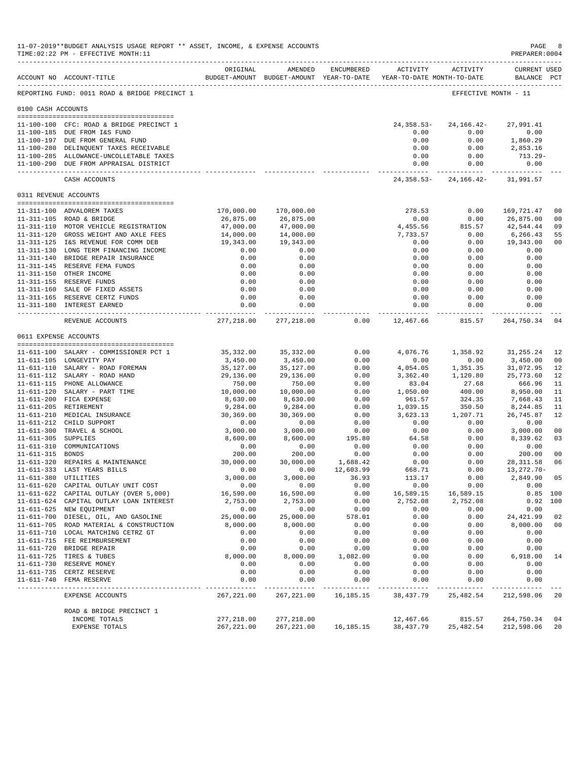11-07-2019**BUDGET ANALYSIS USAGE REPORT ** ASSET, INCOME, & EXPENSE ACCOUNTS
TIME:02:22 PM - EFFECTIVE MONTH:11
PREPARER:0004

REPORTING FUND: 0011 ROAD & BRIDGE PRECINCT 1 — EFFECTIVE MONTH - 11

| ACCOUNT NO | ACCOUNT-TITLE | ORIGINAL BUDGET-AMOUNT | AMENDED BUDGET-AMOUNT | ENCUMBERED YEAR-TO-DATE | ACTIVITY YEAR-TO-DATE | ACTIVITY MONTH-TO-DATE | CURRENT BALANCE | USED PCT |
|---|---|---|---|---|---|---|---|---|
| **0100 CASH ACCOUNTS** | | | | | | | | |
| 11-100-100 | CFC: ROAD & BRIDGE PRECINCT 1 | | | | 24,358.53- | 24,166.42- | 27,991.41 | |
| 11-100-185 | DUE FROM I&S FUND | | | | 0.00 | 0.00 | 0.00 | |
| 11-100-197 | DUE FROM GENERAL FUND | | | | 0.00 | 0.00 | 1,860.29 | |
| 11-100-280 | DELINQUENT TAXES RECEIVABLE | | | | 0.00 | 0.00 | 2,853.16 | |
| 11-100-285 | ALLOWANCE-UNCOLLETABLE TAXES | | | | 0.00 | 0.00 | 713.29- | |
| 11-100-290 | DUE FROM APPRAISAL DISTRICT | | | | 0.00 | 0.00 | 0.00 | |
| | CASH ACCOUNTS | | | | 24,358.53- | 24,166.42- | 31,991.57 | |
| **0311 REVENUE ACCOUNTS** | | | | | | | | |
| 11-311-100 | ADVALOREM TAXES | 170,000.00 | 170,000.00 | | 278.53 | 0.00 | 169,721.47 | 00 |
| 11-311-105 | ROAD & BRIDGE | 26,875.00 | 26,875.00 | | 0.00 | 0.00 | 26,875.00 | 00 |
| 11-311-110 | MOTOR VEHICLE REGISTRATION | 47,000.00 | 47,000.00 | | 4,455.56 | 815.57 | 42,544.44 | 09 |
| 11-311-120 | GROSS WEIGHT AND AXLE FEES | 14,000.00 | 14,000.00 | | 7,733.57 | 0.00 | 6,266.43 | 55 |
| 11-311-125 | I&S REVENUE FOR COMM DEB | 19,343.00 | 19,343.00 | | 0.00 | 0.00 | 19,343.00 | 00 |
| 11-311-130 | LONG TERM FINANCING INCOME | 0.00 | 0.00 | | 0.00 | 0.00 | 0.00 | |
| 11-311-140 | BRIDGE REPAIR INSURANCE | 0.00 | 0.00 | | 0.00 | 0.00 | 0.00 | |
| 11-311-145 | RESERVE FEMA FUNDS | 0.00 | 0.00 | | 0.00 | 0.00 | 0.00 | |
| 11-311-150 | OTHER INCOME | 0.00 | 0.00 | | 0.00 | 0.00 | 0.00 | |
| 11-311-155 | RESERVE FUNDS | 0.00 | 0.00 | | 0.00 | 0.00 | 0.00 | |
| 11-311-160 | SALE OF FIXED ASSETS | 0.00 | 0.00 | | 0.00 | 0.00 | 0.00 | |
| 11-311-165 | RESERVE CERTZ FUNDS | 0.00 | 0.00 | | 0.00 | 0.00 | 0.00 | |
| 11-311-180 | INTEREST EARNED | 0.00 | 0.00 | | 0.00 | 0.00 | 0.00 | |
| | REVENUE ACCOUNTS | 277,218.00 | 277,218.00 | 0.00 | 12,467.66 | 815.57 | 264,750.34 | 04 |
| **0611 EXPENSE ACCOUNTS** | | | | | | | | |
| 11-611-100 | SALARY - COMMISSIONER PCT 1 | 35,332.00 | 35,332.00 | 0.00 | 4,076.76 | 1,358.92 | 31,255.24 | 12 |
| 11-611-105 | LONGEVITY PAY | 3,450.00 | 3,450.00 | 0.00 | 0.00 | 0.00 | 3,450.00 | 00 |
| 11-611-110 | SALARY - ROAD FOREMAN | 35,127.00 | 35,127.00 | 0.00 | 4,054.05 | 1,351.35 | 31,072.95 | 12 |
| 11-611-112 | SALARY - ROAD HAND | 29,136.00 | 29,136.00 | 0.00 | 3,362.40 | 1,120.80 | 25,773.60 | 12 |
| 11-611-115 | PHONE ALLOWANCE | 750.00 | 750.00 | 0.00 | 83.04 | 27.68 | 666.96 | 11 |
| 11-611-120 | SALARY - PART TIME | 10,000.00 | 10,000.00 | 0.00 | 1,050.00 | 400.00 | 8,950.00 | 11 |
| 11-611-200 | FICA EXPENSE | 8,630.00 | 8,630.00 | 0.00 | 961.57 | 324.35 | 7,668.43 | 11 |
| 11-611-205 | RETIREMENT | 9,284.00 | 9,284.00 | 0.00 | 1,039.15 | 350.50 | 8,244.85 | 11 |
| 11-611-210 | MEDICAL INSURANCE | 30,369.00 | 30,369.00 | 0.00 | 3,623.13 | 1,207.71 | 26,745.87 | 12 |
| 11-611-212 | CHILD SUPPORT | 0.00 | 0.00 | 0.00 | 0.00 | 0.00 | 0.00 | |
| 11-611-300 | TRAVEL & SCHOOL | 3,000.00 | 3,000.00 | 0.00 | 0.00 | 0.00 | 3,000.00 | 00 |
| 11-611-305 | SUPPLIES | 8,600.00 | 8,600.00 | 195.80 | 64.58 | 0.00 | 8,339.62 | 03 |
| 11-611-310 | COMMUNICATIONS | 0.00 | 0.00 | 0.00 | 0.00 | 0.00 | 0.00 | |
| 11-611-315 | BONDS | 200.00 | 200.00 | 0.00 | 0.00 | 0.00 | 200.00 | 00 |
| 11-611-320 | REPAIRS & MAINTENANCE | 30,000.00 | 30,000.00 | 1,688.42 | 0.00 | 0.00 | 28,311.58 | 06 |
| 11-611-333 | LAST YEARS BILLS | 0.00 | 0.00 | 12,603.99 | 668.71 | 0.00 | 13,272.70- | |
| 11-611-380 | UTILITIES | 3,000.00 | 3,000.00 | 36.93 | 113.17 | 0.00 | 2,849.90 | 05 |
| 11-611-620 | CAPITAL OUTLAY UNIT COST | 0.00 | 0.00 | 0.00 | 0.00 | 0.00 | 0.00 | |
| 11-611-622 | CAPITAL OUTLAY (OVER 5,000) | 16,590.00 | 16,590.00 | 0.00 | 16,589.15 | 16,589.15 | 0.85 | 100 |
| 11-611-624 | CAPITAL OUTLAY LOAN INTEREST | 2,753.00 | 2,753.00 | 0.00 | 2,752.08 | 2,752.08 | 0.92 | 100 |
| 11-611-625 | NEW EQUIPMENT | 0.00 | 0.00 | 0.00 | 0.00 | 0.00 | 0.00 | |
| 11-611-700 | DIESEL, OIL, AND GASOLINE | 25,000.00 | 25,000.00 | 578.01 | 0.00 | 0.00 | 24,421.99 | 02 |
| 11-611-705 | ROAD MATERIAL & CONSTRUCTION | 8,000.00 | 8,000.00 | 0.00 | 0.00 | 0.00 | 8,000.00 | 00 |
| 11-611-710 | LOCAL MATCHING CETRZ GT | 0.00 | 0.00 | 0.00 | 0.00 | 0.00 | 0.00 | |
| 11-611-715 | FEE REIMBURSEMENT | 0.00 | 0.00 | 0.00 | 0.00 | 0.00 | 0.00 | |
| 11-611-720 | BRIDGE REPAIR | 0.00 | 0.00 | 0.00 | 0.00 | 0.00 | 0.00 | |
| 11-611-725 | TIRES & TUBES | 8,000.00 | 8,000.00 | 1,082.00 | 0.00 | 0.00 | 6,918.00 | 14 |
| 11-611-730 | RESERVE MONEY | 0.00 | 0.00 | 0.00 | 0.00 | 0.00 | 0.00 | |
| 11-611-735 | CERTZ RESERVE | 0.00 | 0.00 | 0.00 | 0.00 | 0.00 | 0.00 | |
| 11-611-740 | FEMA RESERVE | 0.00 | 0.00 | 0.00 | 0.00 | 0.00 | 0.00 | |
| | EXPENSE ACCOUNTS | 267,221.00 | 267,221.00 | 16,185.15 | 38,437.79 | 25,482.54 | 212,598.06 | 20 |
| | ROAD & BRIDGE PRECINCT 1 | | | | | | | |
| | INCOME TOTALS | 277,218.00 | 277,218.00 | | 12,467.66 | 815.57 | 264,750.34 | 04 |
| | EXPENSE TOTALS | 267,221.00 | 267,221.00 | 16,185.15 | 38,437.79 | 25,482.54 | 212,598.06 | 20 |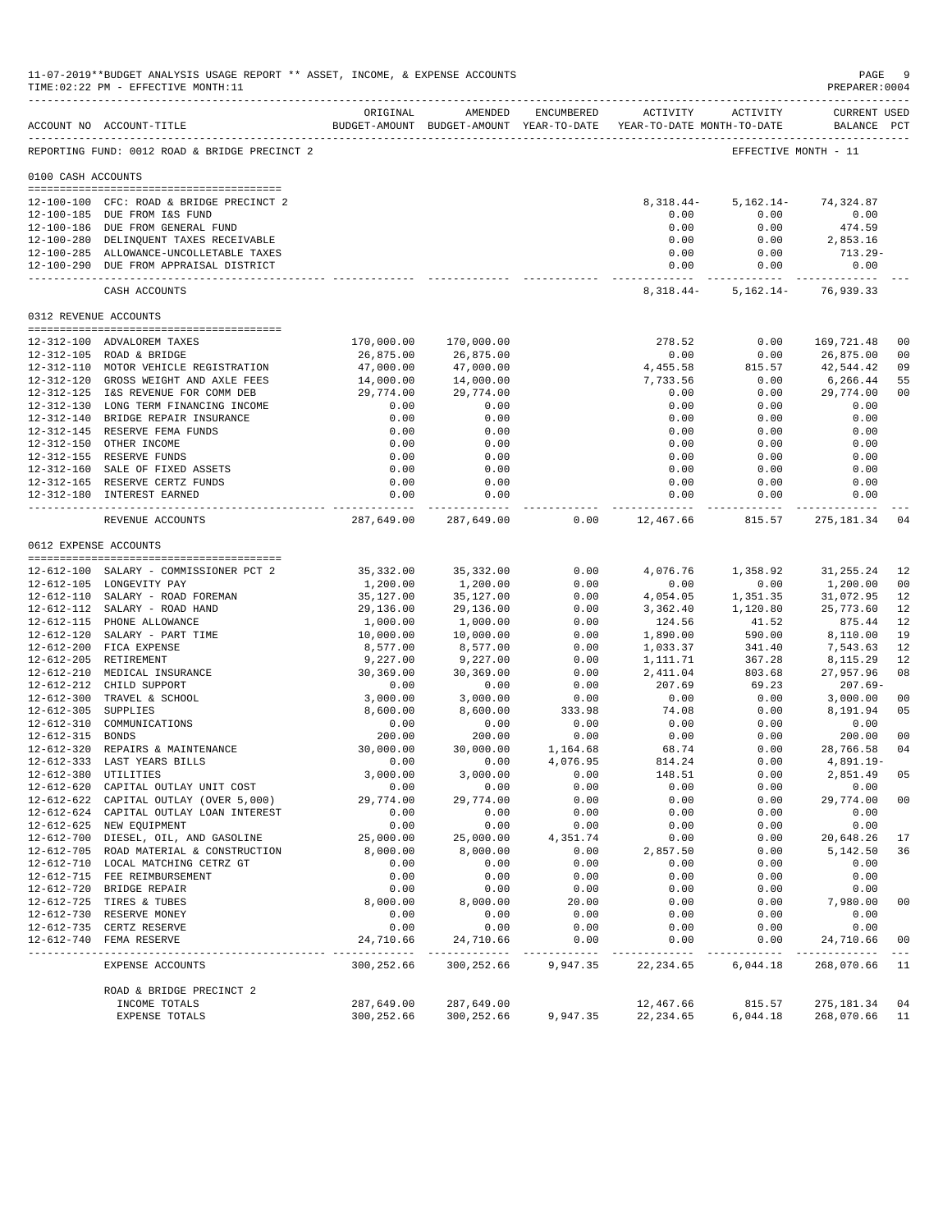11-07-2019**BUDGET ANALYSIS USAGE REPORT ** ASSET, INCOME, & EXPENSE ACCOUNTS

TIME:02:22 PM - EFFECTIVE MONTH:11

PREPARER:0004

| ACCOUNT NO | ACCOUNT-TITLE | ORIGINAL BUDGET-AMOUNT | AMENDED BUDGET-AMOUNT | ENCUMBERED YEAR-TO-DATE | ACTIVITY YEAR-TO-DATE | ACTIVITY MONTH-TO-DATE | CURRENT USED BALANCE | PCT |
|---|---|---|---|---|---|---|---|---|
| REPORTING FUND: 0012 ROAD & BRIDGE PRECINCT 2 | | | | | | | EFFECTIVE MONTH - 11 | |
| 0100 CASH ACCOUNTS | | | | | | | | |
| 12-100-100 | CFC: ROAD & BRIDGE PRECINCT 2 | | | | 8,318.44- | 5,162.14- | 74,324.87 | |
| 12-100-185 | DUE FROM I&S FUND | | | | 0.00 | 0.00 | 0.00 | |
| 12-100-186 | DUE FROM GENERAL FUND | | | | 0.00 | 0.00 | 474.59 | |
| 12-100-280 | DELINQUENT TAXES RECEIVABLE | | | | 0.00 | 0.00 | 2,853.16 | |
| 12-100-285 | ALLOWANCE-UNCOLLETABLE TAXES | | | | 0.00 | 0.00 | 713.29- | |
| 12-100-290 | DUE FROM APPRAISAL DISTRICT | | | | 0.00 | 0.00 | 0.00 | |
| | CASH ACCOUNTS | | | | 8,318.44- | 5,162.14- | 76,939.33 | |
| 0312 REVENUE ACCOUNTS | | | | | | | | |
| 12-312-100 | ADVALOREM TAXES | 170,000.00 | 170,000.00 | | 278.52 | 0.00 | 169,721.48 | 00 |
| 12-312-105 | ROAD & BRIDGE | 26,875.00 | 26,875.00 | | 0.00 | 0.00 | 26,875.00 | 00 |
| 12-312-110 | MOTOR VEHICLE REGISTRATION | 47,000.00 | 47,000.00 | | 4,455.58 | 815.57 | 42,544.42 | 09 |
| 12-312-120 | GROSS WEIGHT AND AXLE FEES | 14,000.00 | 14,000.00 | | 7,733.56 | 0.00 | 6,266.44 | 55 |
| 12-312-125 | I&S REVENUE FOR COMM DEB | 29,774.00 | 29,774.00 | | 0.00 | 0.00 | 29,774.00 | 00 |
| 12-312-130 | LONG TERM FINANCING INCOME | 0.00 | 0.00 | | 0.00 | 0.00 | 0.00 | |
| 12-312-140 | BRIDGE REPAIR INSURANCE | 0.00 | 0.00 | | 0.00 | 0.00 | 0.00 | |
| 12-312-145 | RESERVE FEMA FUNDS | 0.00 | 0.00 | | 0.00 | 0.00 | 0.00 | |
| 12-312-150 | OTHER INCOME | 0.00 | 0.00 | | 0.00 | 0.00 | 0.00 | |
| 12-312-155 | RESERVE FUNDS | 0.00 | 0.00 | | 0.00 | 0.00 | 0.00 | |
| 12-312-160 | SALE OF FIXED ASSETS | 0.00 | 0.00 | | 0.00 | 0.00 | 0.00 | |
| 12-312-165 | RESERVE CERTZ FUNDS | 0.00 | 0.00 | | 0.00 | 0.00 | 0.00 | |
| 12-312-180 | INTEREST EARNED | 0.00 | 0.00 | | 0.00 | 0.00 | 0.00 | |
| | REVENUE ACCOUNTS | 287,649.00 | 287,649.00 | 0.00 | 12,467.66 | 815.57 | 275,181.34 | 04 |
| 0612 EXPENSE ACCOUNTS | | | | | | | | |
| 12-612-100 | SALARY - COMMISSIONER PCT 2 | 35,332.00 | 35,332.00 | 0.00 | 4,076.76 | 1,358.92 | 31,255.24 | 12 |
| 12-612-105 | LONGEVITY PAY | 1,200.00 | 1,200.00 | 0.00 | 0.00 | 0.00 | 1,200.00 | 00 |
| 12-612-110 | SALARY - ROAD FOREMAN | 35,127.00 | 35,127.00 | 0.00 | 4,054.05 | 1,351.35 | 31,072.95 | 12 |
| 12-612-112 | SALARY - ROAD HAND | 29,136.00 | 29,136.00 | 0.00 | 3,362.40 | 1,120.80 | 25,773.60 | 12 |
| 12-612-115 | PHONE ALLOWANCE | 1,000.00 | 1,000.00 | 0.00 | 124.56 | 41.52 | 875.44 | 12 |
| 12-612-120 | SALARY - PART TIME | 10,000.00 | 10,000.00 | 0.00 | 1,890.00 | 590.00 | 8,110.00 | 19 |
| 12-612-200 | FICA EXPENSE | 8,577.00 | 8,577.00 | 0.00 | 1,033.37 | 341.40 | 7,543.63 | 12 |
| 12-612-205 | RETIREMENT | 9,227.00 | 9,227.00 | 0.00 | 1,111.71 | 367.28 | 8,115.29 | 12 |
| 12-612-210 | MEDICAL INSURANCE | 30,369.00 | 30,369.00 | 0.00 | 2,411.04 | 803.68 | 27,957.96 | 08 |
| 12-612-212 | CHILD SUPPORT | 0.00 | 0.00 | 0.00 | 207.69 | 69.23 | 207.69- | |
| 12-612-300 | TRAVEL & SCHOOL | 3,000.00 | 3,000.00 | 0.00 | 0.00 | 0.00 | 3,000.00 | 00 |
| 12-612-305 | SUPPLIES | 8,600.00 | 8,600.00 | 333.98 | 74.08 | 0.00 | 8,191.94 | 05 |
| 12-612-310 | COMMUNICATIONS | 0.00 | 0.00 | 0.00 | 0.00 | 0.00 | 0.00 | |
| 12-612-315 | BONDS | 200.00 | 200.00 | 0.00 | 0.00 | 0.00 | 200.00 | 00 |
| 12-612-320 | REPAIRS & MAINTENANCE | 30,000.00 | 30,000.00 | 1,164.68 | 68.74 | 0.00 | 28,766.58 | 04 |
| 12-612-333 | LAST YEARS BILLS | 0.00 | 0.00 | 4,076.95 | 814.24 | 0.00 | 4,891.19- | |
| 12-612-380 | UTILITIES | 3,000.00 | 3,000.00 | 0.00 | 148.51 | 0.00 | 2,851.49 | 05 |
| 12-612-620 | CAPITAL OUTLAY UNIT COST | 0.00 | 0.00 | 0.00 | 0.00 | 0.00 | 0.00 | |
| 12-612-622 | CAPITAL OUTLAY (OVER 5,000) | 29,774.00 | 29,774.00 | 0.00 | 0.00 | 0.00 | 29,774.00 | 00 |
| 12-612-624 | CAPITAL OUTLAY LOAN INTEREST | 0.00 | 0.00 | 0.00 | 0.00 | 0.00 | 0.00 | |
| 12-612-625 | NEW EQUIPMENT | 0.00 | 0.00 | 0.00 | 0.00 | 0.00 | 0.00 | |
| 12-612-700 | DIESEL, OIL, AND GASOLINE | 25,000.00 | 25,000.00 | 4,351.74 | 0.00 | 0.00 | 20,648.26 | 17 |
| 12-612-705 | ROAD MATERIAL & CONSTRUCTION | 8,000.00 | 8,000.00 | 0.00 | 2,857.50 | 0.00 | 5,142.50 | 36 |
| 12-612-710 | LOCAL MATCHING CETRZ GT | 0.00 | 0.00 | 0.00 | 0.00 | 0.00 | 0.00 | |
| 12-612-715 | FEE REIMBURSEMENT | 0.00 | 0.00 | 0.00 | 0.00 | 0.00 | 0.00 | |
| 12-612-720 | BRIDGE REPAIR | 0.00 | 0.00 | 0.00 | 0.00 | 0.00 | 0.00 | |
| 12-612-725 | TIRES & TUBES | 8,000.00 | 8,000.00 | 20.00 | 0.00 | 0.00 | 7,980.00 | 00 |
| 12-612-730 | RESERVE MONEY | 0.00 | 0.00 | 0.00 | 0.00 | 0.00 | 0.00 | |
| 12-612-735 | CERTZ RESERVE | 0.00 | 0.00 | 0.00 | 0.00 | 0.00 | 0.00 | |
| 12-612-740 | FEMA RESERVE | 24,710.66 | 24,710.66 | 0.00 | 0.00 | 0.00 | 24,710.66 | 00 |
| | EXPENSE ACCOUNTS | 300,252.66 | 300,252.66 | 9,947.35 | 22,234.65 | 6,044.18 | 268,070.66 | 11 |
| | ROAD & BRIDGE PRECINCT 2 | | | | | | | |
| | INCOME TOTALS | 287,649.00 | 287,649.00 | | 12,467.66 | 815.57 | 275,181.34 | 04 |
| | EXPENSE TOTALS | 300,252.66 | 300,252.66 | 9,947.35 | 22,234.65 | 6,044.18 | 268,070.66 | 11 |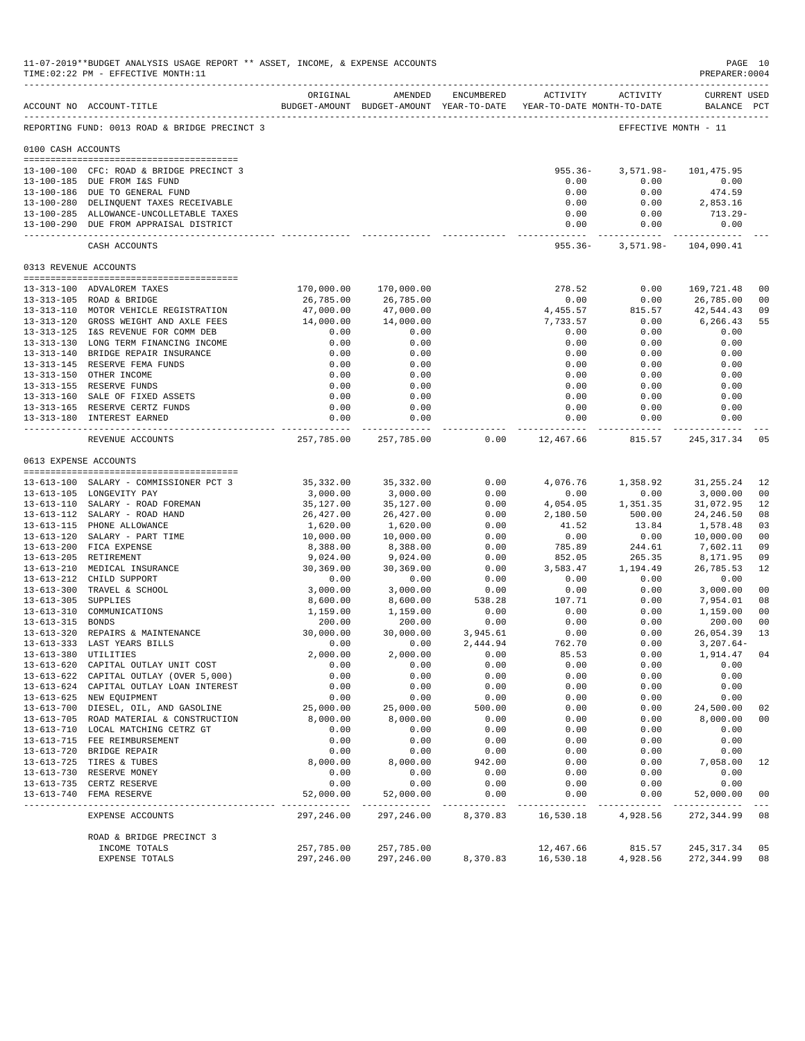11-07-2019**BUDGET ANALYSIS USAGE REPORT ** ASSET, INCOME, & EXPENSE ACCOUNTS

TIME:02:22 PM - EFFECTIVE MONTH:11

PREPARER:0004

| ACCOUNT NO | ACCOUNT-TITLE | ORIGINAL BUDGET-AMOUNT | AMENDED BUDGET-AMOUNT | ENCUMBERED YEAR-TO-DATE | ACTIVITY YEAR-TO-DATE | ACTIVITY MONTH-TO-DATE | CURRENT USED BALANCE | PCT |
|---|---|---|---|---|---|---|---|---|
| REPORTING FUND: 0013 ROAD & BRIDGE PRECINCT 3 | | | | | | EFFECTIVE MONTH - 11 | | |
| 0100 CASH ACCOUNTS | | | | | | | | |
| 13-100-100 | CFC: ROAD & BRIDGE PRECINCT 3 | | | | 955.36- | 3,571.98- | 101,475.95 | |
| 13-100-185 | DUE FROM I&S FUND | | | | 0.00 | 0.00 | 0.00 | |
| 13-100-186 | DUE TO GENERAL FUND | | | | 0.00 | 0.00 | 474.59 | |
| 13-100-280 | DELINQUENT TAXES RECEIVABLE | | | | 0.00 | 0.00 | 2,853.16 | |
| 13-100-285 | ALLOWANCE-UNCOLLETABLE TAXES | | | | 0.00 | 0.00 | 713.29- | |
| 13-100-290 | DUE FROM APPRAISAL DISTRICT | | | | 0.00 | 0.00 | 0.00 | |
| | CASH ACCOUNTS | | | | 955.36- | 3,571.98- | 104,090.41 | |
| 0313 REVENUE ACCOUNTS | | | | | | | | |
| 13-313-100 | ADVALOREM TAXES | 170,000.00 | 170,000.00 | | 278.52 | 0.00 | 169,721.48 | 00 |
| 13-313-105 | ROAD & BRIDGE | 26,785.00 | 26,785.00 | | 0.00 | 0.00 | 26,785.00 | 00 |
| 13-313-110 | MOTOR VEHICLE REGISTRATION | 47,000.00 | 47,000.00 | | 4,455.57 | 815.57 | 42,544.43 | 09 |
| 13-313-120 | GROSS WEIGHT AND AXLE FEES | 14,000.00 | 14,000.00 | | 7,733.57 | 0.00 | 6,266.43 | 55 |
| 13-313-125 | I&S REVENUE FOR COMM DEB | 0.00 | 0.00 | | 0.00 | 0.00 | 0.00 | |
| 13-313-130 | LONG TERM FINANCING INCOME | 0.00 | 0.00 | | 0.00 | 0.00 | 0.00 | |
| 13-313-140 | BRIDGE REPAIR INSURANCE | 0.00 | 0.00 | | 0.00 | 0.00 | 0.00 | |
| 13-313-145 | RESERVE FEMA FUNDS | 0.00 | 0.00 | | 0.00 | 0.00 | 0.00 | |
| 13-313-150 | OTHER INCOME | 0.00 | 0.00 | | 0.00 | 0.00 | 0.00 | |
| 13-313-155 | RESERVE FUNDS | 0.00 | 0.00 | | 0.00 | 0.00 | 0.00 | |
| 13-313-160 | SALE OF FIXED ASSETS | 0.00 | 0.00 | | 0.00 | 0.00 | 0.00 | |
| 13-313-165 | RESERVE CERTZ FUNDS | 0.00 | 0.00 | | 0.00 | 0.00 | 0.00 | |
| 13-313-180 | INTEREST EARNED | 0.00 | 0.00 | | 0.00 | 0.00 | 0.00 | |
| | REVENUE ACCOUNTS | 257,785.00 | 257,785.00 | 0.00 | 12,467.66 | 815.57 | 245,317.34 | 05 |
| 0613 EXPENSE ACCOUNTS | | | | | | | | |
| 13-613-100 | SALARY - COMMISSIONER PCT 3 | 35,332.00 | 35,332.00 | 0.00 | 4,076.76 | 1,358.92 | 31,255.24 | 12 |
| 13-613-105 | LONGEVITY PAY | 3,000.00 | 3,000.00 | 0.00 | 0.00 | 0.00 | 3,000.00 | 00 |
| 13-613-110 | SALARY - ROAD FOREMAN | 35,127.00 | 35,127.00 | 0.00 | 4,054.05 | 1,351.35 | 31,072.95 | 12 |
| 13-613-112 | SALARY - ROAD HAND | 26,427.00 | 26,427.00 | 0.00 | 2,180.50 | 500.00 | 24,246.50 | 08 |
| 13-613-115 | PHONE ALLOWANCE | 1,620.00 | 1,620.00 | 0.00 | 41.52 | 13.84 | 1,578.48 | 03 |
| 13-613-120 | SALARY - PART TIME | 10,000.00 | 10,000.00 | 0.00 | 0.00 | 0.00 | 10,000.00 | 00 |
| 13-613-200 | FICA EXPENSE | 8,388.00 | 8,388.00 | 0.00 | 785.89 | 244.61 | 7,602.11 | 09 |
| 13-613-205 | RETIREMENT | 9,024.00 | 9,024.00 | 0.00 | 852.05 | 265.35 | 8,171.95 | 09 |
| 13-613-210 | MEDICAL INSURANCE | 30,369.00 | 30,369.00 | 0.00 | 3,583.47 | 1,194.49 | 26,785.53 | 12 |
| 13-613-212 | CHILD SUPPORT | 0.00 | 0.00 | 0.00 | 0.00 | 0.00 | 0.00 | |
| 13-613-300 | TRAVEL & SCHOOL | 3,000.00 | 3,000.00 | 0.00 | 0.00 | 0.00 | 3,000.00 | 00 |
| 13-613-305 | SUPPLIES | 8,600.00 | 8,600.00 | 538.28 | 107.71 | 0.00 | 7,954.01 | 08 |
| 13-613-310 | COMMUNICATIONS | 1,159.00 | 1,159.00 | 0.00 | 0.00 | 0.00 | 1,159.00 | 00 |
| 13-613-315 | BONDS | 200.00 | 200.00 | 0.00 | 0.00 | 0.00 | 200.00 | 00 |
| 13-613-320 | REPAIRS & MAINTENANCE | 30,000.00 | 30,000.00 | 3,945.61 | 0.00 | 0.00 | 26,054.39 | 13 |
| 13-613-333 | LAST YEARS BILLS | 0.00 | 0.00 | 2,444.94 | 762.70 | 0.00 | 3,207.64- | |
| 13-613-380 | UTILITIES | 2,000.00 | 2,000.00 | 0.00 | 85.53 | 0.00 | 1,914.47 | 04 |
| 13-613-620 | CAPITAL OUTLAY UNIT COST | 0.00 | 0.00 | 0.00 | 0.00 | 0.00 | 0.00 | |
| 13-613-622 | CAPITAL OUTLAY (OVER 5,000) | 0.00 | 0.00 | 0.00 | 0.00 | 0.00 | 0.00 | |
| 13-613-624 | CAPITAL OUTLAY LOAN INTEREST | 0.00 | 0.00 | 0.00 | 0.00 | 0.00 | 0.00 | |
| 13-613-625 | NEW EQUIPMENT | 0.00 | 0.00 | 0.00 | 0.00 | 0.00 | 0.00 | |
| 13-613-700 | DIESEL, OIL, AND GASOLINE | 25,000.00 | 25,000.00 | 500.00 | 0.00 | 0.00 | 24,500.00 | 02 |
| 13-613-705 | ROAD MATERIAL & CONSTRUCTION | 8,000.00 | 8,000.00 | 0.00 | 0.00 | 0.00 | 8,000.00 | 00 |
| 13-613-710 | LOCAL MATCHING CETRZ GT | 0.00 | 0.00 | 0.00 | 0.00 | 0.00 | 0.00 | |
| 13-613-715 | FEE REIMBURSEMENT | 0.00 | 0.00 | 0.00 | 0.00 | 0.00 | 0.00 | |
| 13-613-720 | BRIDGE REPAIR | 0.00 | 0.00 | 0.00 | 0.00 | 0.00 | 0.00 | |
| 13-613-725 | TIRES & TUBES | 8,000.00 | 8,000.00 | 942.00 | 0.00 | 0.00 | 7,058.00 | 12 |
| 13-613-730 | RESERVE MONEY | 0.00 | 0.00 | 0.00 | 0.00 | 0.00 | 0.00 | |
| 13-613-735 | CERTZ RESERVE | 0.00 | 0.00 | 0.00 | 0.00 | 0.00 | 0.00 | |
| 13-613-740 | FEMA RESERVE | 52,000.00 | 52,000.00 | 0.00 | 0.00 | 0.00 | 52,000.00 | 00 |
| | EXPENSE ACCOUNTS | 297,246.00 | 297,246.00 | 8,370.83 | 16,530.18 | 4,928.56 | 272,344.99 | 08 |
| | ROAD & BRIDGE PRECINCT 3 | | | | | | | |
| | INCOME TOTALS | 257,785.00 | 257,785.00 | | 12,467.66 | 815.57 | 245,317.34 | 05 |
| | EXPENSE TOTALS | 297,246.00 | 297,246.00 | 8,370.83 | 16,530.18 | 4,928.56 | 272,344.99 | 08 |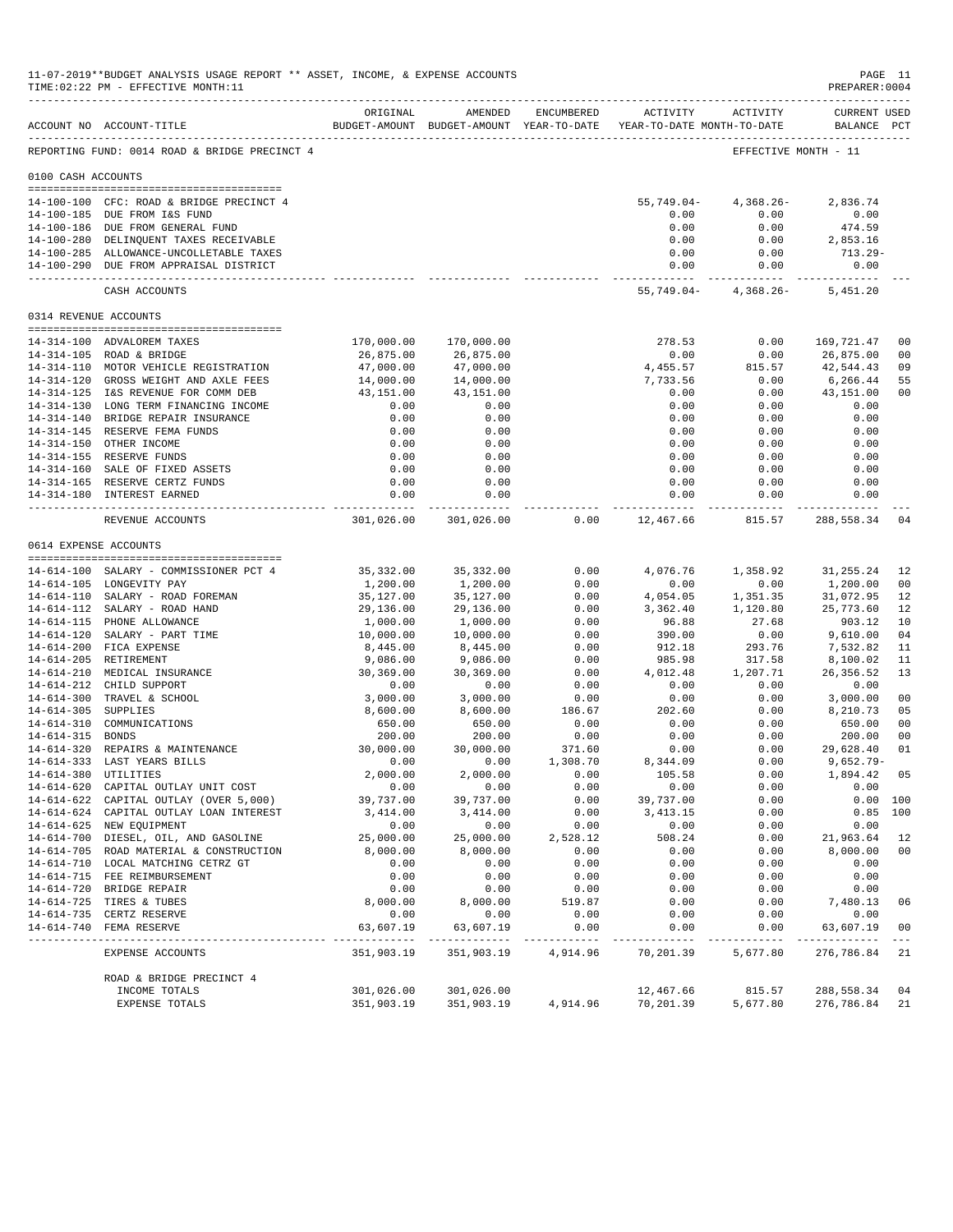11-07-2019**BUDGET ANALYSIS USAGE REPORT ** ASSET, INCOME, & EXPENSE ACCOUNTS
TIME:02:22 PM - EFFECTIVE MONTH:11
PREPARER:0004

REPORTING FUND: 0014 ROAD & BRIDGE PRECINCT 4 — EFFECTIVE MONTH - 11

| ACCOUNT NO | ACCOUNT-TITLE | ORIGINAL BUDGET-AMOUNT | AMENDED BUDGET-AMOUNT | ENCUMBERED YEAR-TO-DATE | ACTIVITY YEAR-TO-DATE | ACTIVITY MONTH-TO-DATE | CURRENT BALANCE | USED PCT |
|---|---|---|---|---|---|---|---|---|
| **0100 CASH ACCOUNTS** | | | | | | | | |
| 14-100-100 | CFC: ROAD & BRIDGE PRECINCT 4 | | | | 55,749.04- | 4,368.26- | 2,836.74 | |
| 14-100-185 | DUE FROM I&S FUND | | | | 0.00 | 0.00 | 0.00 | |
| 14-100-186 | DUE FROM GENERAL FUND | | | | 0.00 | 0.00 | 474.59 | |
| 14-100-280 | DELINQUENT TAXES RECEIVABLE | | | | 0.00 | 0.00 | 2,853.16 | |
| 14-100-285 | ALLOWANCE-UNCOLLETABLE TAXES | | | | 0.00 | 0.00 | 713.29- | |
| 14-100-290 | DUE FROM APPRAISAL DISTRICT | | | | 0.00 | 0.00 | 0.00 | |
| | CASH ACCOUNTS | | | | 55,749.04- | 4,368.26- | 5,451.20 | |
| **0314 REVENUE ACCOUNTS** | | | | | | | | |
| 14-314-100 | ADVALOREM TAXES | 170,000.00 | 170,000.00 | | 278.53 | 0.00 | 169,721.47 | 00 |
| 14-314-105 | ROAD & BRIDGE | 26,875.00 | 26,875.00 | | 0.00 | 0.00 | 26,875.00 | 00 |
| 14-314-110 | MOTOR VEHICLE REGISTRATION | 47,000.00 | 47,000.00 | | 4,455.57 | 815.57 | 42,544.43 | 09 |
| 14-314-120 | GROSS WEIGHT AND AXLE FEES | 14,000.00 | 14,000.00 | | 7,733.56 | 0.00 | 6,266.44 | 55 |
| 14-314-125 | I&S REVENUE FOR COMM DEB | 43,151.00 | 43,151.00 | | 0.00 | 0.00 | 43,151.00 | 00 |
| 14-314-130 | LONG TERM FINANCING INCOME | 0.00 | 0.00 | | 0.00 | 0.00 | 0.00 | |
| 14-314-140 | BRIDGE REPAIR INSURANCE | 0.00 | 0.00 | | 0.00 | 0.00 | 0.00 | |
| 14-314-145 | RESERVE FEMA FUNDS | 0.00 | 0.00 | | 0.00 | 0.00 | 0.00 | |
| 14-314-150 | OTHER INCOME | 0.00 | 0.00 | | 0.00 | 0.00 | 0.00 | |
| 14-314-155 | RESERVE FUNDS | 0.00 | 0.00 | | 0.00 | 0.00 | 0.00 | |
| 14-314-160 | SALE OF FIXED ASSETS | 0.00 | 0.00 | | 0.00 | 0.00 | 0.00 | |
| 14-314-165 | RESERVE CERTZ FUNDS | 0.00 | 0.00 | | 0.00 | 0.00 | 0.00 | |
| 14-314-180 | INTEREST EARNED | 0.00 | 0.00 | | 0.00 | 0.00 | 0.00 | |
| | REVENUE ACCOUNTS | 301,026.00 | 301,026.00 | 0.00 | 12,467.66 | 815.57 | 288,558.34 | 04 |
| **0614 EXPENSE ACCOUNTS** | | | | | | | | |
| 14-614-100 | SALARY - COMMISSIONER PCT 4 | 35,332.00 | 35,332.00 | 0.00 | 4,076.76 | 1,358.92 | 31,255.24 | 12 |
| 14-614-105 | LONGEVITY PAY | 1,200.00 | 1,200.00 | 0.00 | 0.00 | 0.00 | 1,200.00 | 00 |
| 14-614-110 | SALARY - ROAD FOREMAN | 35,127.00 | 35,127.00 | 0.00 | 4,054.05 | 1,351.35 | 31,072.95 | 12 |
| 14-614-112 | SALARY - ROAD HAND | 29,136.00 | 29,136.00 | 0.00 | 3,362.40 | 1,120.80 | 25,773.60 | 12 |
| 14-614-115 | PHONE ALLOWANCE | 1,000.00 | 1,000.00 | 0.00 | 96.88 | 27.68 | 903.12 | 10 |
| 14-614-120 | SALARY - PART TIME | 10,000.00 | 10,000.00 | 0.00 | 390.00 | 0.00 | 9,610.00 | 04 |
| 14-614-200 | FICA EXPENSE | 8,445.00 | 8,445.00 | 0.00 | 912.18 | 293.76 | 7,532.82 | 11 |
| 14-614-205 | RETIREMENT | 9,086.00 | 9,086.00 | 0.00 | 985.98 | 317.58 | 8,100.02 | 11 |
| 14-614-210 | MEDICAL INSURANCE | 30,369.00 | 30,369.00 | 0.00 | 4,012.48 | 1,207.71 | 26,356.52 | 13 |
| 14-614-212 | CHILD SUPPORT | 0.00 | 0.00 | 0.00 | 0.00 | 0.00 | 0.00 | |
| 14-614-300 | TRAVEL & SCHOOL | 3,000.00 | 3,000.00 | 0.00 | 0.00 | 0.00 | 3,000.00 | 00 |
| 14-614-305 | SUPPLIES | 8,600.00 | 8,600.00 | 186.67 | 202.60 | 0.00 | 8,210.73 | 05 |
| 14-614-310 | COMMUNICATIONS | 650.00 | 650.00 | 0.00 | 0.00 | 0.00 | 650.00 | 00 |
| 14-614-315 | BONDS | 200.00 | 200.00 | 0.00 | 0.00 | 0.00 | 200.00 | 00 |
| 14-614-320 | REPAIRS & MAINTENANCE | 30,000.00 | 30,000.00 | 371.60 | 0.00 | 0.00 | 29,628.40 | 01 |
| 14-614-333 | LAST YEARS BILLS | 0.00 | 0.00 | 1,308.70 | 8,344.09 | 0.00 | 9,652.79- | |
| 14-614-380 | UTILITIES | 2,000.00 | 2,000.00 | 0.00 | 105.58 | 0.00 | 1,894.42 | 05 |
| 14-614-620 | CAPITAL OUTLAY UNIT COST | 0.00 | 0.00 | 0.00 | 0.00 | 0.00 | 0.00 | |
| 14-614-622 | CAPITAL OUTLAY (OVER 5,000) | 39,737.00 | 39,737.00 | 0.00 | 39,737.00 | 0.00 | 0.00 | 100 |
| 14-614-624 | CAPITAL OUTLAY LOAN INTEREST | 3,414.00 | 3,414.00 | 0.00 | 3,413.15 | 0.00 | 0.85 | 100 |
| 14-614-625 | NEW EQUIPMENT | 0.00 | 0.00 | 0.00 | 0.00 | 0.00 | 0.00 | |
| 14-614-700 | DIESEL, OIL, AND GASOLINE | 25,000.00 | 25,000.00 | 2,528.12 | 508.24 | 0.00 | 21,963.64 | 12 |
| 14-614-705 | ROAD MATERIAL & CONSTRUCTION | 8,000.00 | 8,000.00 | 0.00 | 0.00 | 0.00 | 8,000.00 | 00 |
| 14-614-710 | LOCAL MATCHING CETRZ GT | 0.00 | 0.00 | 0.00 | 0.00 | 0.00 | 0.00 | |
| 14-614-715 | FEE REIMBURSEMENT | 0.00 | 0.00 | 0.00 | 0.00 | 0.00 | 0.00 | |
| 14-614-720 | BRIDGE REPAIR | 0.00 | 0.00 | 0.00 | 0.00 | 0.00 | 0.00 | |
| 14-614-725 | TIRES & TUBES | 8,000.00 | 8,000.00 | 519.87 | 0.00 | 0.00 | 7,480.13 | 06 |
| 14-614-735 | CERTZ RESERVE | 0.00 | 0.00 | 0.00 | 0.00 | 0.00 | 0.00 | |
| 14-614-740 | FEMA RESERVE | 63,607.19 | 63,607.19 | 0.00 | 0.00 | 0.00 | 63,607.19 | 00 |
| | EXPENSE ACCOUNTS | 351,903.19 | 351,903.19 | 4,914.96 | 70,201.39 | 5,677.80 | 276,786.84 | 21 |
| | ROAD & BRIDGE PRECINCT 4 | | | | | | | |
| | INCOME TOTALS | 301,026.00 | 301,026.00 | | 12,467.66 | 815.57 | 288,558.34 | 04 |
| | EXPENSE TOTALS | 351,903.19 | 351,903.19 | 4,914.96 | 70,201.39 | 5,677.80 | 276,786.84 | 21 |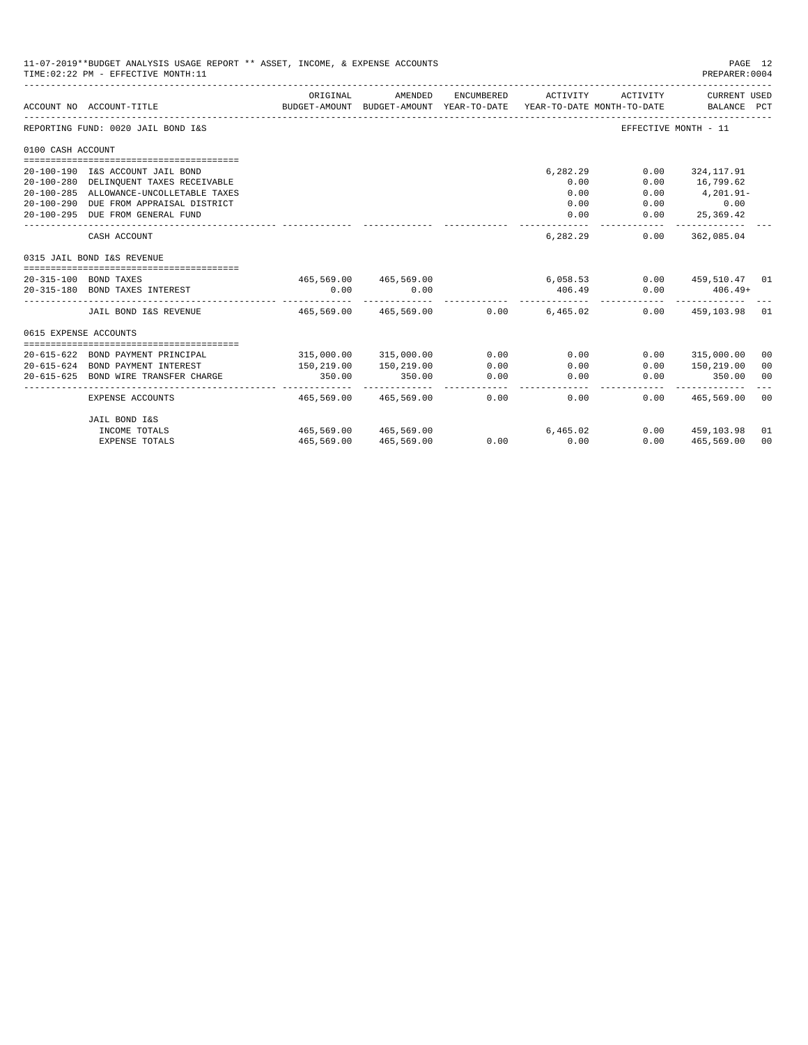11-07-2019**BUDGET ANALYSIS USAGE REPORT ** ASSET, INCOME, & EXPENSE ACCOUNTS
TIME:02:22 PM - EFFECTIVE MONTH:11

PREPARER:0004

| ACCOUNT NO | ACCOUNT-TITLE | ORIGINAL BUDGET-AMOUNT | AMENDED BUDGET-AMOUNT | ENCUMBERED YEAR-TO-DATE | ACTIVITY YEAR-TO-DATE | ACTIVITY MONTH-TO-DATE | CURRENT USED BALANCE | PCT |
|---|---|---|---|---|---|---|---|---|
| REPORTING FUND: 0020 JAIL BOND I&S | | | | | | EFFECTIVE MONTH - 11 | | |
| 0100 CASH ACCOUNT | | | | | | | | |
| 20-100-190 | I&S ACCOUNT JAIL BOND | | | | 6,282.29 | 0.00 | 324,117.91 | |
| 20-100-280 | DELINQUENT TAXES RECEIVABLE | | | | 0.00 | 0.00 | 16,799.62 | |
| 20-100-285 | ALLOWANCE-UNCOLLETABLE TAXES | | | | 0.00 | 0.00 | 4,201.91- | |
| 20-100-290 | DUE FROM APPRAISAL DISTRICT | | | | 0.00 | 0.00 | 0.00 | |
| 20-100-295 | DUE FROM GENERAL FUND | | | | 0.00 | 0.00 | 25,369.42 | |
| | CASH ACCOUNT | | | | 6,282.29 | 0.00 | 362,085.04 | |
| 0315 JAIL BOND I&S REVENUE | | | | | | | | |
| 20-315-100 | BOND TAXES | 465,569.00 | 465,569.00 | | 6,058.53 | 0.00 | 459,510.47 | 01 |
| 20-315-180 | BOND TAXES INTEREST | 0.00 | 0.00 | | 406.49 | 0.00 | 406.49+ | |
| | JAIL BOND I&S REVENUE | 465,569.00 | 465,569.00 | 0.00 | 6,465.02 | 0.00 | 459,103.98 | 01 |
| 0615 EXPENSE ACCOUNTS | | | | | | | | |
| 20-615-622 | BOND PAYMENT PRINCIPAL | 315,000.00 | 315,000.00 | 0.00 | 0.00 | 0.00 | 315,000.00 | 00 |
| 20-615-624 | BOND PAYMENT INTEREST | 150,219.00 | 150,219.00 | 0.00 | 0.00 | 0.00 | 150,219.00 | 00 |
| 20-615-625 | BOND WIRE TRANSFER CHARGE | 350.00 | 350.00 | 0.00 | 0.00 | 0.00 | 350.00 | 00 |
| | EXPENSE ACCOUNTS | 465,569.00 | 465,569.00 | 0.00 | 0.00 | 0.00 | 465,569.00 | 00 |
| | JAIL BOND I&S | | | | | | | |
| | INCOME TOTALS | 465,569.00 | 465,569.00 | | 6,465.02 | 0.00 | 459,103.98 | 01 |
| | EXPENSE TOTALS | 465,569.00 | 465,569.00 | 0.00 | 0.00 | 0.00 | 465,569.00 | 00 |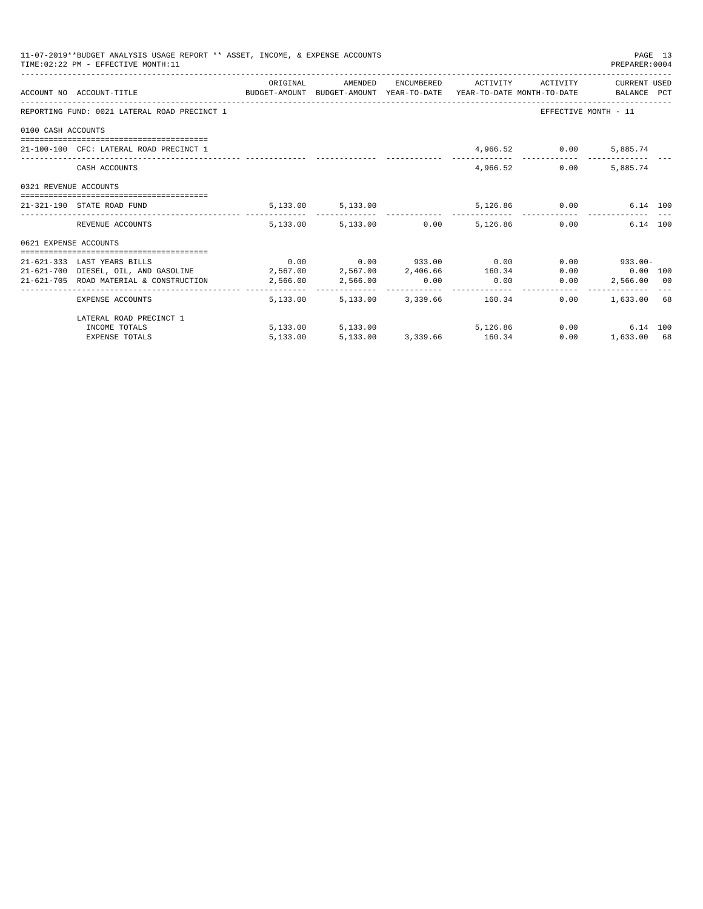11-07-2019**BUDGET ANALYSIS USAGE REPORT ** ASSET, INCOME, & EXPENSE ACCOUNTS
TIME:02:22 PM - EFFECTIVE MONTH:11

PREPARER:0004

| ACCOUNT NO | ACCOUNT-TITLE | ORIGINAL BUDGET-AMOUNT | AMENDED BUDGET-AMOUNT | ENCUMBERED YEAR-TO-DATE | ACTIVITY YEAR-TO-DATE | ACTIVITY MONTH-TO-DATE | CURRENT USED BALANCE | PCT |
|---|---|---|---|---|---|---|---|---|
| REPORTING FUND: 0021 LATERAL ROAD PRECINCT 1 | | | | | | EFFECTIVE MONTH - 11 | | |
| 0100 CASH ACCOUNTS | | | | | | | | |
| 21-100-100 | CFC: LATERAL ROAD PRECINCT 1 | | | | 4,966.52 | 0.00 | 5,885.74 | |
| | CASH ACCOUNTS | | | | 4,966.52 | 0.00 | 5,885.74 | |
| 0321 REVENUE ACCOUNTS | | | | | | | | |
| 21-321-190 | STATE ROAD FUND | 5,133.00 | 5,133.00 | | 5,126.86 | 0.00 | 6.14 | 100 |
| | REVENUE ACCOUNTS | 5,133.00 | 5,133.00 | 0.00 | 5,126.86 | 0.00 | 6.14 | 100 |
| 0621 EXPENSE ACCOUNTS | | | | | | | | |
| 21-621-333 | LAST YEARS BILLS | 0.00 | 0.00 | 933.00 | 0.00 | 0.00 | 933.00- | |
| 21-621-700 | DIESEL, OIL, AND GASOLINE | 2,567.00 | 2,567.00 | 2,406.66 | 160.34 | 0.00 | 0.00 | 100 |
| 21-621-705 | ROAD MATERIAL & CONSTRUCTION | 2,566.00 | 2,566.00 | 0.00 | 0.00 | 0.00 | 2,566.00 | 00 |
| | EXPENSE ACCOUNTS | 5,133.00 | 5,133.00 | 3,339.66 | 160.34 | 0.00 | 1,633.00 | 68 |
| | LATERAL ROAD PRECINCT 1 | | | | | | | |
| | INCOME TOTALS | 5,133.00 | 5,133.00 | | 5,126.86 | 0.00 | 6.14 | 100 |
| | EXPENSE TOTALS | 5,133.00 | 5,133.00 | 3,339.66 | 160.34 | 0.00 | 1,633.00 | 68 |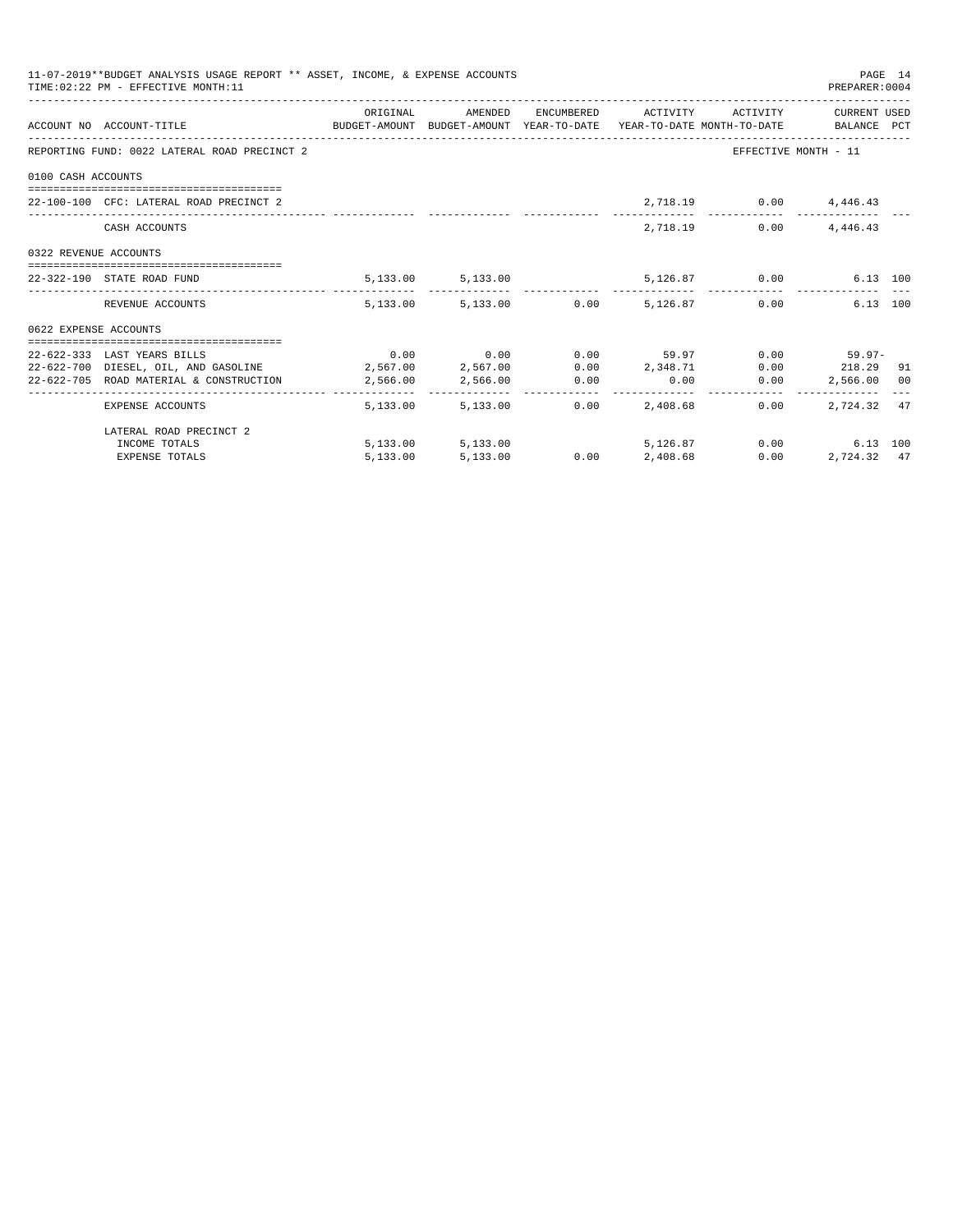11-07-2019**BUDGET ANALYSIS USAGE REPORT ** ASSET, INCOME, & EXPENSE ACCOUNTS
TIME:02:22 PM - EFFECTIVE MONTH:11
PREPARER:0004

| ACCOUNT NO | ACCOUNT-TITLE | ORIGINAL BUDGET-AMOUNT | AMENDED BUDGET-AMOUNT | ENCUMBERED YEAR-TO-DATE | ACTIVITY YEAR-TO-DATE | ACTIVITY MONTH-TO-DATE | CURRENT USED BALANCE | PCT |
|---|---|---|---|---|---|---|---|---|
| REPORTING FUND: 0022 LATERAL ROAD PRECINCT 2 | | | | | | EFFECTIVE MONTH - 11 | | |
| 0100 CASH ACCOUNTS | | | | | | | | |
| 22-100-100 | CFC: LATERAL ROAD PRECINCT 2 | | | | 2,718.19 | 0.00 | 4,446.43 | |
| | CASH ACCOUNTS | | | | 2,718.19 | 0.00 | 4,446.43 | |
| 0322 REVENUE ACCOUNTS | | | | | | | | |
| 22-322-190 | STATE ROAD FUND | 5,133.00 | 5,133.00 | | 5,126.87 | 0.00 | 6.13 | 100 |
| | REVENUE ACCOUNTS | 5,133.00 | 5,133.00 | 0.00 | 5,126.87 | 0.00 | 6.13 | 100 |
| 0622 EXPENSE ACCOUNTS | | | | | | | | |
| 22-622-333 | LAST YEARS BILLS | 0.00 | 0.00 | 0.00 | 59.97 | 0.00 | 59.97- | |
| 22-622-700 | DIESEL, OIL, AND GASOLINE | 2,567.00 | 2,567.00 | 0.00 | 2,348.71 | 0.00 | 218.29 | 91 |
| 22-622-705 | ROAD MATERIAL & CONSTRUCTION | 2,566.00 | 2,566.00 | 0.00 | 0.00 | 0.00 | 2,566.00 | 00 |
| | EXPENSE ACCOUNTS | 5,133.00 | 5,133.00 | 0.00 | 2,408.68 | 0.00 | 2,724.32 | 47 |
| | LATERAL ROAD PRECINCT 2 | | | | | | | |
| | INCOME TOTALS | 5,133.00 | 5,133.00 | | 5,126.87 | 0.00 | 6.13 | 100 |
| | EXPENSE TOTALS | 5,133.00 | 5,133.00 | 0.00 | 2,408.68 | 0.00 | 2,724.32 | 47 |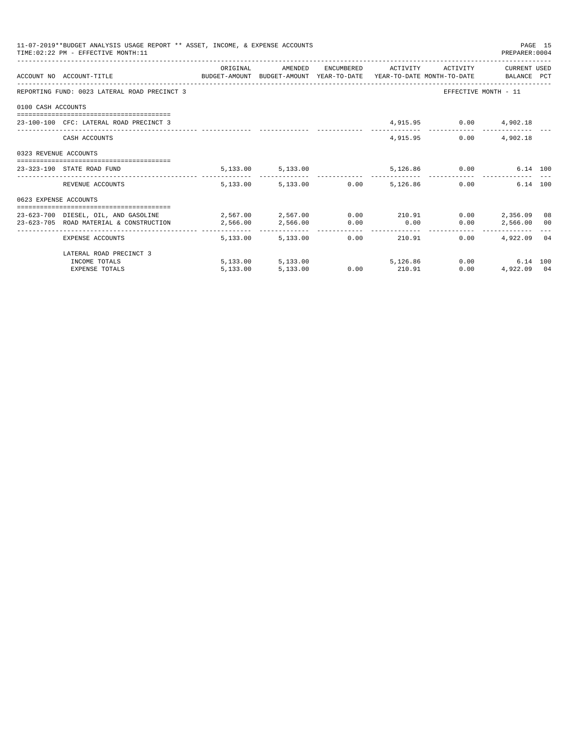11-07-2019**BUDGET ANALYSIS USAGE REPORT ** ASSET, INCOME, & EXPENSE ACCOUNTS
TIME:02:22 PM - EFFECTIVE MONTH:11

PREPARER:0004

| ACCOUNT NO | ACCOUNT-TITLE | ORIGINAL BUDGET-AMOUNT | AMENDED BUDGET-AMOUNT | ENCUMBERED YEAR-TO-DATE | ACTIVITY YEAR-TO-DATE | ACTIVITY MONTH-TO-DATE | CURRENT BALANCE | USED PCT |
|---|---|---|---|---|---|---|---|---|
| REPORTING FUND: 0023 LATERAL ROAD PRECINCT 3 | | | | | | EFFECTIVE MONTH - 11 | | |
| 0100 CASH ACCOUNTS | | | | | | | | |
| 23-100-100 | CFC: LATERAL ROAD PRECINCT 3 | | | | 4,915.95 | 0.00 | 4,902.18 | |
| | CASH ACCOUNTS | | | | 4,915.95 | 0.00 | 4,902.18 | |
| 0323 REVENUE ACCOUNTS | | | | | | | | |
| 23-323-190 | STATE ROAD FUND | 5,133.00 | 5,133.00 | | 5,126.86 | 0.00 | 6.14 | 100 |
| | REVENUE ACCOUNTS | 5,133.00 | 5,133.00 | 0.00 | 5,126.86 | 0.00 | 6.14 | 100 |
| 0623 EXPENSE ACCOUNTS | | | | | | | | |
| 23-623-700 | DIESEL, OIL, AND GASOLINE | 2,567.00 | 2,567.00 | 0.00 | 210.91 | 0.00 | 2,356.09 | 08 |
| 23-623-705 | ROAD MATERIAL & CONSTRUCTION | 2,566.00 | 2,566.00 | 0.00 | 0.00 | 0.00 | 2,566.00 | 00 |
| | EXPENSE ACCOUNTS | 5,133.00 | 5,133.00 | 0.00 | 210.91 | 0.00 | 4,922.09 | 04 |
| | LATERAL ROAD PRECINCT 3 | | | | | | | |
| | INCOME TOTALS | 5,133.00 | 5,133.00 | | 5,126.86 | 0.00 | 6.14 | 100 |
| | EXPENSE TOTALS | 5,133.00 | 5,133.00 | 0.00 | 210.91 | 0.00 | 4,922.09 | 04 |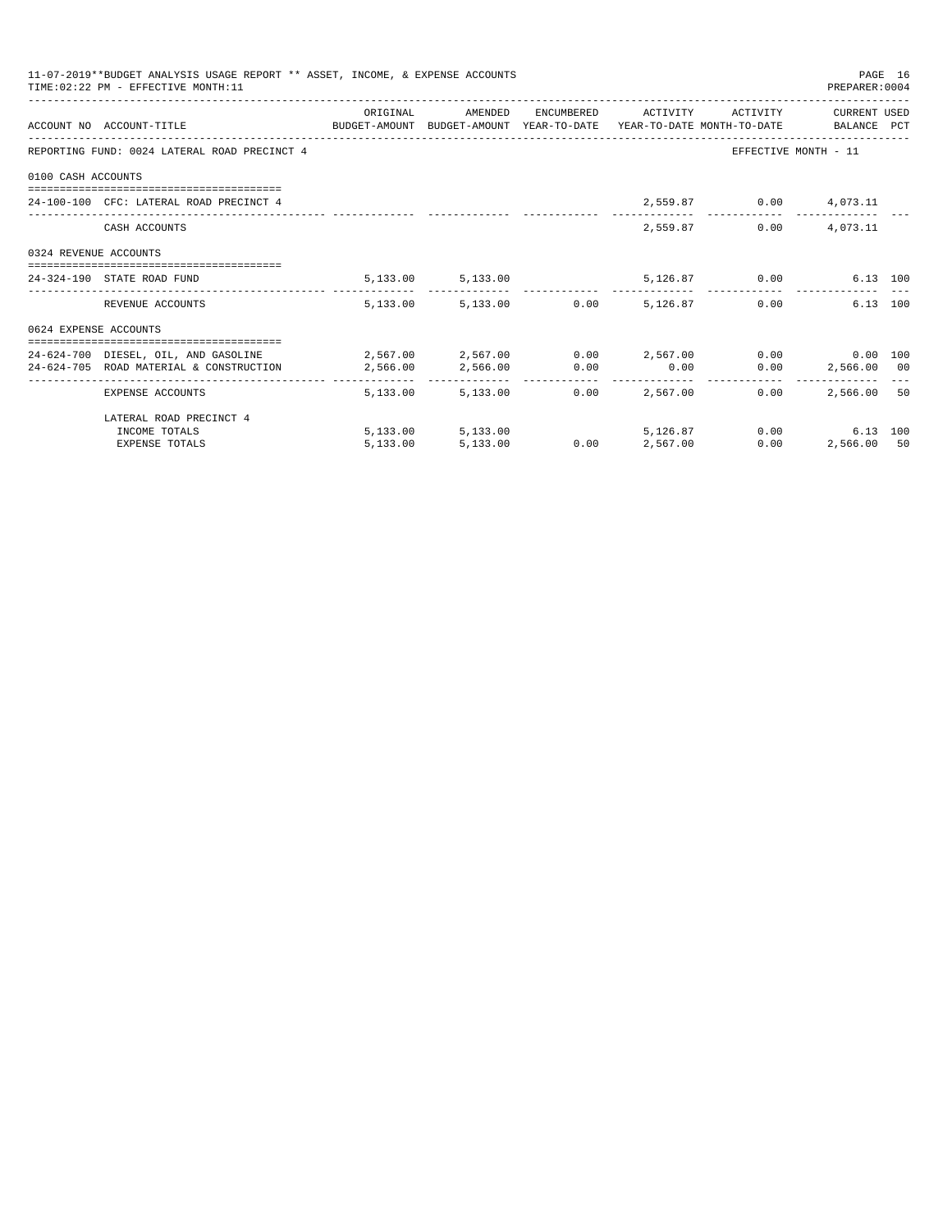11-07-2019**BUDGET ANALYSIS USAGE REPORT ** ASSET, INCOME, & EXPENSE ACCOUNTS
TIME:02:22 PM - EFFECTIVE MONTH:11

PREPARER:0004

| ACCOUNT NO | ACCOUNT-TITLE | ORIGINAL BUDGET-AMOUNT | AMENDED BUDGET-AMOUNT | ENCUMBERED YEAR-TO-DATE | ACTIVITY YEAR-TO-DATE | ACTIVITY MONTH-TO-DATE | CURRENT BALANCE | USED PCT |
|---|---|---|---|---|---|---|---|---|
| REPORTING FUND: 0024 LATERAL ROAD PRECINCT 4 | | | | | | EFFECTIVE MONTH - 11 | | |
| 0100 CASH ACCOUNTS | | | | | | | | |
| 24-100-100 | CFC: LATERAL ROAD PRECINCT 4 | | | | 2,559.87 | 0.00 | 4,073.11 | |
| | CASH ACCOUNTS | | | | 2,559.87 | 0.00 | 4,073.11 | |
| 0324 REVENUE ACCOUNTS | | | | | | | | |
| 24-324-190 | STATE ROAD FUND | 5,133.00 | 5,133.00 | | 5,126.87 | 0.00 | 6.13 | 100 |
| | REVENUE ACCOUNTS | 5,133.00 | 5,133.00 | 0.00 | 5,126.87 | 0.00 | 6.13 | 100 |
| 0624 EXPENSE ACCOUNTS | | | | | | | | |
| 24-624-700 | DIESEL, OIL, AND GASOLINE | 2,567.00 | 2,567.00 | 0.00 | 2,567.00 | 0.00 | 0.00 | 100 |
| 24-624-705 | ROAD MATERIAL & CONSTRUCTION | 2,566.00 | 2,566.00 | 0.00 | 0.00 | 0.00 | 2,566.00 | 00 |
| | EXPENSE ACCOUNTS | 5,133.00 | 5,133.00 | 0.00 | 2,567.00 | 0.00 | 2,566.00 | 50 |
| | LATERAL ROAD PRECINCT 4 | | | | | | | |
| | INCOME TOTALS | 5,133.00 | 5,133.00 | | 5,126.87 | 0.00 | 6.13 | 100 |
| | EXPENSE TOTALS | 5,133.00 | 5,133.00 | 0.00 | 2,567.00 | 0.00 | 2,566.00 | 50 |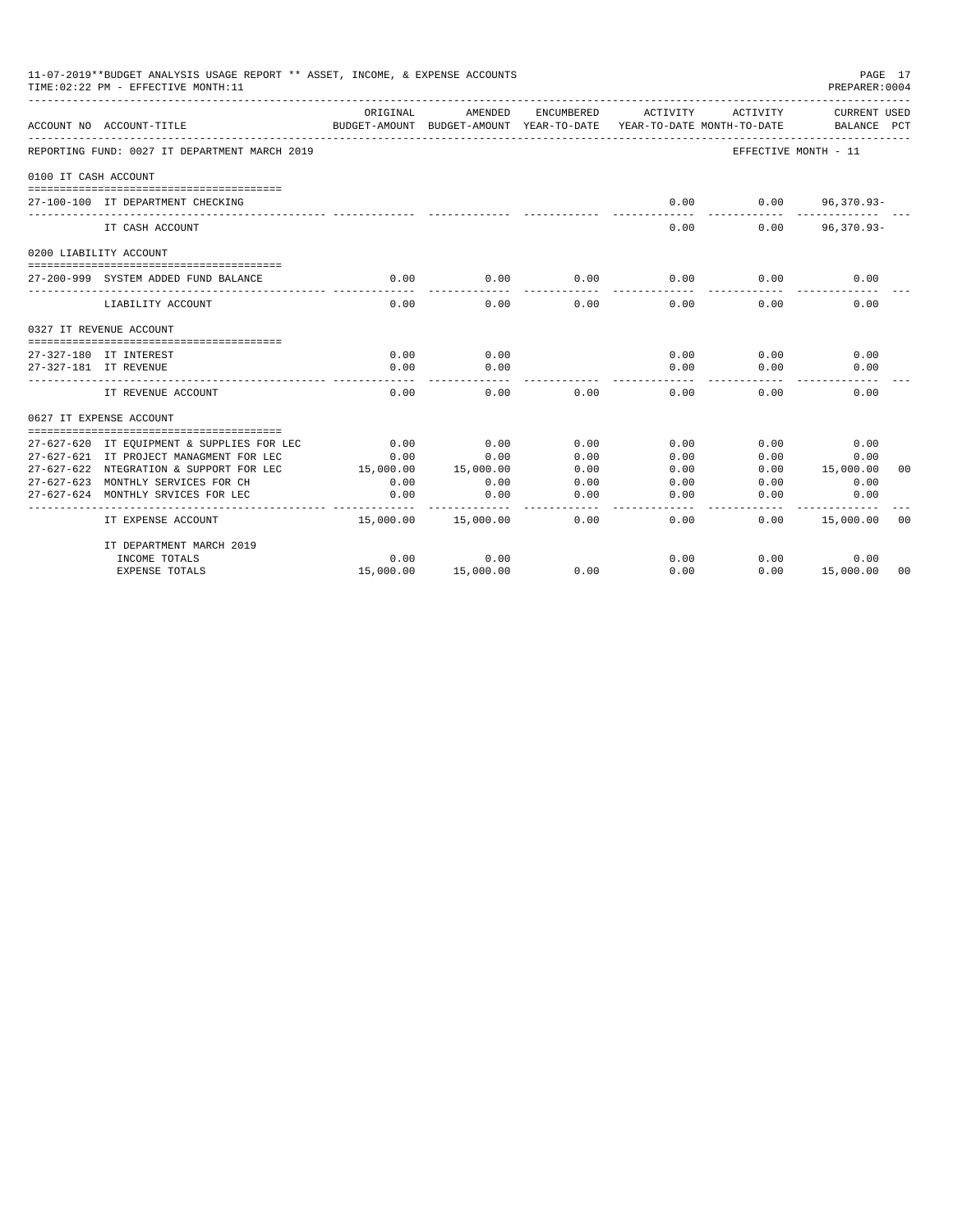11-07-2019**BUDGET ANALYSIS USAGE REPORT ** ASSET, INCOME, & EXPENSE ACCOUNTS

TIME:02:22 PM - EFFECTIVE MONTH:11

PREPARER:0004

| ACCOUNT NO | ACCOUNT-TITLE | ORIGINAL BUDGET-AMOUNT | AMENDED BUDGET-AMOUNT | ENCUMBERED YEAR-TO-DATE | ACTIVITY YEAR-TO-DATE | ACTIVITY MONTH-TO-DATE | CURRENT USED BALANCE | PCT |
|---|---|---|---|---|---|---|---|---|
| REPORTING FUND: 0027 IT DEPARTMENT MARCH 2019 | | | | | | EFFECTIVE MONTH - 11 | | |
| 0100 IT CASH ACCOUNT | | | | | | | | |
| 27-100-100 | IT DEPARTMENT CHECKING | | | | 0.00 | 0.00 | 96,370.93- | |
| | IT CASH ACCOUNT | | | | 0.00 | 0.00 | 96,370.93- | |
| 0200 LIABILITY ACCOUNT | | | | | | | | |
| 27-200-999 | SYSTEM ADDED FUND BALANCE | 0.00 | 0.00 | 0.00 | 0.00 | 0.00 | 0.00 | |
| | LIABILITY ACCOUNT | 0.00 | 0.00 | 0.00 | 0.00 | 0.00 | 0.00 | |
| 0327 IT REVENUE ACCOUNT | | | | | | | | |
| 27-327-180 | IT INTEREST | 0.00 | 0.00 | | 0.00 | 0.00 | 0.00 | |
| 27-327-181 | IT REVENUE | 0.00 | 0.00 | | 0.00 | 0.00 | 0.00 | |
| | IT REVENUE ACCOUNT | 0.00 | 0.00 | 0.00 | 0.00 | 0.00 | 0.00 | |
| 0627 IT EXPENSE ACCOUNT | | | | | | | | |
| 27-627-620 | IT EQUIPMENT & SUPPLIES FOR LEC | 0.00 | 0.00 | 0.00 | 0.00 | 0.00 | 0.00 | |
| 27-627-621 | IT PROJECT MANAGMENT FOR LEC | 0.00 | 0.00 | 0.00 | 0.00 | 0.00 | 0.00 | |
| 27-627-622 | NTEGRATION & SUPPORT FOR LEC | 15,000.00 | 15,000.00 | 0.00 | 0.00 | 0.00 | 15,000.00 | 00 |
| 27-627-623 | MONTHLY SERVICES FOR CH | 0.00 | 0.00 | 0.00 | 0.00 | 0.00 | 0.00 | |
| 27-627-624 | MONTHLY SRVICES FOR LEC | 0.00 | 0.00 | 0.00 | 0.00 | 0.00 | 0.00 | |
| | IT EXPENSE ACCOUNT | 15,000.00 | 15,000.00 | 0.00 | 0.00 | 0.00 | 15,000.00 | 00 |
| | IT DEPARTMENT MARCH 2019 | | | | | | | |
| | INCOME TOTALS | 0.00 | 0.00 | | 0.00 | 0.00 | 0.00 | |
| | EXPENSE TOTALS | 15,000.00 | 15,000.00 | 0.00 | 0.00 | 0.00 | 15,000.00 | 00 |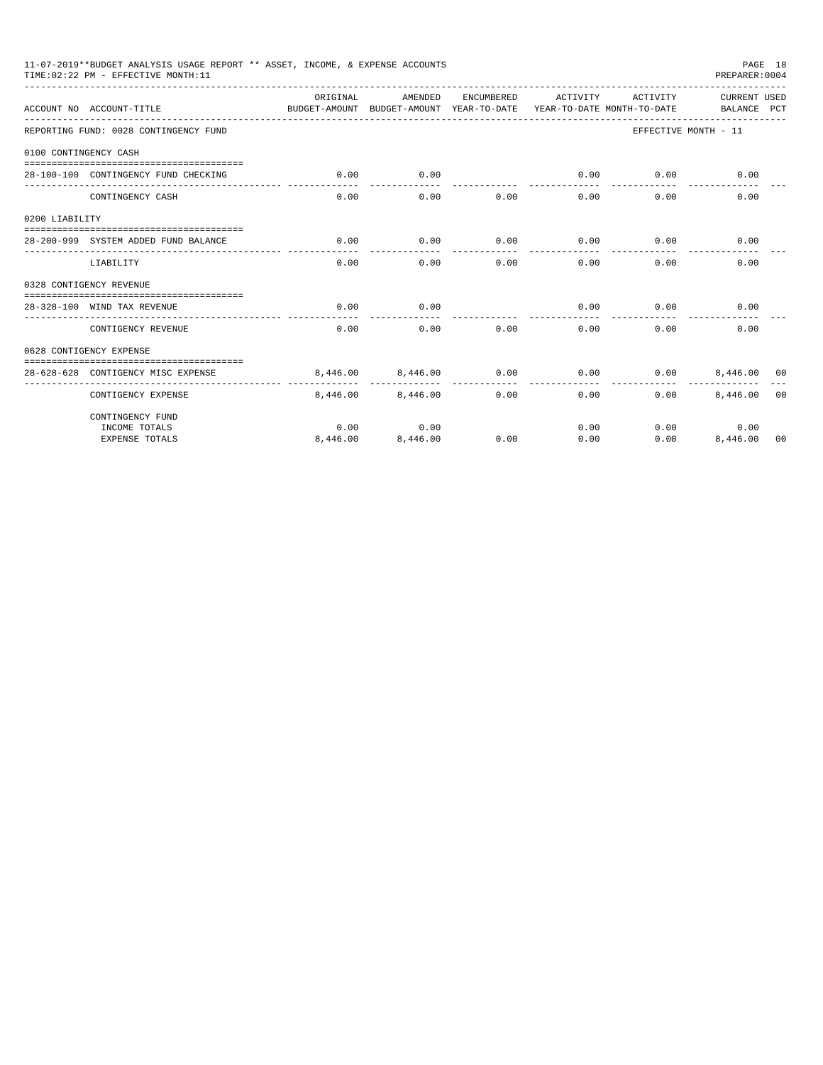11-07-2019**BUDGET ANALYSIS USAGE REPORT ** ASSET, INCOME, & EXPENSE ACCOUNTS

TIME:02:22 PM - EFFECTIVE MONTH:11

PREPARER:0004

| ACCOUNT NO | ACCOUNT-TITLE | ORIGINAL BUDGET-AMOUNT | AMENDED BUDGET-AMOUNT | ENCUMBERED YEAR-TO-DATE | ACTIVITY YEAR-TO-DATE | ACTIVITY MONTH-TO-DATE | CURRENT BALANCE | USED PCT |
|---|---|---|---|---|---|---|---|---|
| REPORTING FUND: 0028 CONTINGENCY FUND | | | | | | | EFFECTIVE MONTH - 11 | |
| 0100 CONTINGENCY CASH | | | | | | | | |
| 28-100-100 | CONTINGENCY FUND CHECKING | 0.00 | 0.00 | | 0.00 | 0.00 | 0.00 | |
| | CONTINGENCY CASH | 0.00 | 0.00 | 0.00 | 0.00 | 0.00 | 0.00 | |
| 0200 LIABILITY | | | | | | | | |
| 28-200-999 | SYSTEM ADDED FUND BALANCE | 0.00 | 0.00 | 0.00 | 0.00 | 0.00 | 0.00 | |
| | LIABILITY | 0.00 | 0.00 | 0.00 | 0.00 | 0.00 | 0.00 | |
| 0328 CONTIGENCY REVENUE | | | | | | | | |
| 28-328-100 | WIND TAX REVENUE | 0.00 | 0.00 | | 0.00 | 0.00 | 0.00 | |
| | CONTIGENCY REVENUE | 0.00 | 0.00 | 0.00 | 0.00 | 0.00 | 0.00 | |
| 0628 CONTIGENCY EXPENSE | | | | | | | | |
| 28-628-628 | CONTIGENCY MISC EXPENSE | 8,446.00 | 8,446.00 | 0.00 | 0.00 | 0.00 | 8,446.00 | 00 |
| | CONTIGENCY EXPENSE | 8,446.00 | 8,446.00 | 0.00 | 0.00 | 0.00 | 8,446.00 | 00 |
| | CONTINGENCY FUND | | | | | | | |
| | INCOME TOTALS | 0.00 | 0.00 | | 0.00 | 0.00 | 0.00 | |
| | EXPENSE TOTALS | 8,446.00 | 8,446.00 | 0.00 | 0.00 | 0.00 | 8,446.00 | 00 |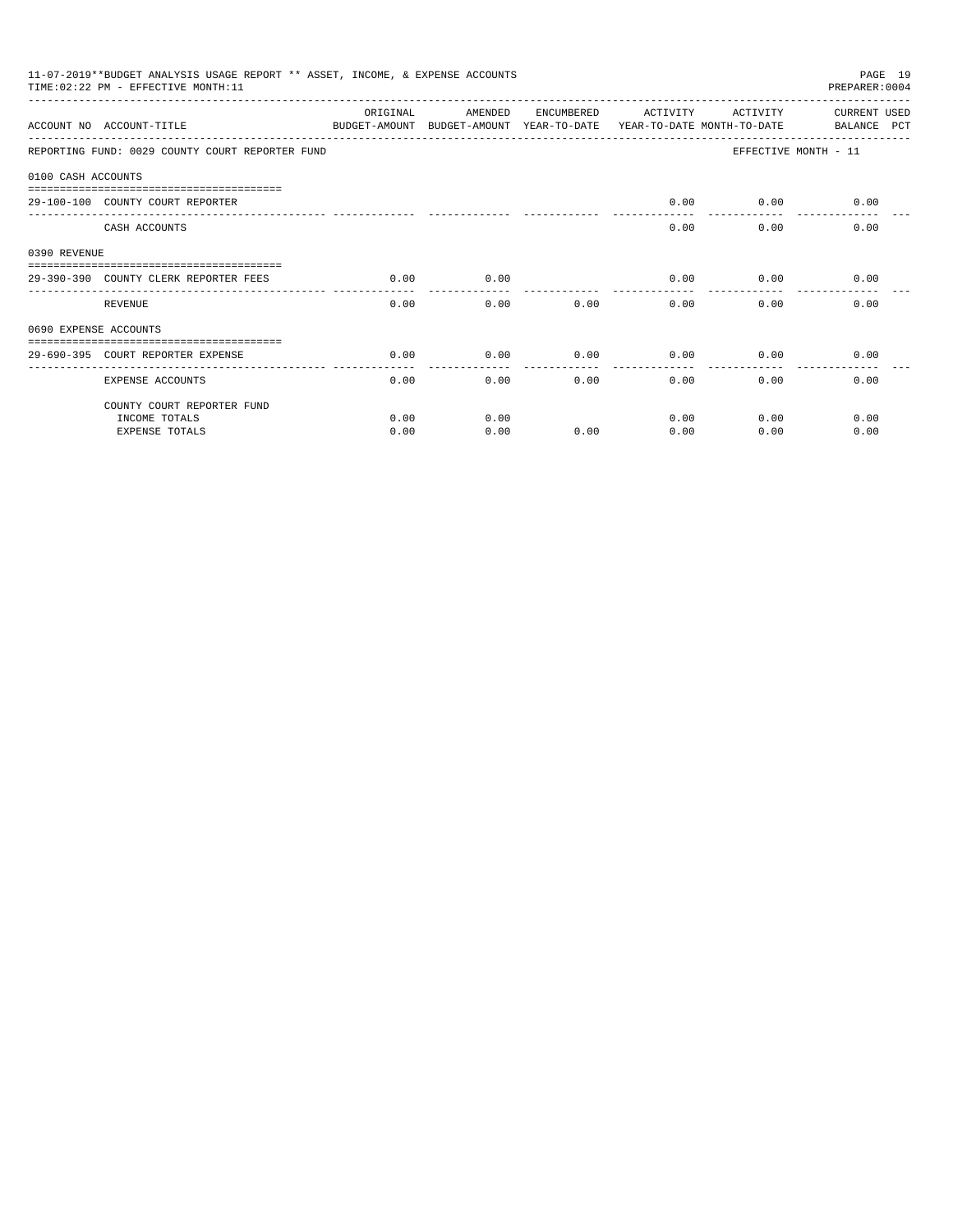11-07-2019**BUDGET ANALYSIS USAGE REPORT ** ASSET, INCOME, & EXPENSE ACCOUNTS

TIME:02:22 PM - EFFECTIVE MONTH:11

PREPARER:0004

| ACCOUNT NO | ACCOUNT-TITLE | ORIGINAL BUDGET-AMOUNT | AMENDED BUDGET-AMOUNT | ENCUMBERED YEAR-TO-DATE | ACTIVITY YEAR-TO-DATE | ACTIVITY MONTH-TO-DATE | CURRENT USED BALANCE PCT |
|---|---|---|---|---|---|---|---|
| REPORTING FUND: 0029 COUNTY COURT REPORTER FUND | | | | | | EFFECTIVE MONTH - 11 | |
| 0100 CASH ACCOUNTS | | | | | | | |
| 29-100-100 | COUNTY COURT REPORTER | | | | 0.00 | 0.00 | 0.00 |
| | CASH ACCOUNTS | | | | 0.00 | 0.00 | 0.00 |
| 0390 REVENUE | | | | | | | |
| 29-390-390 | COUNTY CLERK REPORTER FEES | 0.00 | 0.00 | | 0.00 | 0.00 | 0.00 |
| | REVENUE | 0.00 | 0.00 | 0.00 | 0.00 | 0.00 | 0.00 |
| 0690 EXPENSE ACCOUNTS | | | | | | | |
| 29-690-395 | COURT REPORTER EXPENSE | 0.00 | 0.00 | 0.00 | 0.00 | 0.00 | 0.00 |
| | EXPENSE ACCOUNTS | 0.00 | 0.00 | 0.00 | 0.00 | 0.00 | 0.00 |
| | COUNTY COURT REPORTER FUND | | | | | | |
| | INCOME TOTALS | 0.00 | 0.00 | | 0.00 | 0.00 | 0.00 |
| | EXPENSE TOTALS | 0.00 | 0.00 | 0.00 | 0.00 | 0.00 | 0.00 |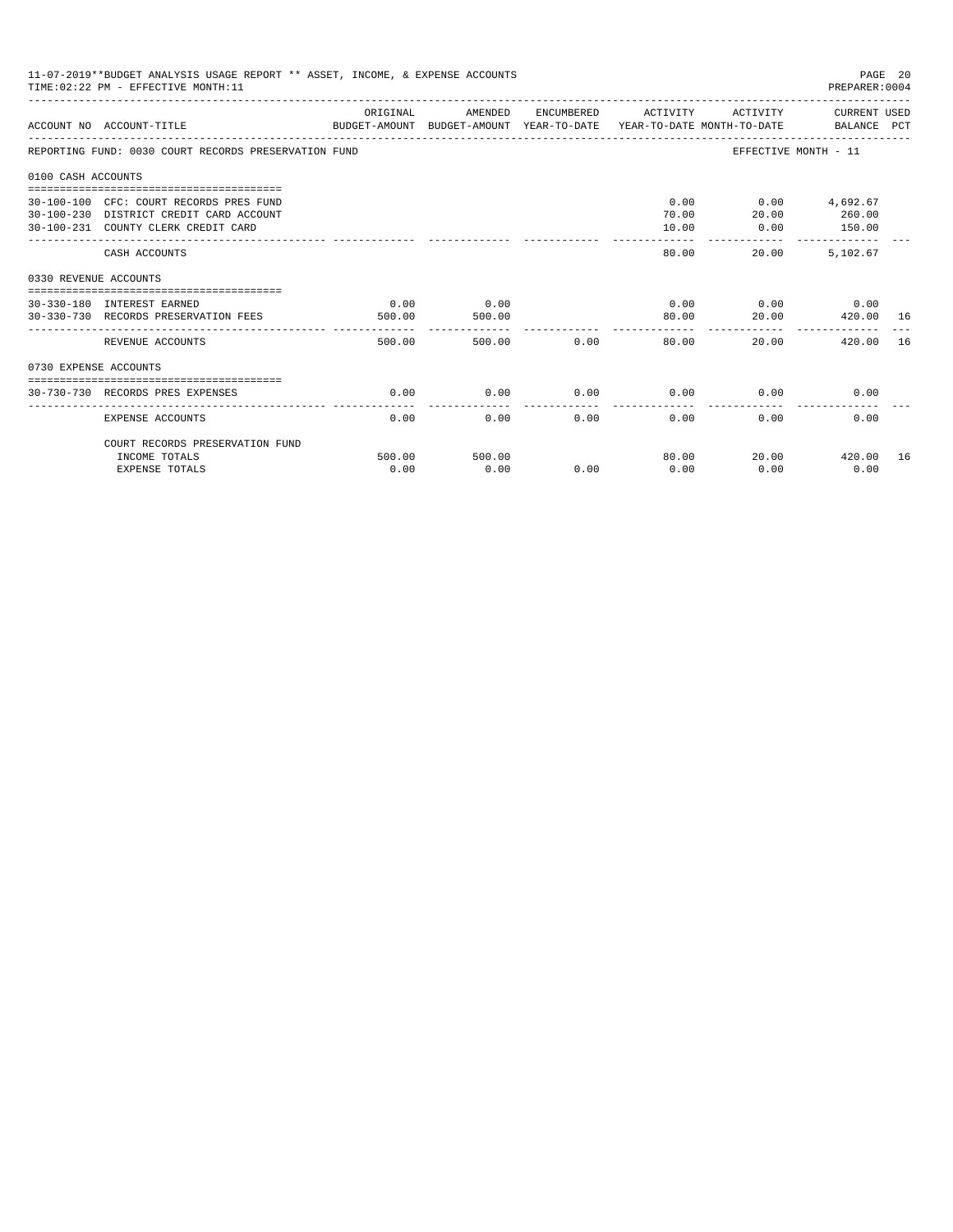11-07-2019**BUDGET ANALYSIS USAGE REPORT ** ASSET, INCOME, & EXPENSE ACCOUNTS

TIME:02:22 PM - EFFECTIVE MONTH:11

PREPARER:0004

| ACCOUNT NO | ACCOUNT-TITLE | ORIGINAL BUDGET-AMOUNT | AMENDED BUDGET-AMOUNT | ENCUMBERED YEAR-TO-DATE | ACTIVITY YEAR-TO-DATE | ACTIVITY MONTH-TO-DATE | CURRENT USED BALANCE | PCT |
|---|---|---|---|---|---|---|---|---|
| REPORTING FUND: 0030 COURT RECORDS PRESERVATION FUND | | | | | | EFFECTIVE MONTH - 11 | | |
| 0100 CASH ACCOUNTS | | | | | | | | |
| 30-100-100 | CFC: COURT RECORDS PRES FUND | | | | 0.00 | 0.00 | 4,692.67 | |
| 30-100-230 | DISTRICT CREDIT CARD ACCOUNT | | | | 70.00 | 20.00 | 260.00 | |
| 30-100-231 | COUNTY CLERK CREDIT CARD | | | | 10.00 | 0.00 | 150.00 | |
| | CASH ACCOUNTS | | | | 80.00 | 20.00 | 5,102.67 | |
| 0330 REVENUE ACCOUNTS | | | | | | | | |
| 30-330-180 | INTEREST EARNED | 0.00 | 0.00 | | 0.00 | 0.00 | 0.00 | |
| 30-330-730 | RECORDS PRESERVATION FEES | 500.00 | 500.00 | | 80.00 | 20.00 | 420.00 | 16 |
| | REVENUE ACCOUNTS | 500.00 | 500.00 | 0.00 | 80.00 | 20.00 | 420.00 | 16 |
| 0730 EXPENSE ACCOUNTS | | | | | | | | |
| 30-730-730 | RECORDS PRES EXPENSES | 0.00 | 0.00 | 0.00 | 0.00 | 0.00 | 0.00 | |
| | EXPENSE ACCOUNTS | 0.00 | 0.00 | 0.00 | 0.00 | 0.00 | 0.00 | |
| | COURT RECORDS PRESERVATION FUND | | | | | | | |
| | INCOME TOTALS | 500.00 | 500.00 | | 80.00 | 20.00 | 420.00 | 16 |
| | EXPENSE TOTALS | 0.00 | 0.00 | 0.00 | 0.00 | 0.00 | 0.00 | |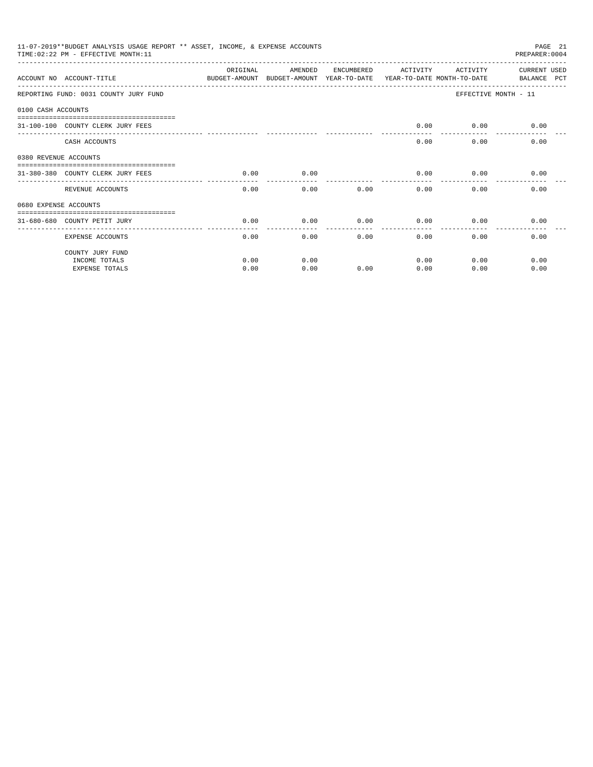11-07-2019**BUDGET ANALYSIS USAGE REPORT ** ASSET, INCOME, & EXPENSE ACCOUNTS
TIME:02:22 PM - EFFECTIVE MONTH:11
PREPARER:0004

| ACCOUNT NO ACCOUNT-TITLE | ORIGINAL BUDGET-AMOUNT | AMENDED BUDGET-AMOUNT | ENCUMBERED YEAR-TO-DATE | ACTIVITY YEAR-TO-DATE | ACTIVITY MONTH-TO-DATE | CURRENT USED BALANCE PCT |
|---|---|---|---|---|---|---|
| REPORTING FUND: 0031 COUNTY JURY FUND | | | | | EFFECTIVE MONTH - 11 | |
| 0100 CASH ACCOUNTS | | | | | | |
| 31-100-100 COUNTY CLERK JURY FEES | | | | 0.00 | 0.00 | 0.00 |
| CASH ACCOUNTS | | | | 0.00 | 0.00 | 0.00 |
| 0380 REVENUE ACCOUNTS | | | | | | |
| 31-380-380 COUNTY CLERK JURY FEES | 0.00 | 0.00 | | 0.00 | 0.00 | 0.00 |
| REVENUE ACCOUNTS | 0.00 | 0.00 | 0.00 | 0.00 | 0.00 | 0.00 |
| 0680 EXPENSE ACCOUNTS | | | | | | |
| 31-680-680 COUNTY PETIT JURY | 0.00 | 0.00 | 0.00 | 0.00 | 0.00 | 0.00 |
| EXPENSE ACCOUNTS | 0.00 | 0.00 | 0.00 | 0.00 | 0.00 | 0.00 |
| COUNTY JURY FUND | | | | | | |
| INCOME TOTALS | 0.00 | 0.00 | | 0.00 | 0.00 | 0.00 |
| EXPENSE TOTALS | 0.00 | 0.00 | 0.00 | 0.00 | 0.00 | 0.00 |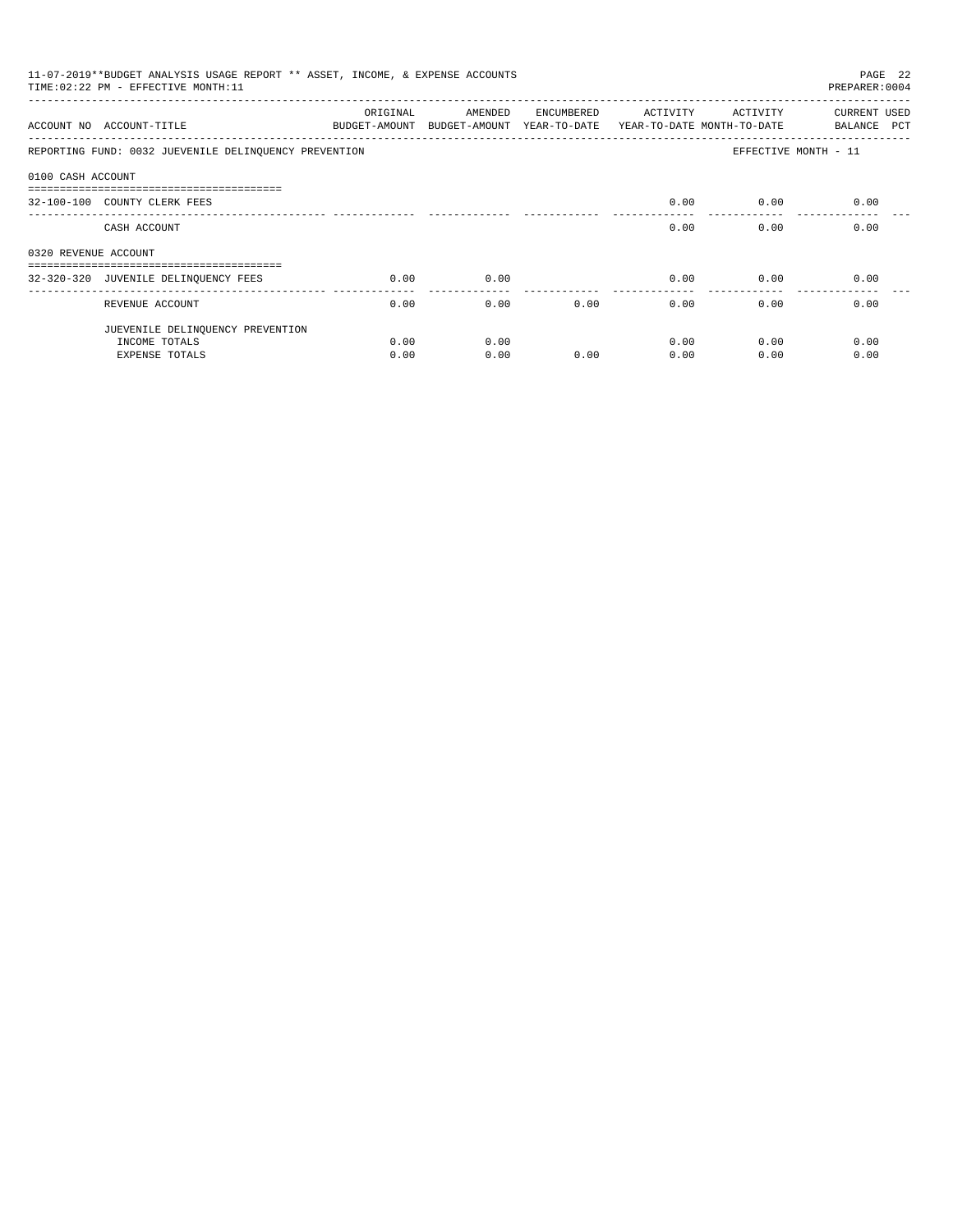11-07-2019**BUDGET ANALYSIS USAGE REPORT ** ASSET, INCOME, & EXPENSE ACCOUNTS

TIME:02:22 PM - EFFECTIVE MONTH:11

PREPARER:0004

| ACCOUNT NO | ACCOUNT-TITLE | ORIGINAL BUDGET-AMOUNT | AMENDED BUDGET-AMOUNT | ENCUMBERED YEAR-TO-DATE | ACTIVITY YEAR-TO-DATE | ACTIVITY MONTH-TO-DATE | CURRENT USED BALANCE PCT |
|---|---|---|---|---|---|---|---|
| REPORTING FUND: 0032 JUEVENILE DELINQUENCY PREVENTION | | | | | | | EFFECTIVE MONTH - 11 |
| 0100 CASH ACCOUNT | | | | | | | |
| 32-100-100 | COUNTY CLERK FEES | | | | 0.00 | 0.00 | 0.00 |
| | CASH ACCOUNT | | | | 0.00 | 0.00 | 0.00 |
| 0320 REVENUE ACCOUNT | | | | | | | |
| 32-320-320 | JUVENILE DELINQUENCY FEES | 0.00 | 0.00 | | 0.00 | 0.00 | 0.00 |
| | REVENUE ACCOUNT | 0.00 | 0.00 | 0.00 | 0.00 | 0.00 | 0.00 |
| | JUEVENILE DELINQUENCY PREVENTION | | | | | | |
| | INCOME TOTALS | 0.00 | 0.00 | | 0.00 | 0.00 | 0.00 |
| | EXPENSE TOTALS | 0.00 | 0.00 | 0.00 | 0.00 | 0.00 | 0.00 |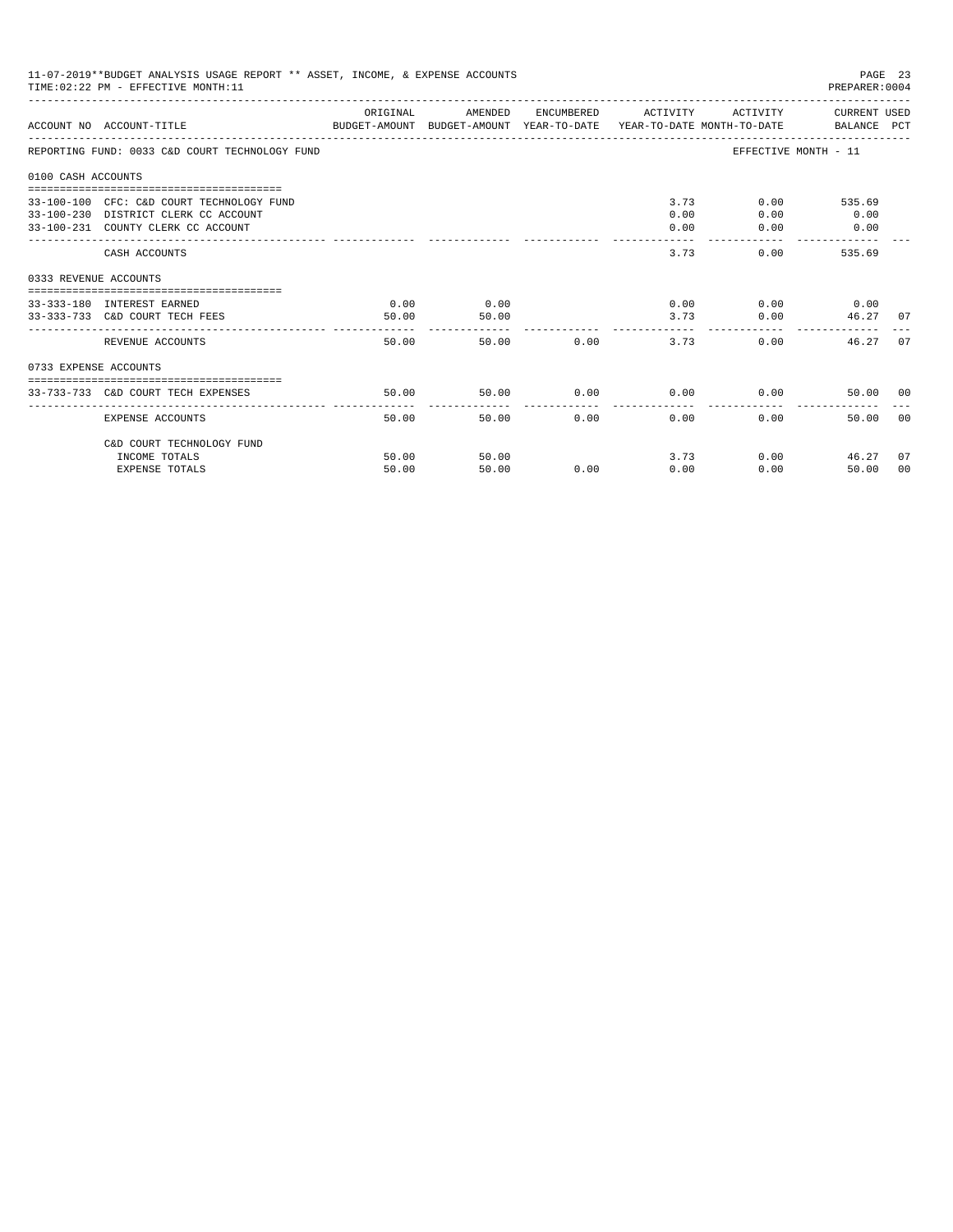11-07-2019**BUDGET ANALYSIS USAGE REPORT ** ASSET, INCOME, & EXPENSE ACCOUNTS
TIME:02:22 PM - EFFECTIVE MONTH:11

PREPARER:0004

REPORTING FUND: 0033 C&D COURT TECHNOLOGY FUND — EFFECTIVE MONTH - 11

| ACCOUNT NO | ACCOUNT-TITLE | ORIGINAL BUDGET-AMOUNT | AMENDED BUDGET-AMOUNT | ENCUMBERED YEAR-TO-DATE | ACTIVITY YEAR-TO-DATE | ACTIVITY MONTH-TO-DATE | CURRENT BALANCE | USED PCT |
|---|---|---|---|---|---|---|---|---|
| **0100 CASH ACCOUNTS** | | | | | | | | |
| 33-100-100 | CFC: C&D COURT TECHNOLOGY FUND | | | | 3.73 | 0.00 | 535.69 | |
| 33-100-230 | DISTRICT CLERK CC ACCOUNT | | | | 0.00 | 0.00 | 0.00 | |
| 33-100-231 | COUNTY CLERK CC ACCOUNT | | | | 0.00 | 0.00 | 0.00 | |
| | CASH ACCOUNTS | | | | 3.73 | 0.00 | 535.69 | |
| **0333 REVENUE ACCOUNTS** | | | | | | | | |
| 33-333-180 | INTEREST EARNED | 0.00 | 0.00 | | 0.00 | 0.00 | 0.00 | |
| 33-333-733 | C&D COURT TECH FEES | 50.00 | 50.00 | | 3.73 | 0.00 | 46.27 | 07 |
| | REVENUE ACCOUNTS | 50.00 | 50.00 | 0.00 | 3.73 | 0.00 | 46.27 | 07 |
| **0733 EXPENSE ACCOUNTS** | | | | | | | | |
| 33-733-733 | C&D COURT TECH EXPENSES | 50.00 | 50.00 | 0.00 | 0.00 | 0.00 | 50.00 | 00 |
| | EXPENSE ACCOUNTS | 50.00 | 50.00 | 0.00 | 0.00 | 0.00 | 50.00 | 00 |
| | C&D COURT TECHNOLOGY FUND | | | | | | | |
| | INCOME TOTALS | 50.00 | 50.00 | | 3.73 | 0.00 | 46.27 | 07 |
| | EXPENSE TOTALS | 50.00 | 50.00 | 0.00 | 0.00 | 0.00 | 50.00 | 00 |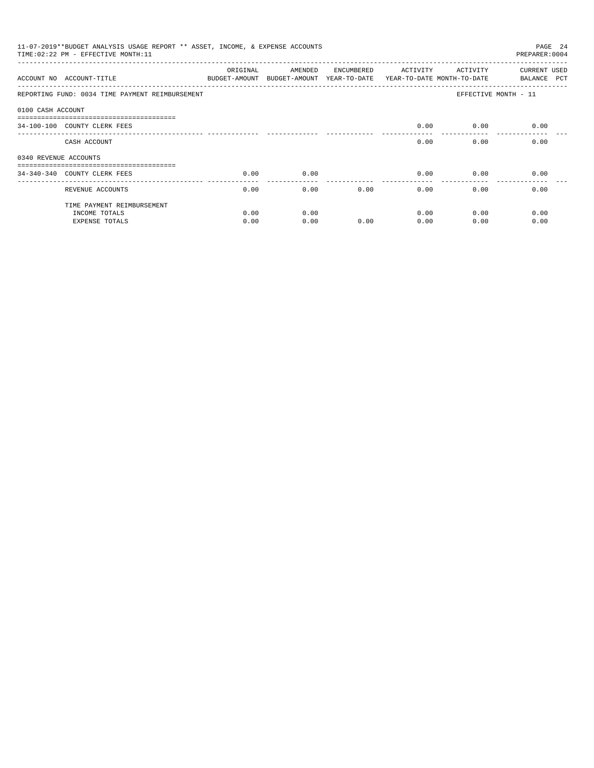11-07-2019**BUDGET ANALYSIS USAGE REPORT ** ASSET, INCOME, & EXPENSE ACCOUNTS
TIME:02:22 PM - EFFECTIVE MONTH:11

PREPARER:0004

| ACCOUNT NO | ACCOUNT-TITLE | ORIGINAL BUDGET-AMOUNT | AMENDED BUDGET-AMOUNT | ENCUMBERED YEAR-TO-DATE | ACTIVITY YEAR-TO-DATE | ACTIVITY MONTH-TO-DATE | CURRENT BALANCE | USED PCT |
|---|---|---|---|---|---|---|---|---|
| REPORTING FUND: 0034 TIME PAYMENT REIMBURSEMENT | | | | | | EFFECTIVE MONTH - 11 | | |
| 0100 CASH ACCOUNT | | | | | | | | |
| 34-100-100 | COUNTY CLERK FEES | | | | 0.00 | 0.00 | 0.00 | |
| | CASH ACCOUNT | | | | 0.00 | 0.00 | 0.00 | |
| 0340 REVENUE ACCOUNTS | | | | | | | | |
| 34-340-340 | COUNTY CLERK FEES | 0.00 | 0.00 | | 0.00 | 0.00 | 0.00 | |
| | REVENUE ACCOUNTS | 0.00 | 0.00 | 0.00 | 0.00 | 0.00 | 0.00 | |
| | TIME PAYMENT REIMBURSEMENT | | | | | | | |
| | INCOME TOTALS | 0.00 | 0.00 | | 0.00 | 0.00 | 0.00 | |
| | EXPENSE TOTALS | 0.00 | 0.00 | 0.00 | 0.00 | 0.00 | 0.00 | |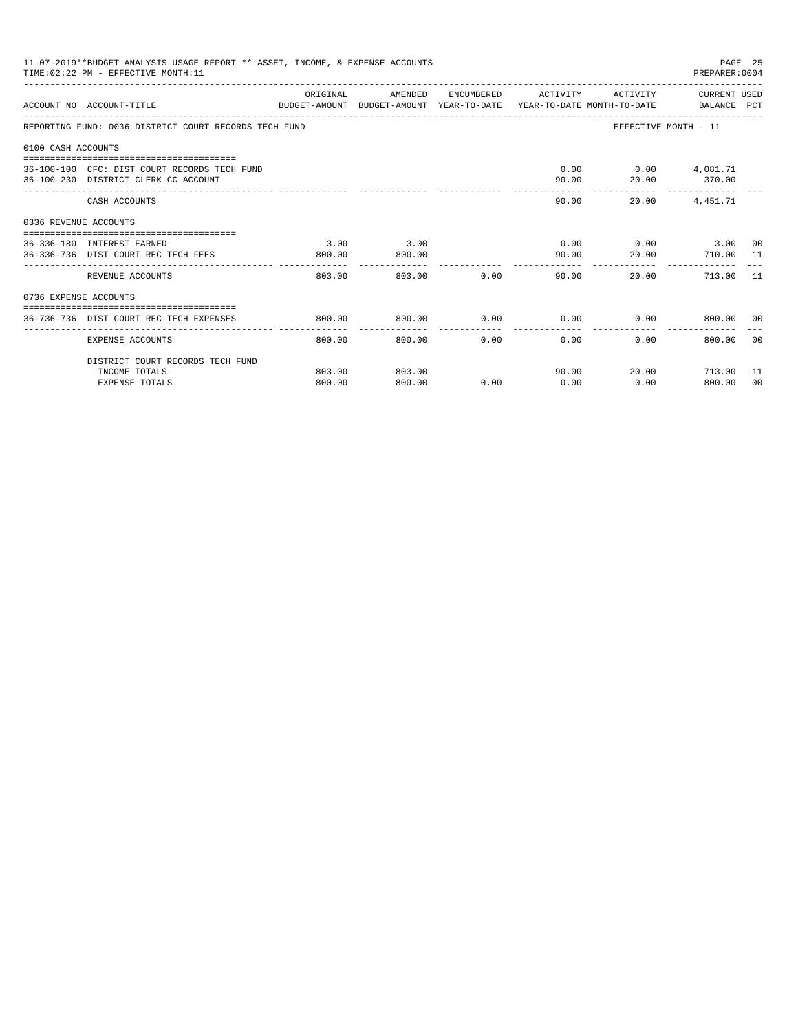11-07-2019**BUDGET ANALYSIS USAGE REPORT ** ASSET, INCOME, & EXPENSE ACCOUNTS
TIME:02:22 PM - EFFECTIVE MONTH:11

REPORTING FUND: 0036 DISTRICT COURT RECORDS TECH FUND — EFFECTIVE MONTH - 11

| ACCOUNT NO | ACCOUNT-TITLE | ORIGINAL BUDGET-AMOUNT | AMENDED BUDGET-AMOUNT | ENCUMBERED YEAR-TO-DATE | ACTIVITY YEAR-TO-DATE | ACTIVITY MONTH-TO-DATE | CURRENT USED BALANCE | PCT |
|---|---|---|---|---|---|---|---|---|
| **0100 CASH ACCOUNTS** | | | | | | | | |
| 36-100-100 | CFC: DIST COURT RECORDS TECH FUND | | | | 0.00 | 0.00 | 4,081.71 | |
| 36-100-230 | DISTRICT CLERK CC ACCOUNT | | | | 90.00 | 20.00 | 370.00 | |
| | CASH ACCOUNTS | | | | 90.00 | 20.00 | 4,451.71 | |
| **0336 REVENUE ACCOUNTS** | | | | | | | | |
| 36-336-180 | INTEREST EARNED | 3.00 | 3.00 | | 0.00 | 0.00 | 3.00 | 00 |
| 36-336-736 | DIST COURT REC TECH FEES | 800.00 | 800.00 | | 90.00 | 20.00 | 710.00 | 11 |
| | REVENUE ACCOUNTS | 803.00 | 803.00 | 0.00 | 90.00 | 20.00 | 713.00 | 11 |
| **0736 EXPENSE ACCOUNTS** | | | | | | | | |
| 36-736-736 | DIST COURT REC TECH EXPENSES | 800.00 | 800.00 | 0.00 | 0.00 | 0.00 | 800.00 | 00 |
| | EXPENSE ACCOUNTS | 800.00 | 800.00 | 0.00 | 0.00 | 0.00 | 800.00 | 00 |
| | DISTRICT COURT RECORDS TECH FUND | | | | | | | |
| | INCOME TOTALS | 803.00 | 803.00 | | 90.00 | 20.00 | 713.00 | 11 |
| | EXPENSE TOTALS | 800.00 | 800.00 | 0.00 | 0.00 | 0.00 | 800.00 | 00 |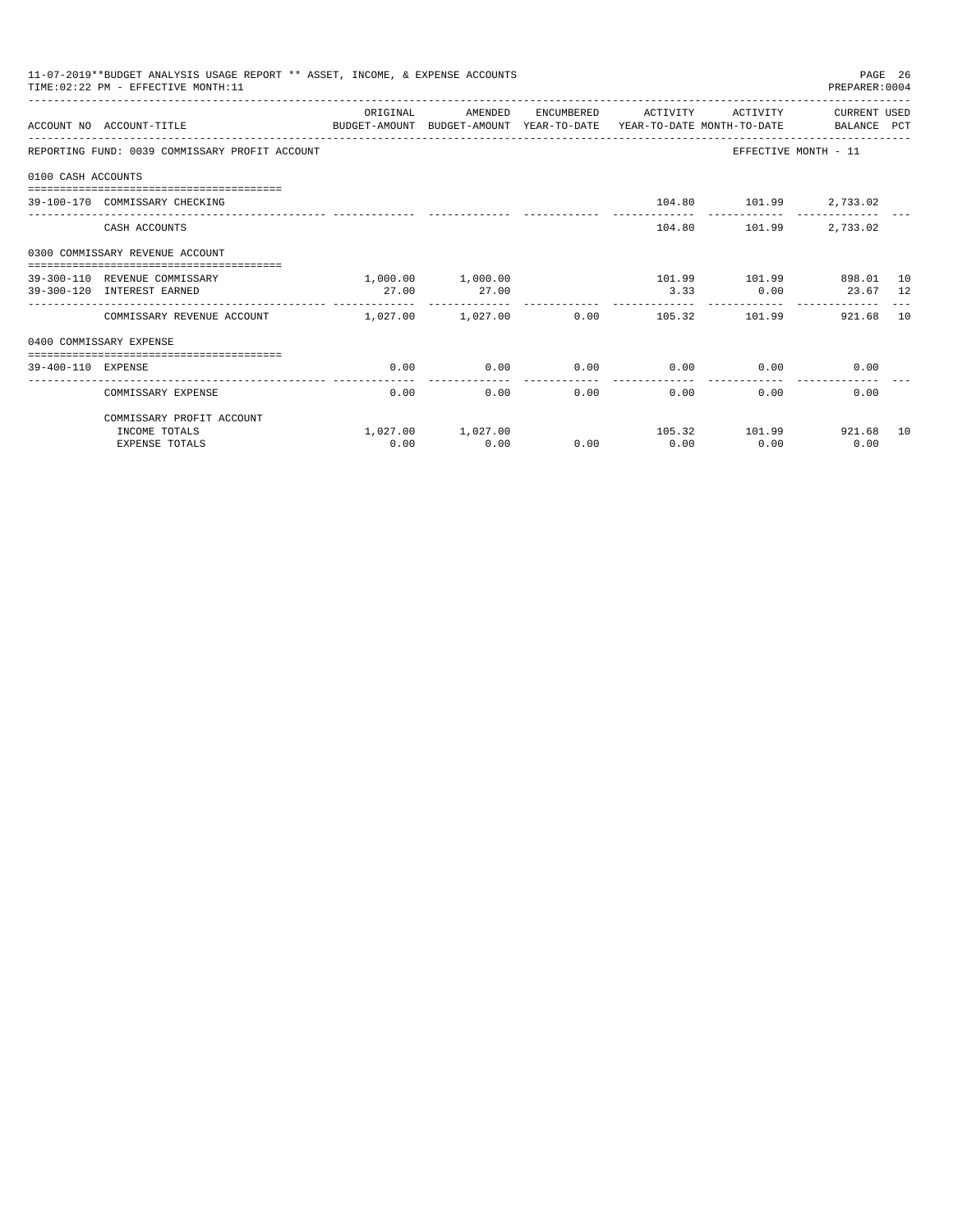11-07-2019**BUDGET ANALYSIS USAGE REPORT ** ASSET, INCOME, & EXPENSE ACCOUNTS
TIME:02:22 PM - EFFECTIVE MONTH:11

PREPARER:0004

| ACCOUNT NO | ACCOUNT-TITLE | ORIGINAL BUDGET-AMOUNT | AMENDED BUDGET-AMOUNT | ENCUMBERED YEAR-TO-DATE | ACTIVITY YEAR-TO-DATE | ACTIVITY MONTH-TO-DATE | CURRENT USED BALANCE | PCT |
|---|---|---|---|---|---|---|---|---|
| REPORTING FUND: 0039 COMMISSARY PROFIT ACCOUNT | | | | | | EFFECTIVE MONTH - 11 | | |
| 0100 CASH ACCOUNTS | | | | | | | | |
| 39-100-170 | COMMISSARY CHECKING | | | | 104.80 | 101.99 | 2,733.02 | |
| | CASH ACCOUNTS | | | | 104.80 | 101.99 | 2,733.02 | |
| 0300 COMMISSARY REVENUE ACCOUNT | | | | | | | | |
| 39-300-110 | REVENUE COMMISSARY | 1,000.00 | 1,000.00 | | 101.99 | 101.99 | 898.01 | 10 |
| 39-300-120 | INTEREST EARNED | 27.00 | 27.00 | | 3.33 | 0.00 | 23.67 | 12 |
| | COMMISSARY REVENUE ACCOUNT | 1,027.00 | 1,027.00 | 0.00 | 105.32 | 101.99 | 921.68 | 10 |
| 0400 COMMISSARY EXPENSE | | | | | | | | |
| 39-400-110 | EXPENSE | 0.00 | 0.00 | 0.00 | 0.00 | 0.00 | 0.00 | |
| | COMMISSARY EXPENSE | 0.00 | 0.00 | 0.00 | 0.00 | 0.00 | 0.00 | |
| | COMMISSARY PROFIT ACCOUNT | | | | | | | |
| | INCOME TOTALS | 1,027.00 | 1,027.00 | | 105.32 | 101.99 | 921.68 | 10 |
| | EXPENSE TOTALS | 0.00 | 0.00 | 0.00 | 0.00 | 0.00 | 0.00 | |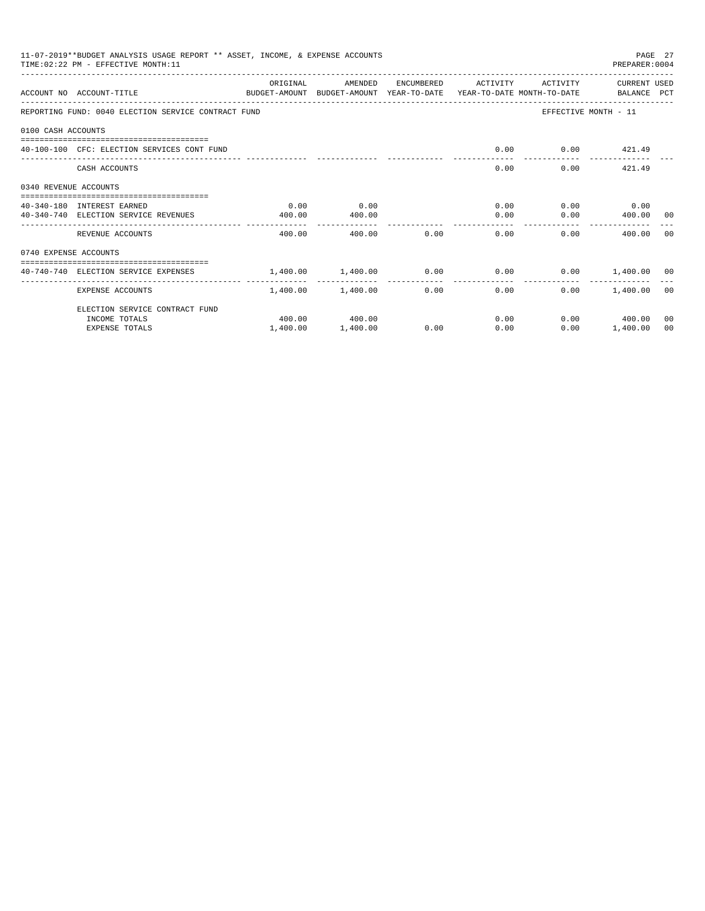11-07-2019**BUDGET ANALYSIS USAGE REPORT ** ASSET, INCOME, & EXPENSE ACCOUNTS
TIME:02:22 PM - EFFECTIVE MONTH:11

PREPARER:0004

| ACCOUNT NO | ACCOUNT-TITLE | ORIGINAL BUDGET-AMOUNT | AMENDED BUDGET-AMOUNT | ENCUMBERED YEAR-TO-DATE | ACTIVITY YEAR-TO-DATE | ACTIVITY MONTH-TO-DATE | CURRENT BALANCE | USED PCT |
|---|---|---|---|---|---|---|---|---|
| REPORTING FUND: 0040 ELECTION SERVICE CONTRACT FUND | | | | | | EFFECTIVE MONTH - 11 | | |
| 0100 CASH ACCOUNTS | | | | | | | | |
| 40-100-100 | CFC: ELECTION SERVICES CONT FUND | | | | 0.00 | 0.00 | 421.49 | |
| | CASH ACCOUNTS | | | | 0.00 | 0.00 | 421.49 | |
| 0340 REVENUE ACCOUNTS | | | | | | | | |
| 40-340-180 | INTEREST EARNED | 0.00 | 0.00 | | 0.00 | 0.00 | 0.00 | |
| 40-340-740 | ELECTION SERVICE REVENUES | 400.00 | 400.00 | | 0.00 | 0.00 | 400.00 | 00 |
| | REVENUE ACCOUNTS | 400.00 | 400.00 | 0.00 | 0.00 | 0.00 | 400.00 | 00 |
| 0740 EXPENSE ACCOUNTS | | | | | | | | |
| 40-740-740 | ELECTION SERVICE EXPENSES | 1,400.00 | 1,400.00 | 0.00 | 0.00 | 0.00 | 1,400.00 | 00 |
| | EXPENSE ACCOUNTS | 1,400.00 | 1,400.00 | 0.00 | 0.00 | 0.00 | 1,400.00 | 00 |
| | ELECTION SERVICE CONTRACT FUND | | | | | | | |
| | INCOME TOTALS | 400.00 | 400.00 | | 0.00 | 0.00 | 400.00 | 00 |
| | EXPENSE TOTALS | 1,400.00 | 1,400.00 | 0.00 | 0.00 | 0.00 | 1,400.00 | 00 |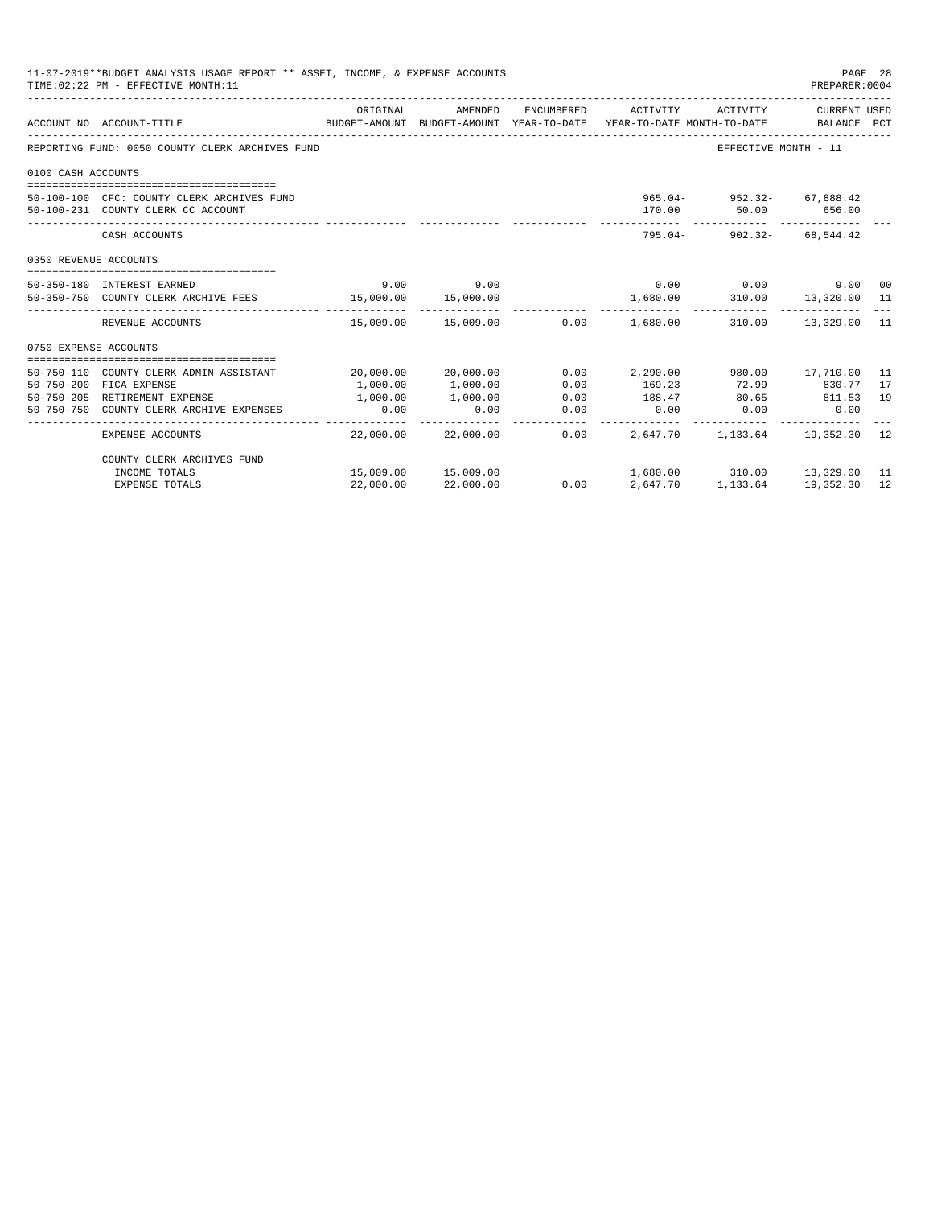11-07-2019**BUDGET ANALYSIS USAGE REPORT ** ASSET, INCOME, & EXPENSE ACCOUNTS
TIME:02:22 PM - EFFECTIVE MONTH:11

PREPARER:0004

| ACCOUNT NO | ACCOUNT-TITLE | ORIGINAL BUDGET-AMOUNT | AMENDED BUDGET-AMOUNT | ENCUMBERED YEAR-TO-DATE | ACTIVITY YEAR-TO-DATE | ACTIVITY MONTH-TO-DATE | CURRENT USED BALANCE | PCT |
|---|---|---|---|---|---|---|---|---|
| REPORTING FUND: 0050 COUNTY CLERK ARCHIVES FUND | | | | | | EFFECTIVE MONTH - 11 | | |
| 0100 CASH ACCOUNTS | | | | | | | | |
| 50-100-100 | CFC: COUNTY CLERK ARCHIVES FUND | | | | 965.04- | 952.32- | 67,888.42 | |
| 50-100-231 | COUNTY CLERK CC ACCOUNT | | | | 170.00 | 50.00 | 656.00 | |
| | CASH ACCOUNTS | | | | 795.04- | 902.32- | 68,544.42 | |
| 0350 REVENUE ACCOUNTS | | | | | | | | |
| 50-350-180 | INTEREST EARNED | 9.00 | 9.00 | | 0.00 | 0.00 | 9.00 | 00 |
| 50-350-750 | COUNTY CLERK ARCHIVE FEES | 15,000.00 | 15,000.00 | | 1,680.00 | 310.00 | 13,320.00 | 11 |
| | REVENUE ACCOUNTS | 15,009.00 | 15,009.00 | 0.00 | 1,680.00 | 310.00 | 13,329.00 | 11 |
| 0750 EXPENSE ACCOUNTS | | | | | | | | |
| 50-750-110 | COUNTY CLERK ADMIN ASSISTANT | 20,000.00 | 20,000.00 | 0.00 | 2,290.00 | 980.00 | 17,710.00 | 11 |
| 50-750-200 | FICA EXPENSE | 1,000.00 | 1,000.00 | 0.00 | 169.23 | 72.99 | 830.77 | 17 |
| 50-750-205 | RETIREMENT EXPENSE | 1,000.00 | 1,000.00 | 0.00 | 188.47 | 80.65 | 811.53 | 19 |
| 50-750-750 | COUNTY CLERK ARCHIVE EXPENSES | 0.00 | 0.00 | 0.00 | 0.00 | 0.00 | 0.00 | |
| | EXPENSE ACCOUNTS | 22,000.00 | 22,000.00 | 0.00 | 2,647.70 | 1,133.64 | 19,352.30 | 12 |
| | COUNTY CLERK ARCHIVES FUND | | | | | | | |
| | INCOME TOTALS | 15,009.00 | 15,009.00 | | 1,680.00 | 310.00 | 13,329.00 | 11 |
| | EXPENSE TOTALS | 22,000.00 | 22,000.00 | 0.00 | 2,647.70 | 1,133.64 | 19,352.30 | 12 |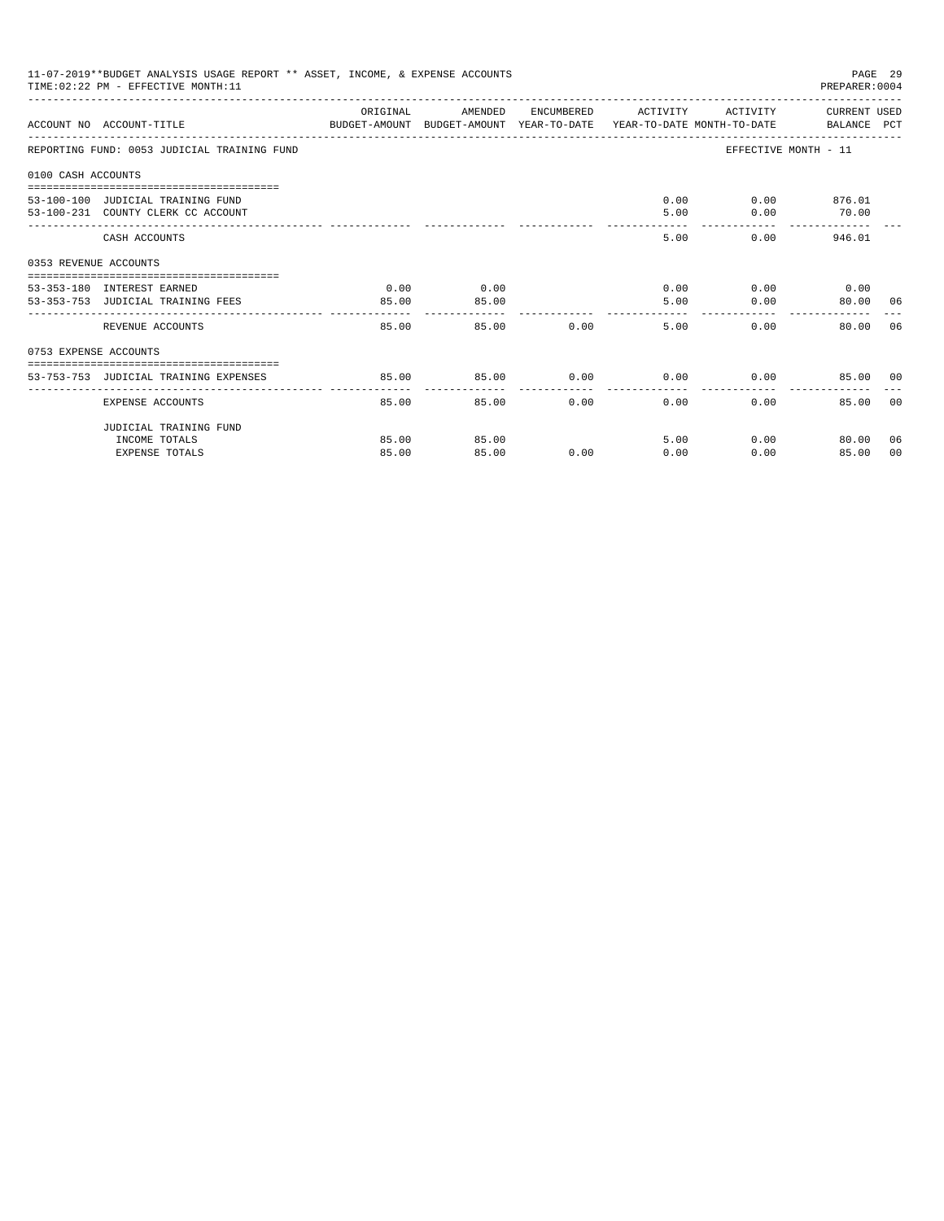11-07-2019**BUDGET ANALYSIS USAGE REPORT ** ASSET, INCOME, & EXPENSE ACCOUNTS
TIME:02:22 PM - EFFECTIVE MONTH:11

PREPARER:0004

| ACCOUNT NO | ACCOUNT-TITLE | ORIGINAL BUDGET-AMOUNT | AMENDED BUDGET-AMOUNT | ENCUMBERED YEAR-TO-DATE | ACTIVITY YEAR-TO-DATE | ACTIVITY MONTH-TO-DATE | CURRENT USED BALANCE | PCT |
|---|---|---|---|---|---|---|---|---|
| REPORTING FUND: 0053 JUDICIAL TRAINING FUND | | | | | | EFFECTIVE MONTH - 11 | | |
| 0100 CASH ACCOUNTS | | | | | | | | |
| 53-100-100 | JUDICIAL TRAINING FUND | | | | 0.00 | 0.00 | 876.01 | |
| 53-100-231 | COUNTY CLERK CC ACCOUNT | | | | 5.00 | 0.00 | 70.00 | |
| | CASH ACCOUNTS | | | | 5.00 | 0.00 | 946.01 | |
| 0353 REVENUE ACCOUNTS | | | | | | | | |
| 53-353-180 | INTEREST EARNED | 0.00 | 0.00 | | 0.00 | 0.00 | 0.00 | |
| 53-353-753 | JUDICIAL TRAINING FEES | 85.00 | 85.00 | | 5.00 | 0.00 | 80.00 | 06 |
| | REVENUE ACCOUNTS | 85.00 | 85.00 | 0.00 | 5.00 | 0.00 | 80.00 | 06 |
| 0753 EXPENSE ACCOUNTS | | | | | | | | |
| 53-753-753 | JUDICIAL TRAINING EXPENSES | 85.00 | 85.00 | 0.00 | 0.00 | 0.00 | 85.00 | 00 |
| | EXPENSE ACCOUNTS | 85.00 | 85.00 | 0.00 | 0.00 | 0.00 | 85.00 | 00 |
| | JUDICIAL TRAINING FUND | | | | | | | |
| | INCOME TOTALS | 85.00 | 85.00 | | 5.00 | 0.00 | 80.00 | 06 |
| | EXPENSE TOTALS | 85.00 | 85.00 | 0.00 | 0.00 | 0.00 | 85.00 | 00 |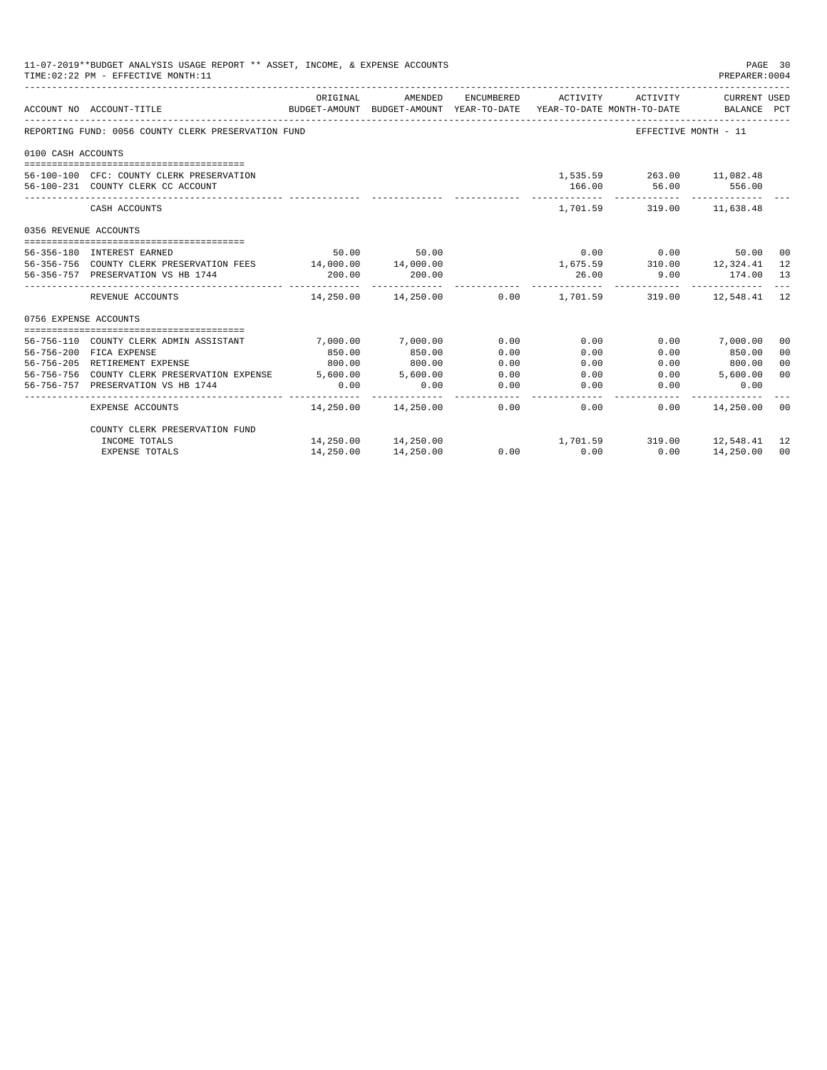11-07-2019**BUDGET ANALYSIS USAGE REPORT ** ASSET, INCOME, & EXPENSE ACCOUNTS
TIME:02:22 PM - EFFECTIVE MONTH:11

PREPARER:0004

| ACCOUNT NO | ACCOUNT-TITLE | ORIGINAL BUDGET-AMOUNT | AMENDED BUDGET-AMOUNT | ENCUMBERED YEAR-TO-DATE | ACTIVITY YEAR-TO-DATE | ACTIVITY MONTH-TO-DATE | CURRENT USED BALANCE | PCT |
|---|---|---|---|---|---|---|---|---|
| REPORTING FUND: 0056 COUNTY CLERK PRESERVATION FUND | | | | | | EFFECTIVE MONTH - 11 | | |
| 0100 CASH ACCOUNTS | | | | | | | | |
| 56-100-100 | CFC: COUNTY CLERK PRESERVATION | | | | 1,535.59 | 263.00 | 11,082.48 | |
| 56-100-231 | COUNTY CLERK CC ACCOUNT | | | | 166.00 | 56.00 | 556.00 | |
| | CASH ACCOUNTS | | | | 1,701.59 | 319.00 | 11,638.48 | |
| 0356 REVENUE ACCOUNTS | | | | | | | | |
| 56-356-180 | INTEREST EARNED | 50.00 | 50.00 | | 0.00 | 0.00 | 50.00 | 00 |
| 56-356-756 | COUNTY CLERK PRESERVATION FEES | 14,000.00 | 14,000.00 | | 1,675.59 | 310.00 | 12,324.41 | 12 |
| 56-356-757 | PRESERVATION VS HB 1744 | 200.00 | 200.00 | | 26.00 | 9.00 | 174.00 | 13 |
| | REVENUE ACCOUNTS | 14,250.00 | 14,250.00 | 0.00 | 1,701.59 | 319.00 | 12,548.41 | 12 |
| 0756 EXPENSE ACCOUNTS | | | | | | | | |
| 56-756-110 | COUNTY CLERK ADMIN ASSISTANT | 7,000.00 | 7,000.00 | 0.00 | 0.00 | 0.00 | 7,000.00 | 00 |
| 56-756-200 | FICA EXPENSE | 850.00 | 850.00 | 0.00 | 0.00 | 0.00 | 850.00 | 00 |
| 56-756-205 | RETIREMENT EXPENSE | 800.00 | 800.00 | 0.00 | 0.00 | 0.00 | 800.00 | 00 |
| 56-756-756 | COUNTY CLERK PRESERVATION EXPENSE | 5,600.00 | 5,600.00 | 0.00 | 0.00 | 0.00 | 5,600.00 | 00 |
| 56-756-757 | PRESERVATION VS HB 1744 | 0.00 | 0.00 | 0.00 | 0.00 | 0.00 | 0.00 | |
| | EXPENSE ACCOUNTS | 14,250.00 | 14,250.00 | 0.00 | 0.00 | 0.00 | 14,250.00 | 00 |
| | COUNTY CLERK PRESERVATION FUND | | | | | | | |
| | INCOME TOTALS | 14,250.00 | 14,250.00 | | 1,701.59 | 319.00 | 12,548.41 | 12 |
| | EXPENSE TOTALS | 14,250.00 | 14,250.00 | 0.00 | 0.00 | 0.00 | 14,250.00 | 00 |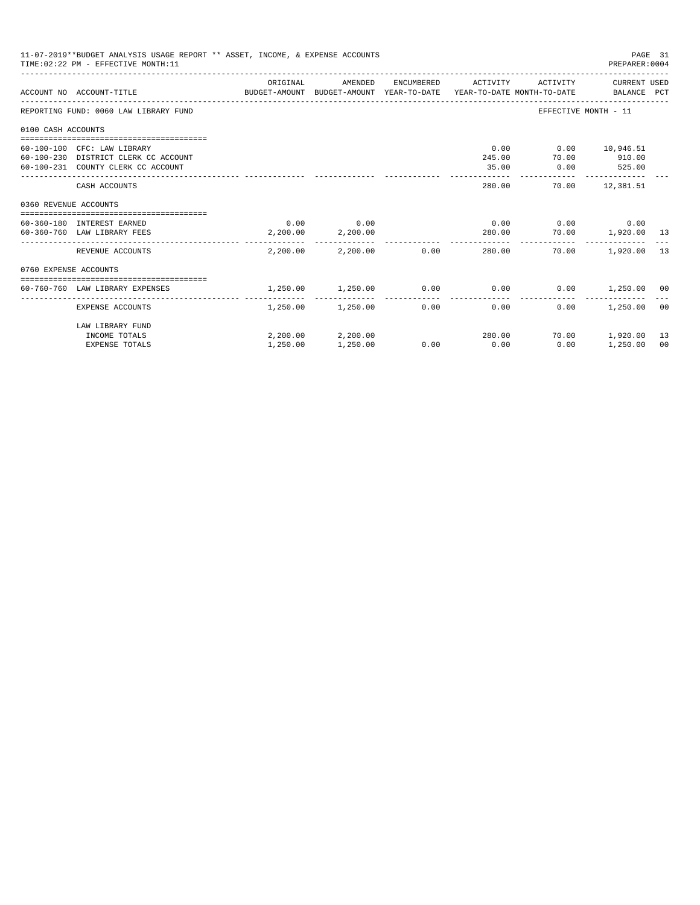11-07-2019**BUDGET ANALYSIS USAGE REPORT ** ASSET, INCOME, & EXPENSE ACCOUNTS
TIME:02:22 PM - EFFECTIVE MONTH:11

PREPARER:0004

| ACCOUNT NO | ACCOUNT-TITLE | ORIGINAL BUDGET-AMOUNT | AMENDED BUDGET-AMOUNT | ENCUMBERED YEAR-TO-DATE | ACTIVITY YEAR-TO-DATE | ACTIVITY MONTH-TO-DATE | CURRENT BALANCE | USED PCT |
|---|---|---|---|---|---|---|---|---|
| REPORTING FUND: 0060 LAW LIBRARY FUND | | | | | | EFFECTIVE MONTH - 11 | | |
| 0100 CASH ACCOUNTS | | | | | | | | |
| 60-100-100 | CFC: LAW LIBRARY | | | | 0.00 | 0.00 | 10,946.51 | |
| 60-100-230 | DISTRICT CLERK CC ACCOUNT | | | | 245.00 | 70.00 | 910.00 | |
| 60-100-231 | COUNTY CLERK CC ACCOUNT | | | | 35.00 | 0.00 | 525.00 | |
| | CASH ACCOUNTS | | | | 280.00 | 70.00 | 12,381.51 | |
| 0360 REVENUE ACCOUNTS | | | | | | | | |
| 60-360-180 | INTEREST EARNED | 0.00 | 0.00 | | 0.00 | 0.00 | 0.00 | |
| 60-360-760 | LAW LIBRARY FEES | 2,200.00 | 2,200.00 | | 280.00 | 70.00 | 1,920.00 | 13 |
| | REVENUE ACCOUNTS | 2,200.00 | 2,200.00 | 0.00 | 280.00 | 70.00 | 1,920.00 | 13 |
| 0760 EXPENSE ACCOUNTS | | | | | | | | |
| 60-760-760 | LAW LIBRARY EXPENSES | 1,250.00 | 1,250.00 | 0.00 | 0.00 | 0.00 | 1,250.00 | 00 |
| | EXPENSE ACCOUNTS | 1,250.00 | 1,250.00 | 0.00 | 0.00 | 0.00 | 1,250.00 | 00 |
| | LAW LIBRARY FUND | | | | | | | |
| | INCOME TOTALS | 2,200.00 | 2,200.00 | | 280.00 | 70.00 | 1,920.00 | 13 |
| | EXPENSE TOTALS | 1,250.00 | 1,250.00 | 0.00 | 0.00 | 0.00 | 1,250.00 | 00 |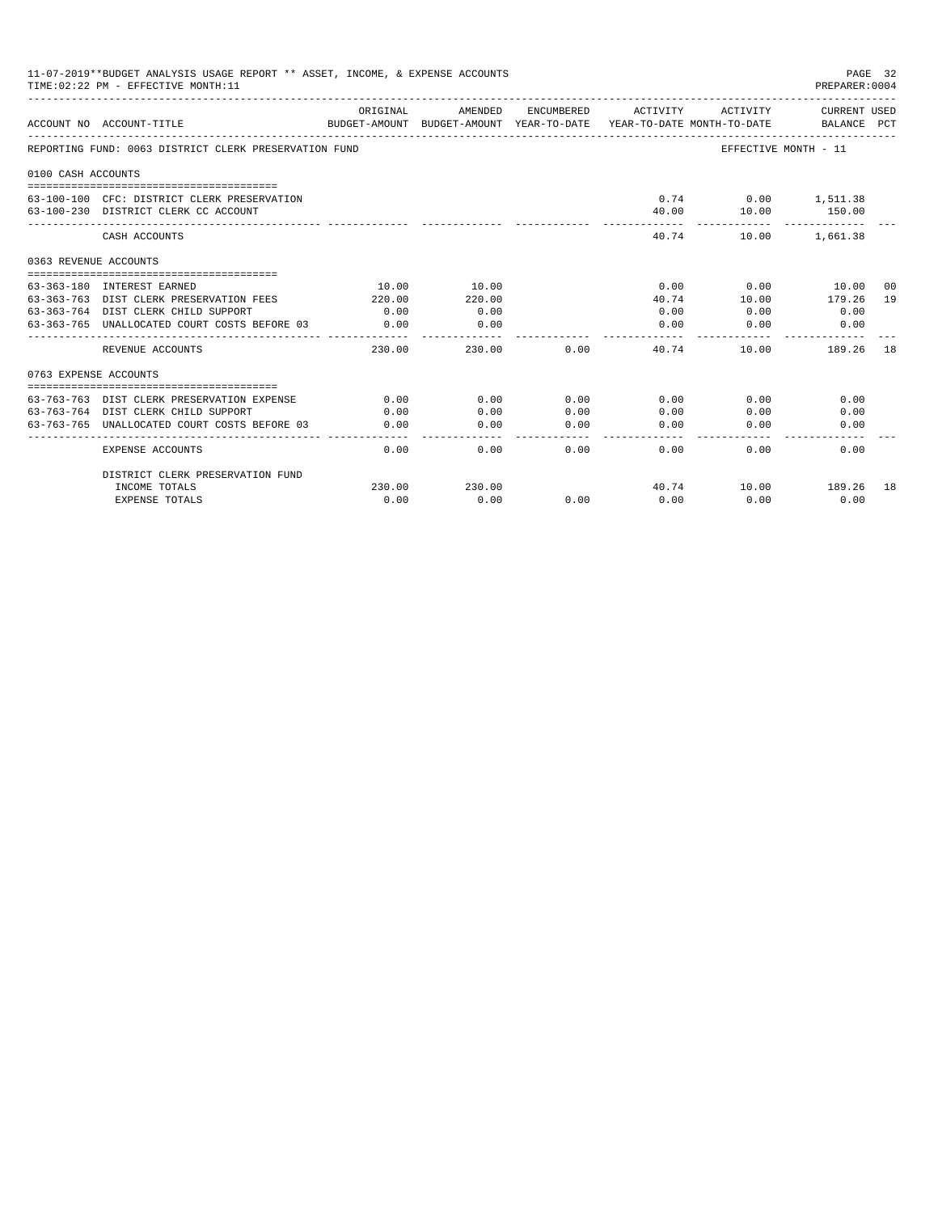11-07-2019**BUDGET ANALYSIS USAGE REPORT ** ASSET, INCOME, & EXPENSE ACCOUNTS

TIME:02:22 PM - EFFECTIVE MONTH:11

PREPARER:0004

| ACCOUNT NO | ACCOUNT-TITLE | ORIGINAL BUDGET-AMOUNT | AMENDED BUDGET-AMOUNT | ENCUMBERED YEAR-TO-DATE | ACTIVITY YEAR-TO-DATE | ACTIVITY MONTH-TO-DATE | CURRENT USED BALANCE | PCT |
|---|---|---|---|---|---|---|---|---|
| REPORTING FUND: 0063 DISTRICT CLERK PRESERVATION FUND | | | | | | EFFECTIVE MONTH - 11 | | |
| 0100 CASH ACCOUNTS | | | | | | | | |
| 63-100-100 | CFC: DISTRICT CLERK PRESERVATION | | | | 0.74 | 0.00 | 1,511.38 | |
| 63-100-230 | DISTRICT CLERK CC ACCOUNT | | | | 40.00 | 10.00 | 150.00 | |
| | CASH ACCOUNTS | | | | 40.74 | 10.00 | 1,661.38 | |
| 0363 REVENUE ACCOUNTS | | | | | | | | |
| 63-363-180 | INTEREST EARNED | 10.00 | 10.00 | | 0.00 | 0.00 | 10.00 | 00 |
| 63-363-763 | DIST CLERK PRESERVATION FEES | 220.00 | 220.00 | | 40.74 | 10.00 | 179.26 | 19 |
| 63-363-764 | DIST CLERK CHILD SUPPORT | 0.00 | 0.00 | | 0.00 | 0.00 | 0.00 | |
| 63-363-765 | UNALLOCATED COURT COSTS BEFORE 03 | 0.00 | 0.00 | | 0.00 | 0.00 | 0.00 | |
| | REVENUE ACCOUNTS | 230.00 | 230.00 | 0.00 | 40.74 | 10.00 | 189.26 | 18 |
| 0763 EXPENSE ACCOUNTS | | | | | | | | |
| 63-763-763 | DIST CLERK PRESERVATION EXPENSE | 0.00 | 0.00 | 0.00 | 0.00 | 0.00 | 0.00 | |
| 63-763-764 | DIST CLERK CHILD SUPPORT | 0.00 | 0.00 | 0.00 | 0.00 | 0.00 | 0.00 | |
| 63-763-765 | UNALLOCATED COURT COSTS BEFORE 03 | 0.00 | 0.00 | 0.00 | 0.00 | 0.00 | 0.00 | |
| | EXPENSE ACCOUNTS | 0.00 | 0.00 | 0.00 | 0.00 | 0.00 | 0.00 | |
| | DISTRICT CLERK PRESERVATION FUND | | | | | | | |
| | INCOME TOTALS | 230.00 | 230.00 | | 40.74 | 10.00 | 189.26 | 18 |
| | EXPENSE TOTALS | 0.00 | 0.00 | 0.00 | 0.00 | 0.00 | 0.00 | |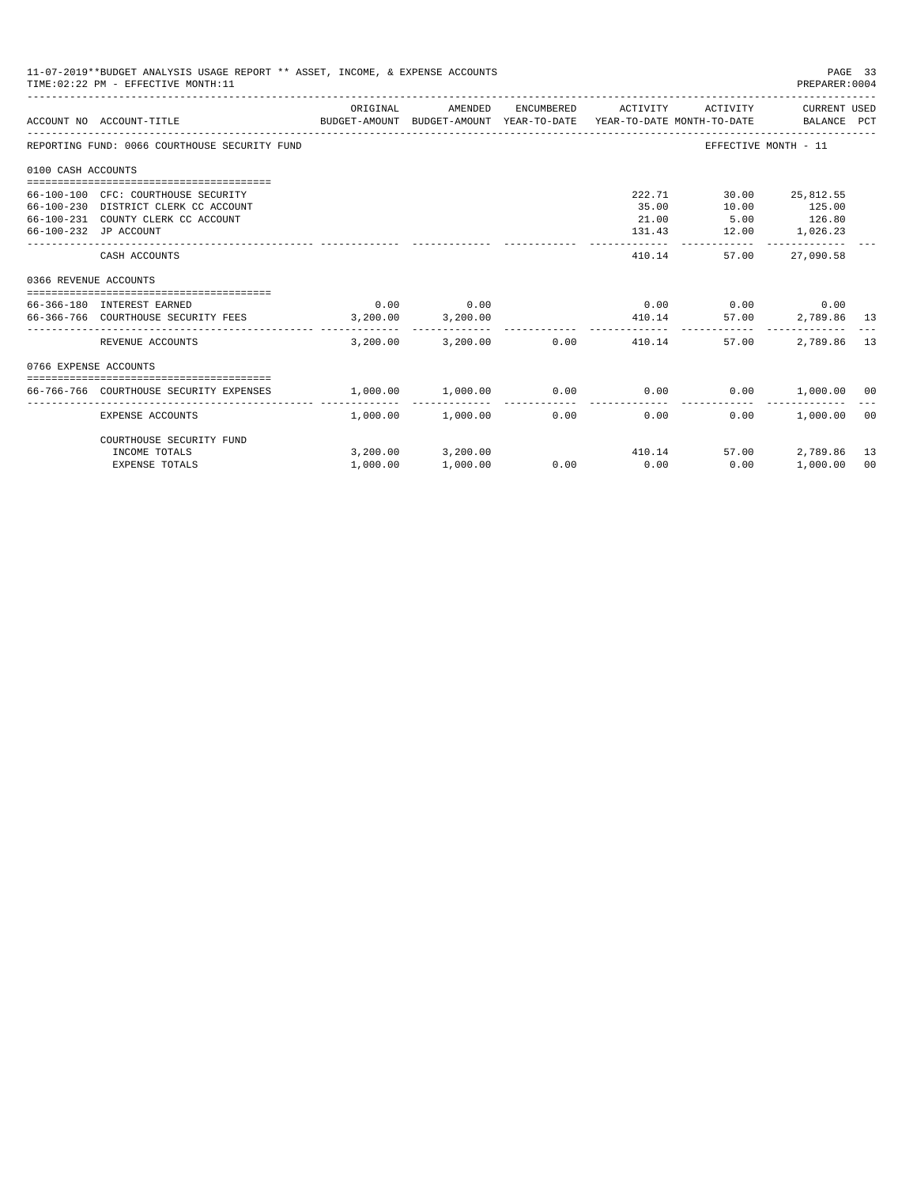11-07-2019**BUDGET ANALYSIS USAGE REPORT ** ASSET, INCOME, & EXPENSE ACCOUNTS
TIME:02:22 PM - EFFECTIVE MONTH:11

PREPARER:0004

| ACCOUNT NO | ACCOUNT-TITLE | ORIGINAL BUDGET-AMOUNT | AMENDED BUDGET-AMOUNT | ENCUMBERED YEAR-TO-DATE | ACTIVITY YEAR-TO-DATE | ACTIVITY MONTH-TO-DATE | CURRENT USED BALANCE | PCT |
|---|---|---|---|---|---|---|---|---|
| REPORTING FUND: 0066 COURTHOUSE SECURITY FUND | | | | | | | EFFECTIVE MONTH - 11 | |
| 0100 CASH ACCOUNTS | | | | | | | | |
| 66-100-100 | CFC: COURTHOUSE SECURITY | | | | 222.71 | 30.00 | 25,812.55 | |
| 66-100-230 | DISTRICT CLERK CC ACCOUNT | | | | 35.00 | 10.00 | 125.00 | |
| 66-100-231 | COUNTY CLERK CC ACCOUNT | | | | 21.00 | 5.00 | 126.80 | |
| 66-100-232 | JP ACCOUNT | | | | 131.43 | 12.00 | 1,026.23 | |
| | CASH ACCOUNTS | | | | 410.14 | 57.00 | 27,090.58 | |
| 0366 REVENUE ACCOUNTS | | | | | | | | |
| 66-366-180 | INTEREST EARNED | 0.00 | 0.00 | | 0.00 | 0.00 | 0.00 | |
| 66-366-766 | COURTHOUSE SECURITY FEES | 3,200.00 | 3,200.00 | | 410.14 | 57.00 | 2,789.86 | 13 |
| | REVENUE ACCOUNTS | 3,200.00 | 3,200.00 | 0.00 | 410.14 | 57.00 | 2,789.86 | 13 |
| 0766 EXPENSE ACCOUNTS | | | | | | | | |
| 66-766-766 | COURTHOUSE SECURITY EXPENSES | 1,000.00 | 1,000.00 | 0.00 | 0.00 | 0.00 | 1,000.00 | 00 |
| | EXPENSE ACCOUNTS | 1,000.00 | 1,000.00 | 0.00 | 0.00 | 0.00 | 1,000.00 | 00 |
| | COURTHOUSE SECURITY FUND | | | | | | | |
| | INCOME TOTALS | 3,200.00 | 3,200.00 | | 410.14 | 57.00 | 2,789.86 | 13 |
| | EXPENSE TOTALS | 1,000.00 | 1,000.00 | 0.00 | 0.00 | 0.00 | 1,000.00 | 00 |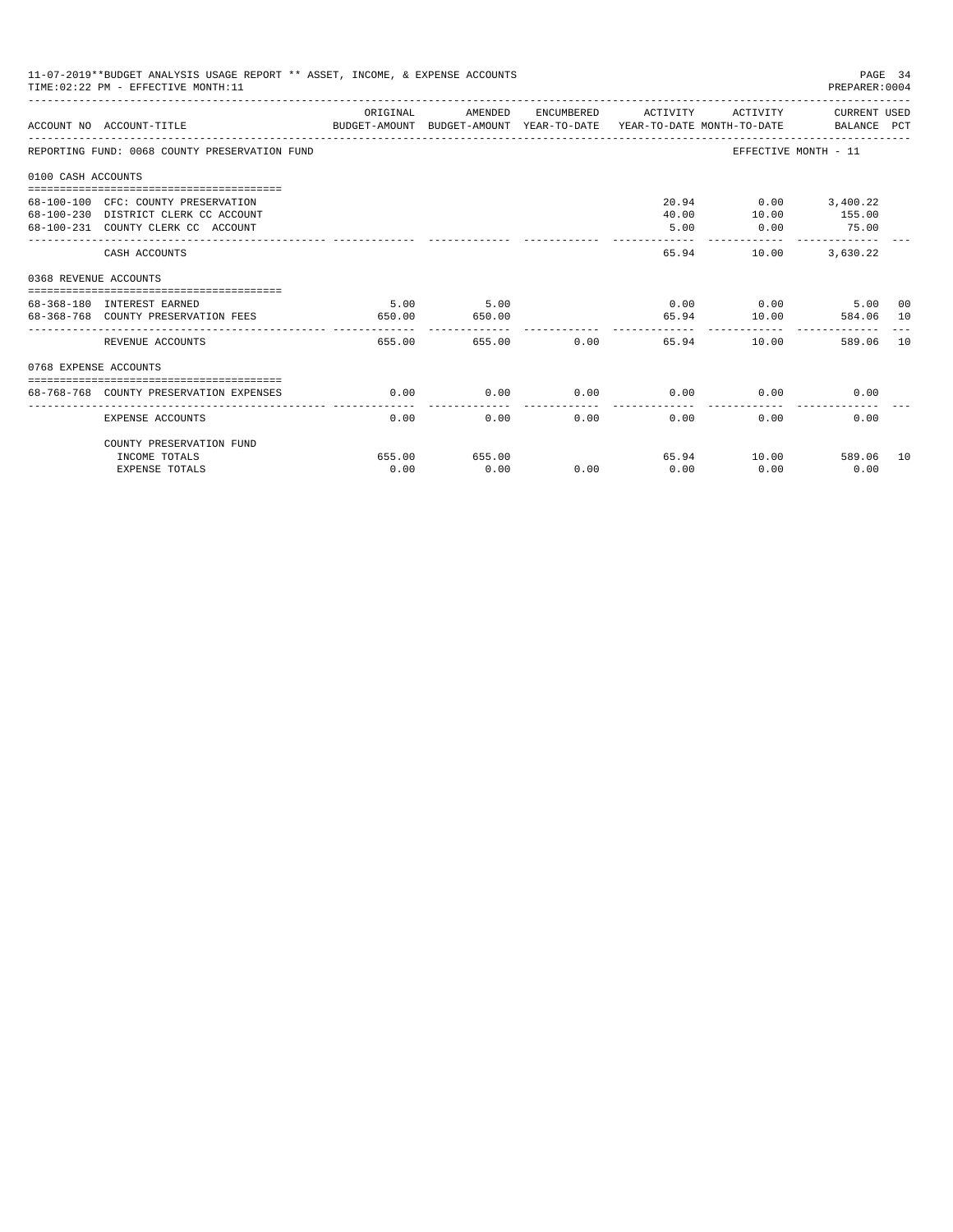11-07-2019**BUDGET ANALYSIS USAGE REPORT ** ASSET, INCOME, & EXPENSE ACCOUNTS
TIME:02:22 PM - EFFECTIVE MONTH:11
PREPARER:0004

| ACCOUNT NO | ACCOUNT-TITLE | ORIGINAL BUDGET-AMOUNT | AMENDED BUDGET-AMOUNT | ENCUMBERED YEAR-TO-DATE | ACTIVITY YEAR-TO-DATE | ACTIVITY MONTH-TO-DATE | CURRENT USED BALANCE | PCT |
|---|---|---|---|---|---|---|---|---|
| REPORTING FUND: 0068 COUNTY PRESERVATION FUND | | | | | | EFFECTIVE MONTH - 11 | | |
| 0100 CASH ACCOUNTS | | | | | | | | |
| 68-100-100 | CFC: COUNTY PRESERVATION | | | | 20.94 | 0.00 | 3,400.22 | |
| 68-100-230 | DISTRICT CLERK CC ACCOUNT | | | | 40.00 | 10.00 | 155.00 | |
| 68-100-231 | COUNTY CLERK CC ACCOUNT | | | | 5.00 | 0.00 | 75.00 | |
| | CASH ACCOUNTS | | | | 65.94 | 10.00 | 3,630.22 | |
| 0368 REVENUE ACCOUNTS | | | | | | | | |
| 68-368-180 | INTEREST EARNED | 5.00 | 5.00 | | 0.00 | 0.00 | 5.00 | 00 |
| 68-368-768 | COUNTY PRESERVATION FEES | 650.00 | 650.00 | | 65.94 | 10.00 | 584.06 | 10 |
| | REVENUE ACCOUNTS | 655.00 | 655.00 | 0.00 | 65.94 | 10.00 | 589.06 | 10 |
| 0768 EXPENSE ACCOUNTS | | | | | | | | |
| 68-768-768 | COUNTY PRESERVATION EXPENSES | 0.00 | 0.00 | 0.00 | 0.00 | 0.00 | 0.00 | |
| | EXPENSE ACCOUNTS | 0.00 | 0.00 | 0.00 | 0.00 | 0.00 | 0.00 | |
| | COUNTY PRESERVATION FUND | | | | | | | |
| | INCOME TOTALS | 655.00 | 655.00 | | 65.94 | 10.00 | 589.06 | 10 |
| | EXPENSE TOTALS | 0.00 | 0.00 | 0.00 | 0.00 | 0.00 | 0.00 | |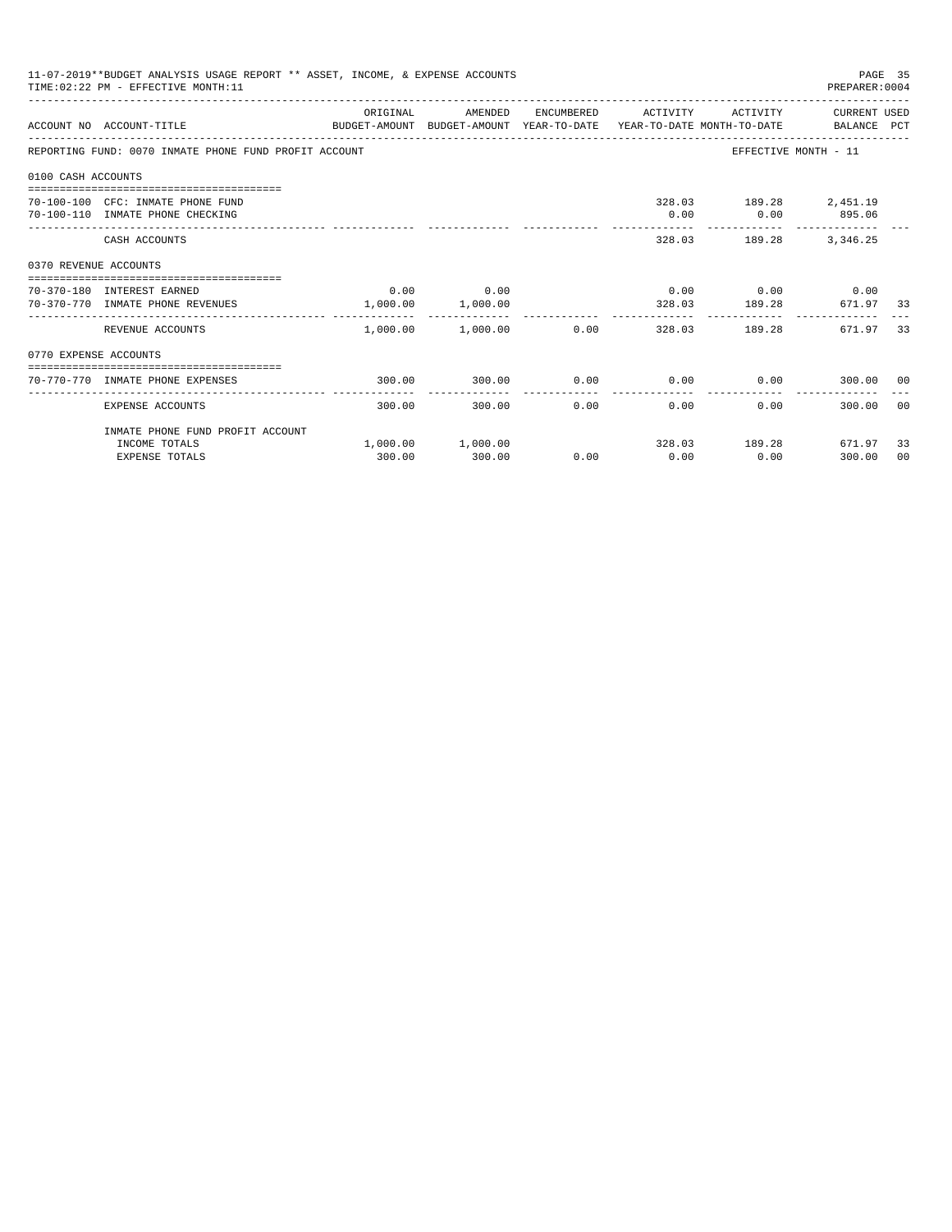11-07-2019**BUDGET ANALYSIS USAGE REPORT ** ASSET, INCOME, & EXPENSE ACCOUNTS
TIME:02:22 PM - EFFECTIVE MONTH:11

PREPARER:0004

| ACCOUNT NO | ACCOUNT-TITLE | ORIGINAL BUDGET-AMOUNT | AMENDED BUDGET-AMOUNT | ENCUMBERED YEAR-TO-DATE | ACTIVITY YEAR-TO-DATE | ACTIVITY MONTH-TO-DATE | CURRENT USED BALANCE | PCT |
|---|---|---|---|---|---|---|---|---|
| REPORTING FUND: 0070 INMATE PHONE FUND PROFIT ACCOUNT | | | | | | EFFECTIVE MONTH - 11 | | |
| 0100 CASH ACCOUNTS | | | | | | | | |
| 70-100-100 | CFC: INMATE PHONE FUND | | | | 328.03 | 189.28 | 2,451.19 | |
| 70-100-110 | INMATE PHONE CHECKING | | | | 0.00 | 0.00 | 895.06 | |
| | CASH ACCOUNTS | | | | 328.03 | 189.28 | 3,346.25 | |
| 0370 REVENUE ACCOUNTS | | | | | | | | |
| 70-370-180 | INTEREST EARNED | 0.00 | 0.00 | | 0.00 | 0.00 | 0.00 | |
| 70-370-770 | INMATE PHONE REVENUES | 1,000.00 | 1,000.00 | | 328.03 | 189.28 | 671.97 | 33 |
| | REVENUE ACCOUNTS | 1,000.00 | 1,000.00 | 0.00 | 328.03 | 189.28 | 671.97 | 33 |
| 0770 EXPENSE ACCOUNTS | | | | | | | | |
| 70-770-770 | INMATE PHONE EXPENSES | 300.00 | 300.00 | 0.00 | 0.00 | 0.00 | 300.00 | 00 |
| | EXPENSE ACCOUNTS | 300.00 | 300.00 | 0.00 | 0.00 | 0.00 | 300.00 | 00 |
| | INMATE PHONE FUND PROFIT ACCOUNT | | | | | | | |
| | INCOME TOTALS | 1,000.00 | 1,000.00 | | 328.03 | 189.28 | 671.97 | 33 |
| | EXPENSE TOTALS | 300.00 | 300.00 | 0.00 | 0.00 | 0.00 | 300.00 | 00 |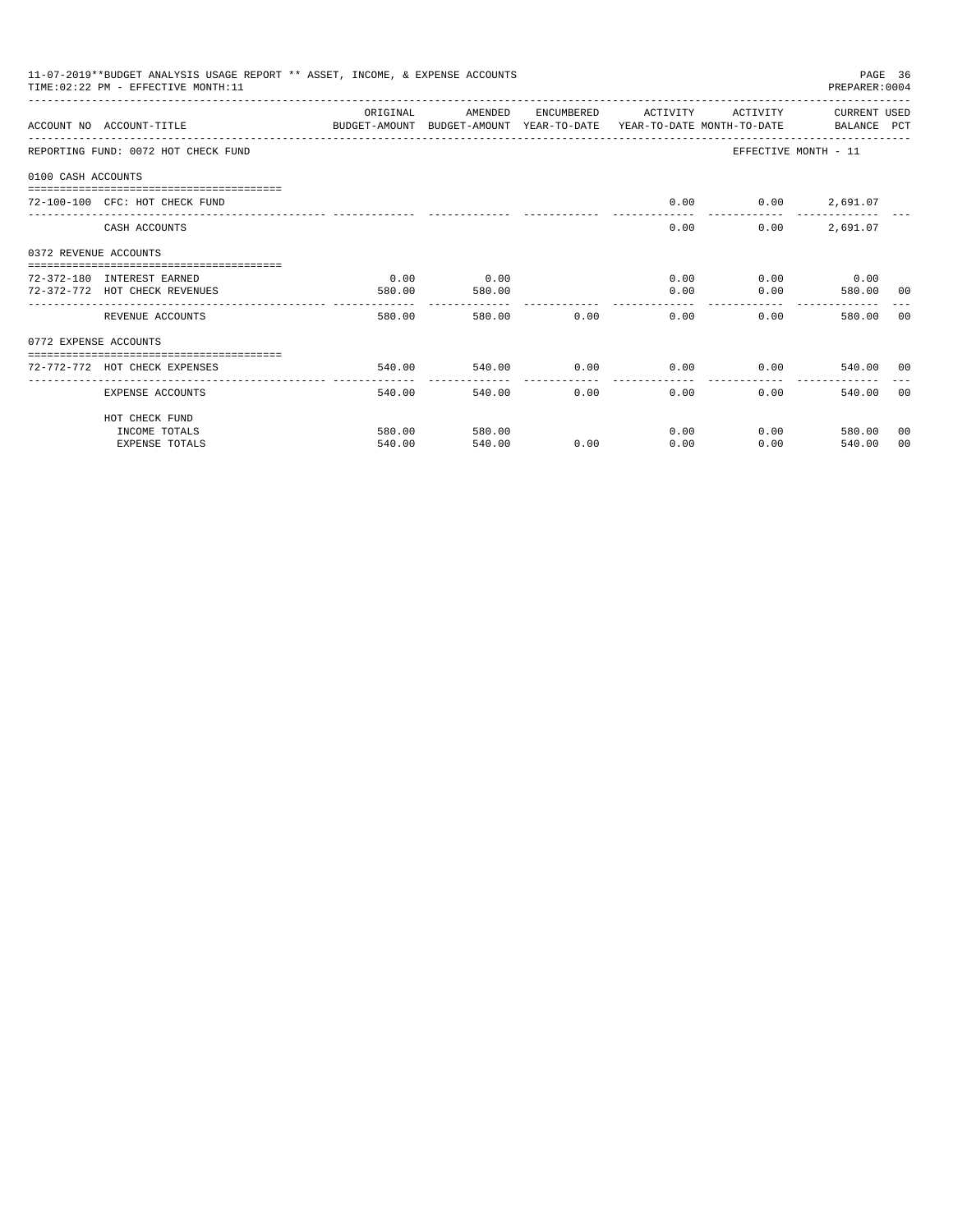11-07-2019**BUDGET ANALYSIS USAGE REPORT ** ASSET, INCOME, & EXPENSE ACCOUNTS

TIME:02:22 PM - EFFECTIVE MONTH:11

PREPARER:0004

| ACCOUNT NO | ACCOUNT-TITLE | ORIGINAL BUDGET-AMOUNT | AMENDED BUDGET-AMOUNT | ENCUMBERED YEAR-TO-DATE | ACTIVITY YEAR-TO-DATE | ACTIVITY MONTH-TO-DATE | CURRENT USED BALANCE | PCT |
|---|---|---|---|---|---|---|---|---|
| REPORTING FUND: 0072 HOT CHECK FUND | | | | | | EFFECTIVE MONTH - 11 | | |
| 0100 CASH ACCOUNTS | | | | | | | | |
| 72-100-100 | CFC: HOT CHECK FUND | | | | 0.00 | 0.00 | 2,691.07 | |
| | CASH ACCOUNTS | | | | 0.00 | 0.00 | 2,691.07 | |
| 0372 REVENUE ACCOUNTS | | | | | | | | |
| 72-372-180 | INTEREST EARNED | 0.00 | 0.00 | | 0.00 | 0.00 | 0.00 | |
| 72-372-772 | HOT CHECK REVENUES | 580.00 | 580.00 | | 0.00 | 0.00 | 580.00 | 00 |
| | REVENUE ACCOUNTS | 580.00 | 580.00 | 0.00 | 0.00 | 0.00 | 580.00 | 00 |
| 0772 EXPENSE ACCOUNTS | | | | | | | | |
| 72-772-772 | HOT CHECK EXPENSES | 540.00 | 540.00 | 0.00 | 0.00 | 0.00 | 540.00 | 00 |
| | EXPENSE ACCOUNTS | 540.00 | 540.00 | 0.00 | 0.00 | 0.00 | 540.00 | 00 |
| | HOT CHECK FUND | | | | | | | |
| | INCOME TOTALS | 580.00 | 580.00 | | 0.00 | 0.00 | 580.00 | 00 |
| | EXPENSE TOTALS | 540.00 | 540.00 | 0.00 | 0.00 | 0.00 | 540.00 | 00 |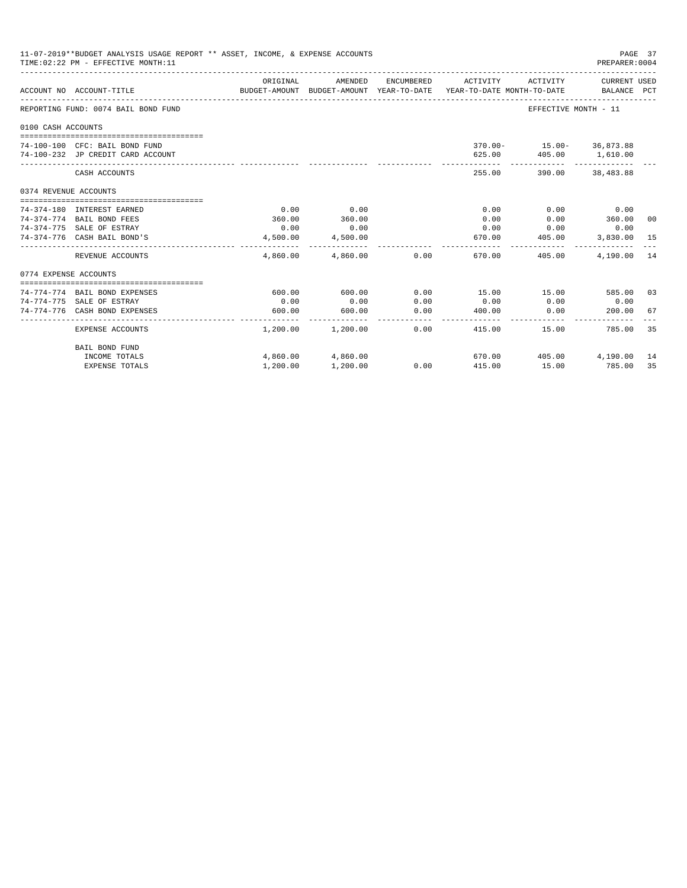11-07-2019**BUDGET ANALYSIS USAGE REPORT ** ASSET, INCOME, & EXPENSE ACCOUNTS
TIME:02:22 PM - EFFECTIVE MONTH:11
PREPARER:0004

REPORTING FUND: 0074 BAIL BOND FUND — EFFECTIVE MONTH - 11

| ACCOUNT NO | ACCOUNT-TITLE | ORIGINAL BUDGET-AMOUNT | AMENDED BUDGET-AMOUNT | ENCUMBERED YEAR-TO-DATE | ACTIVITY YEAR-TO-DATE | ACTIVITY MONTH-TO-DATE | CURRENT USED BALANCE | PCT |
|---|---|---|---|---|---|---|---|---|
| **0100 CASH ACCOUNTS** | | | | | | | | |
| 74-100-100 | CFC: BAIL BOND FUND | | | | 370.00- | 15.00- | 36,873.88 | |
| 74-100-232 | JP CREDIT CARD ACCOUNT | | | | 625.00 | 405.00 | 1,610.00 | |
| | CASH ACCOUNTS | | | | 255.00 | 390.00 | 38,483.88 | |
| **0374 REVENUE ACCOUNTS** | | | | | | | | |
| 74-374-180 | INTEREST EARNED | 0.00 | 0.00 | | 0.00 | 0.00 | 0.00 | |
| 74-374-774 | BAIL BOND FEES | 360.00 | 360.00 | | 0.00 | 0.00 | 360.00 | 00 |
| 74-374-775 | SALE OF ESTRAY | 0.00 | 0.00 | | 0.00 | 0.00 | 0.00 | |
| 74-374-776 | CASH BAIL BOND'S | 4,500.00 | 4,500.00 | | 670.00 | 405.00 | 3,830.00 | 15 |
| | REVENUE ACCOUNTS | 4,860.00 | 4,860.00 | 0.00 | 670.00 | 405.00 | 4,190.00 | 14 |
| **0774 EXPENSE ACCOUNTS** | | | | | | | | |
| 74-774-774 | BAIL BOND EXPENSES | 600.00 | 600.00 | 0.00 | 15.00 | 15.00 | 585.00 | 03 |
| 74-774-775 | SALE OF ESTRAY | 0.00 | 0.00 | 0.00 | 0.00 | 0.00 | 0.00 | |
| 74-774-776 | CASH BOND EXPENSES | 600.00 | 600.00 | 0.00 | 400.00 | 0.00 | 200.00 | 67 |
| | EXPENSE ACCOUNTS | 1,200.00 | 1,200.00 | 0.00 | 415.00 | 15.00 | 785.00 | 35 |
| | BAIL BOND FUND | | | | | | | |
| | INCOME TOTALS | 4,860.00 | 4,860.00 | | 670.00 | 405.00 | 4,190.00 | 14 |
| | EXPENSE TOTALS | 1,200.00 | 1,200.00 | 0.00 | 415.00 | 15.00 | 785.00 | 35 |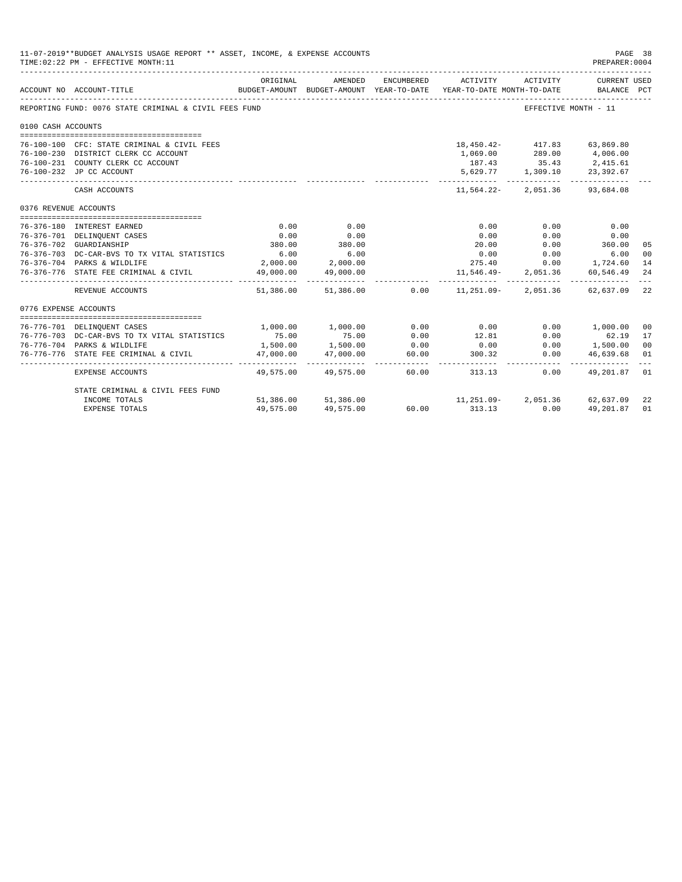11-07-2019**BUDGET ANALYSIS USAGE REPORT ** ASSET, INCOME, & EXPENSE ACCOUNTS
TIME:02:22 PM - EFFECTIVE MONTH:11

PREPARER:0004

| ACCOUNT NO | ACCOUNT-TITLE | ORIGINAL BUDGET-AMOUNT | AMENDED BUDGET-AMOUNT | ENCUMBERED YEAR-TO-DATE | ACTIVITY YEAR-TO-DATE | ACTIVITY MONTH-TO-DATE | CURRENT USED BALANCE | PCT |
|---|---|---|---|---|---|---|---|---|
| REPORTING FUND: 0076 STATE CRIMINAL & CIVIL FEES FUND | | | | | | EFFECTIVE MONTH - 11 | | |
| 0100 CASH ACCOUNTS | | | | | | | | |
| 76-100-100 | CFC: STATE CRIMINAL & CIVIL FEES | | | | 18,450.42- | 417.83 | 63,869.80 | |
| 76-100-230 | DISTRICT CLERK CC ACCOUNT | | | | 1,069.00 | 289.00 | 4,006.00 | |
| 76-100-231 | COUNTY CLERK CC ACCOUNT | | | | 187.43 | 35.43 | 2,415.61 | |
| 76-100-232 | JP CC ACCOUNT | | | | 5,629.77 | 1,309.10 | 23,392.67 | |
| | CASH ACCOUNTS | | | | 11,564.22- | 2,051.36 | 93,684.08 | |
| 0376 REVENUE ACCOUNTS | | | | | | | | |
| 76-376-180 | INTEREST EARNED | 0.00 | 0.00 | | 0.00 | 0.00 | 0.00 | |
| 76-376-701 | DELINQUENT CASES | 0.00 | 0.00 | | 0.00 | 0.00 | 0.00 | |
| 76-376-702 | GUARDIANSHIP | 380.00 | 380.00 | | 20.00 | 0.00 | 360.00 | 05 |
| 76-376-703 | DC-CAR-BVS TO TX VITAL STATISTICS | 6.00 | 6.00 | | 0.00 | 0.00 | 6.00 | 00 |
| 76-376-704 | PARKS & WILDLIFE | 2,000.00 | 2,000.00 | | 275.40 | 0.00 | 1,724.60 | 14 |
| 76-376-776 | STATE FEE CRIMINAL & CIVIL | 49,000.00 | 49,000.00 | | 11,546.49- | 2,051.36 | 60,546.49 | 24 |
| | REVENUE ACCOUNTS | 51,386.00 | 51,386.00 | 0.00 | 11,251.09- | 2,051.36 | 62,637.09 | 22 |
| 0776 EXPENSE ACCOUNTS | | | | | | | | |
| 76-776-701 | DELINQUENT CASES | 1,000.00 | 1,000.00 | 0.00 | 0.00 | 0.00 | 1,000.00 | 00 |
| 76-776-703 | DC-CAR-BVS TO TX VITAL STATISTICS | 75.00 | 75.00 | 0.00 | 12.81 | 0.00 | 62.19 | 17 |
| 76-776-704 | PARKS & WILDLIFE | 1,500.00 | 1,500.00 | 0.00 | 0.00 | 0.00 | 1,500.00 | 00 |
| 76-776-776 | STATE FEE CRIMINAL & CIVIL | 47,000.00 | 47,000.00 | 60.00 | 300.32 | 0.00 | 46,639.68 | 01 |
| | EXPENSE ACCOUNTS | 49,575.00 | 49,575.00 | 60.00 | 313.13 | 0.00 | 49,201.87 | 01 |
| | STATE CRIMINAL & CIVIL FEES FUND | | | | | | | |
| | INCOME TOTALS | 51,386.00 | 51,386.00 | | 11,251.09- | 2,051.36 | 62,637.09 | 22 |
| | EXPENSE TOTALS | 49,575.00 | 49,575.00 | 60.00 | 313.13 | 0.00 | 49,201.87 | 01 |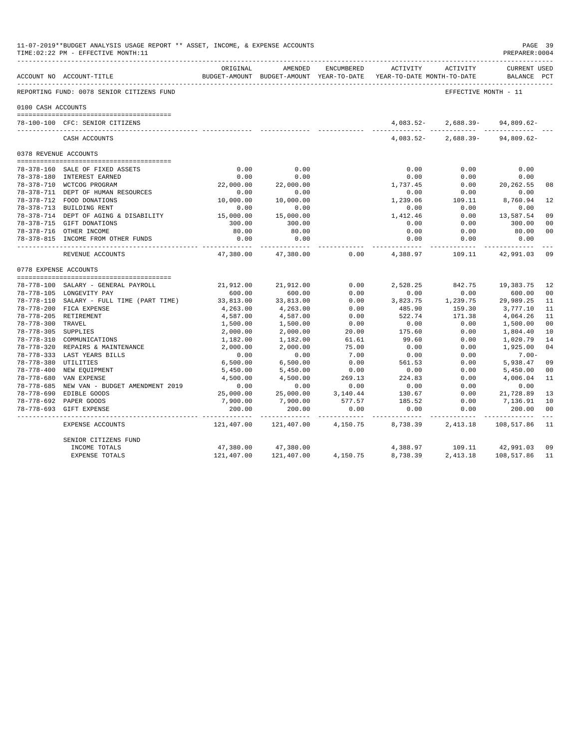11-07-2019**BUDGET ANALYSIS USAGE REPORT ** ASSET, INCOME, & EXPENSE ACCOUNTS
TIME:02:22 PM - EFFECTIVE MONTH:11

PREPARER:0004

REPORTING FUND: 0078 SENIOR CITIZENS FUND — EFFECTIVE MONTH - 11

| ACCOUNT NO | ACCOUNT-TITLE | ORIGINAL BUDGET-AMOUNT | AMENDED BUDGET-AMOUNT | ENCUMBERED YEAR-TO-DATE | ACTIVITY YEAR-TO-DATE | ACTIVITY MONTH-TO-DATE | CURRENT USED BALANCE | PCT |
|---|---|---|---|---|---|---|---|---|
| **0100 CASH ACCOUNTS** | | | | | | | | |
| 78-100-100 | CFC: SENIOR CITIZENS | | | | 4,083.52- | 2,688.39- | 94,809.62- | |
| | CASH ACCOUNTS | | | | 4,083.52- | 2,688.39- | 94,809.62- | |
| **0378 REVENUE ACCOUNTS** | | | | | | | | |
| 78-378-160 | SALE OF FIXED ASSETS | 0.00 | 0.00 | | 0.00 | 0.00 | 0.00 | |
| 78-378-180 | INTEREST EARNED | 0.00 | 0.00 | | 0.00 | 0.00 | 0.00 | |
| 78-378-710 | WCTCOG PROGRAM | 22,000.00 | 22,000.00 | | 1,737.45 | 0.00 | 20,262.55 | 08 |
| 78-378-711 | DEPT OF HUMAN RESOURCES | 0.00 | 0.00 | | 0.00 | 0.00 | 0.00 | |
| 78-378-712 | FOOD DONATIONS | 10,000.00 | 10,000.00 | | 1,239.06 | 109.11 | 8,760.94 | 12 |
| 78-378-713 | BUILDING RENT | 0.00 | 0.00 | | 0.00 | 0.00 | 0.00 | |
| 78-378-714 | DEPT OF AGING & DISABILITY | 15,000.00 | 15,000.00 | | 1,412.46 | 0.00 | 13,587.54 | 09 |
| 78-378-715 | GIFT DONATIONS | 300.00 | 300.00 | | 0.00 | 0.00 | 300.00 | 00 |
| 78-378-716 | OTHER INCOME | 80.00 | 80.00 | | 0.00 | 0.00 | 80.00 | 00 |
| 78-378-815 | INCOME FROM OTHER FUNDS | 0.00 | 0.00 | | 0.00 | 0.00 | 0.00 | |
| | REVENUE ACCOUNTS | 47,380.00 | 47,380.00 | 0.00 | 4,388.97 | 109.11 | 42,991.03 | 09 |
| **0778 EXPENSE ACCOUNTS** | | | | | | | | |
| 78-778-100 | SALARY - GENERAL PAYROLL | 21,912.00 | 21,912.00 | 0.00 | 2,528.25 | 842.75 | 19,383.75 | 12 |
| 78-778-105 | LONGEVITY PAY | 600.00 | 600.00 | 0.00 | 0.00 | 0.00 | 600.00 | 00 |
| 78-778-110 | SALARY - FULL TIME (PART TIME) | 33,813.00 | 33,813.00 | 0.00 | 3,823.75 | 1,239.75 | 29,989.25 | 11 |
| 78-778-200 | FICA EXPENSE | 4,263.00 | 4,263.00 | 0.00 | 485.90 | 159.30 | 3,777.10 | 11 |
| 78-778-205 | RETIREMENT | 4,587.00 | 4,587.00 | 0.00 | 522.74 | 171.38 | 4,064.26 | 11 |
| 78-778-300 | TRAVEL | 1,500.00 | 1,500.00 | 0.00 | 0.00 | 0.00 | 1,500.00 | 00 |
| 78-778-305 | SUPPLIES | 2,000.00 | 2,000.00 | 20.00 | 175.60 | 0.00 | 1,804.40 | 10 |
| 78-778-310 | COMMUNICATIONS | 1,182.00 | 1,182.00 | 61.61 | 99.60 | 0.00 | 1,020.79 | 14 |
| 78-778-320 | REPAIRS & MAINTENANCE | 2,000.00 | 2,000.00 | 75.00 | 0.00 | 0.00 | 1,925.00 | 04 |
| 78-778-333 | LAST YEARS BILLS | 0.00 | 0.00 | 7.00 | 0.00 | 0.00 | 7.00- | |
| 78-778-380 | UTILITIES | 6,500.00 | 6,500.00 | 0.00 | 561.53 | 0.00 | 5,938.47 | 09 |
| 78-778-400 | NEW EQUIPMENT | 5,450.00 | 5,450.00 | 0.00 | 0.00 | 0.00 | 5,450.00 | 00 |
| 78-778-680 | VAN EXPENSE | 4,500.00 | 4,500.00 | 269.13 | 224.83 | 0.00 | 4,006.04 | 11 |
| 78-778-685 | NEW VAN - BUDGET AMENDMENT 2019 | 0.00 | 0.00 | 0.00 | 0.00 | 0.00 | 0.00 | |
| 78-778-690 | EDIBLE GOODS | 25,000.00 | 25,000.00 | 3,140.44 | 130.67 | 0.00 | 21,728.89 | 13 |
| 78-778-692 | PAPER GOODS | 7,900.00 | 7,900.00 | 577.57 | 185.52 | 0.00 | 7,136.91 | 10 |
| 78-778-693 | GIFT EXPENSE | 200.00 | 200.00 | 0.00 | 0.00 | 0.00 | 200.00 | 00 |
| | EXPENSE ACCOUNTS | 121,407.00 | 121,407.00 | 4,150.75 | 8,738.39 | 2,413.18 | 108,517.86 | 11 |
| | SENIOR CITIZENS FUND | | | | | | | |
| | INCOME TOTALS | 47,380.00 | 47,380.00 | | 4,388.97 | 109.11 | 42,991.03 | 09 |
| | EXPENSE TOTALS | 121,407.00 | 121,407.00 | 4,150.75 | 8,738.39 | 2,413.18 | 108,517.86 | 11 |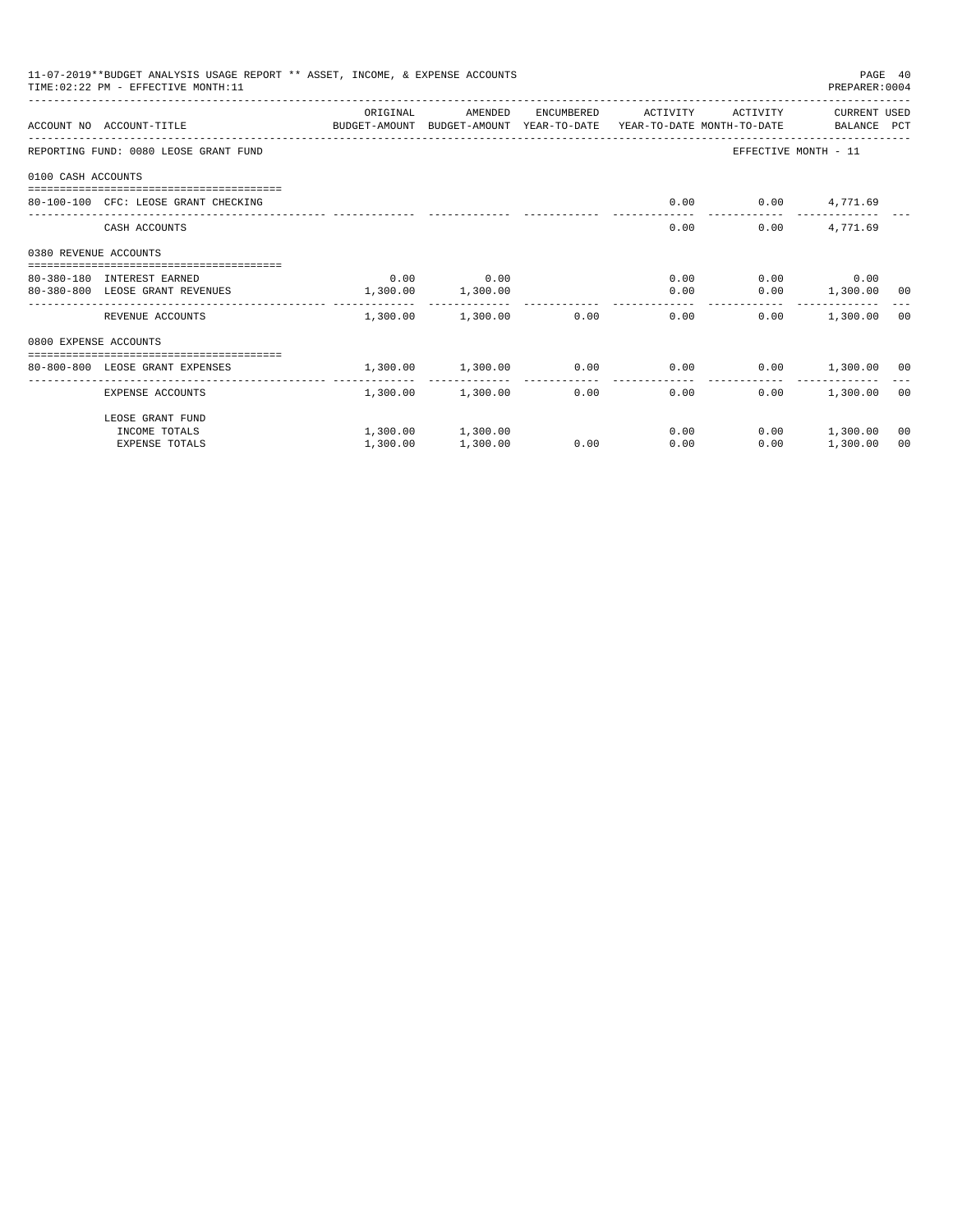11-07-2019**BUDGET ANALYSIS USAGE REPORT ** ASSET, INCOME, & EXPENSE ACCOUNTS

TIME:02:22 PM - EFFECTIVE MONTH:11

PREPARER:0004

| ACCOUNT NO | ACCOUNT-TITLE | ORIGINAL BUDGET-AMOUNT | AMENDED BUDGET-AMOUNT | ENCUMBERED YEAR-TO-DATE | ACTIVITY YEAR-TO-DATE | ACTIVITY MONTH-TO-DATE | CURRENT BALANCE | USED PCT |
|---|---|---|---|---|---|---|---|---|
| REPORTING FUND: 0080 LEOSE GRANT FUND | | | | | | EFFECTIVE MONTH - 11 | | |
| 0100 CASH ACCOUNTS | | | | | | | | |
| 80-100-100 | CFC: LEOSE GRANT CHECKING | | | | 0.00 | 0.00 | 4,771.69 | |
| | CASH ACCOUNTS | | | | 0.00 | 0.00 | 4,771.69 | |
| 0380 REVENUE ACCOUNTS | | | | | | | | |
| 80-380-180 | INTEREST EARNED | 0.00 | 0.00 | | 0.00 | 0.00 | 0.00 | |
| 80-380-800 | LEOSE GRANT REVENUES | 1,300.00 | 1,300.00 | | 0.00 | 0.00 | 1,300.00 | 00 |
| | REVENUE ACCOUNTS | 1,300.00 | 1,300.00 | 0.00 | 0.00 | 0.00 | 1,300.00 | 00 |
| 0800 EXPENSE ACCOUNTS | | | | | | | | |
| 80-800-800 | LEOSE GRANT EXPENSES | 1,300.00 | 1,300.00 | 0.00 | 0.00 | 0.00 | 1,300.00 | 00 |
| | EXPENSE ACCOUNTS | 1,300.00 | 1,300.00 | 0.00 | 0.00 | 0.00 | 1,300.00 | 00 |
| | LEOSE GRANT FUND | | | | | | | |
| | INCOME TOTALS | 1,300.00 | 1,300.00 | | 0.00 | 0.00 | 1,300.00 | 00 |
| | EXPENSE TOTALS | 1,300.00 | 1,300.00 | 0.00 | 0.00 | 0.00 | 1,300.00 | 00 |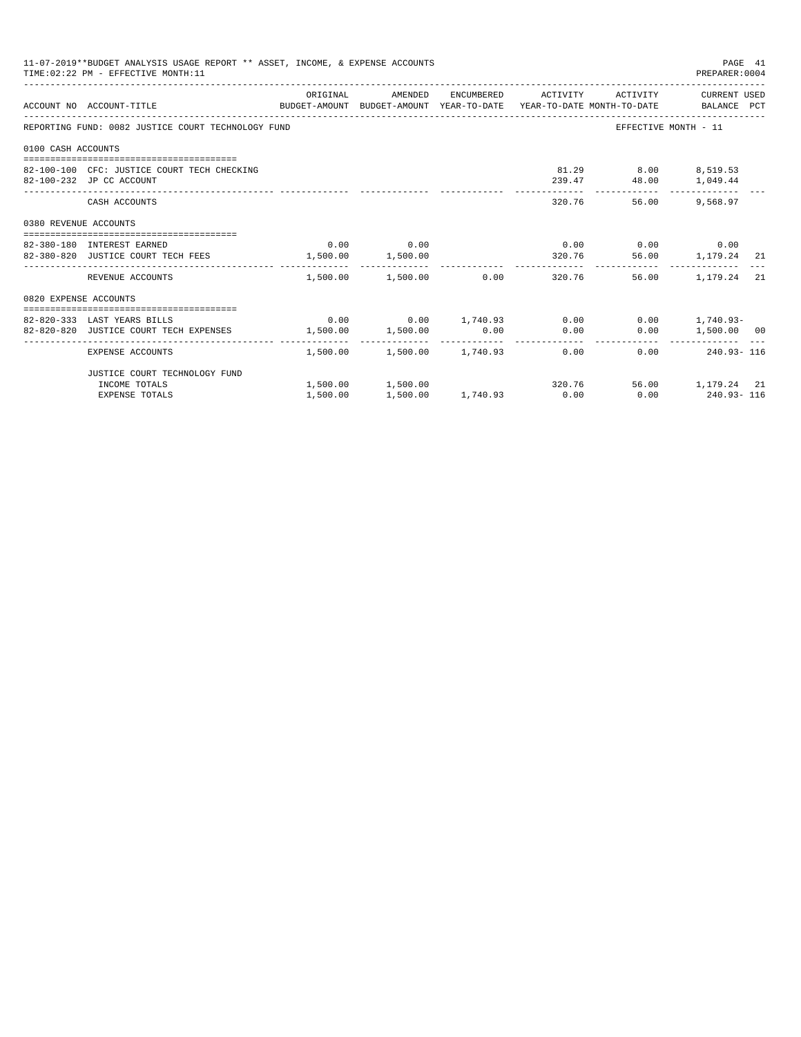11-07-2019**BUDGET ANALYSIS USAGE REPORT ** ASSET, INCOME, & EXPENSE ACCOUNTS
TIME:02:22 PM - EFFECTIVE MONTH:11

PREPARER:0004

| ACCOUNT NO | ACCOUNT-TITLE | ORIGINAL BUDGET-AMOUNT | AMENDED BUDGET-AMOUNT | ENCUMBERED YEAR-TO-DATE | ACTIVITY YEAR-TO-DATE | ACTIVITY MONTH-TO-DATE | CURRENT USED BALANCE | PCT |
|---|---|---|---|---|---|---|---|---|
| REPORTING FUND: 0082 JUSTICE COURT TECHNOLOGY FUND | | | | | | EFFECTIVE MONTH - 11 | | |
| 0100 CASH ACCOUNTS | | | | | | | | |
| 82-100-100 | CFC: JUSTICE COURT TECH CHECKING | | | | 81.29 | 8.00 | 8,519.53 | |
| 82-100-232 | JP CC ACCOUNT | | | | 239.47 | 48.00 | 1,049.44 | |
| | CASH ACCOUNTS | | | | 320.76 | 56.00 | 9,568.97 | |
| 0380 REVENUE ACCOUNTS | | | | | | | | |
| 82-380-180 | INTEREST EARNED | 0.00 | 0.00 | | 0.00 | 0.00 | 0.00 | |
| 82-380-820 | JUSTICE COURT TECH FEES | 1,500.00 | 1,500.00 | | 320.76 | 56.00 | 1,179.24 | 21 |
| | REVENUE ACCOUNTS | 1,500.00 | 1,500.00 | 0.00 | 320.76 | 56.00 | 1,179.24 | 21 |
| 0820 EXPENSE ACCOUNTS | | | | | | | | |
| 82-820-333 | LAST YEARS BILLS | 0.00 | 0.00 | 1,740.93 | 0.00 | 0.00 | 1,740.93- | |
| 82-820-820 | JUSTICE COURT TECH EXPENSES | 1,500.00 | 1,500.00 | 0.00 | 0.00 | 0.00 | 1,500.00 | 00 |
| | EXPENSE ACCOUNTS | 1,500.00 | 1,500.00 | 1,740.93 | 0.00 | 0.00 | 240.93- | 116 |
| | JUSTICE COURT TECHNOLOGY FUND | | | | | | | |
| | INCOME TOTALS | 1,500.00 | 1,500.00 | | 320.76 | 56.00 | 1,179.24 | 21 |
| | EXPENSE TOTALS | 1,500.00 | 1,500.00 | 1,740.93 | 0.00 | 0.00 | 240.93- | 116 |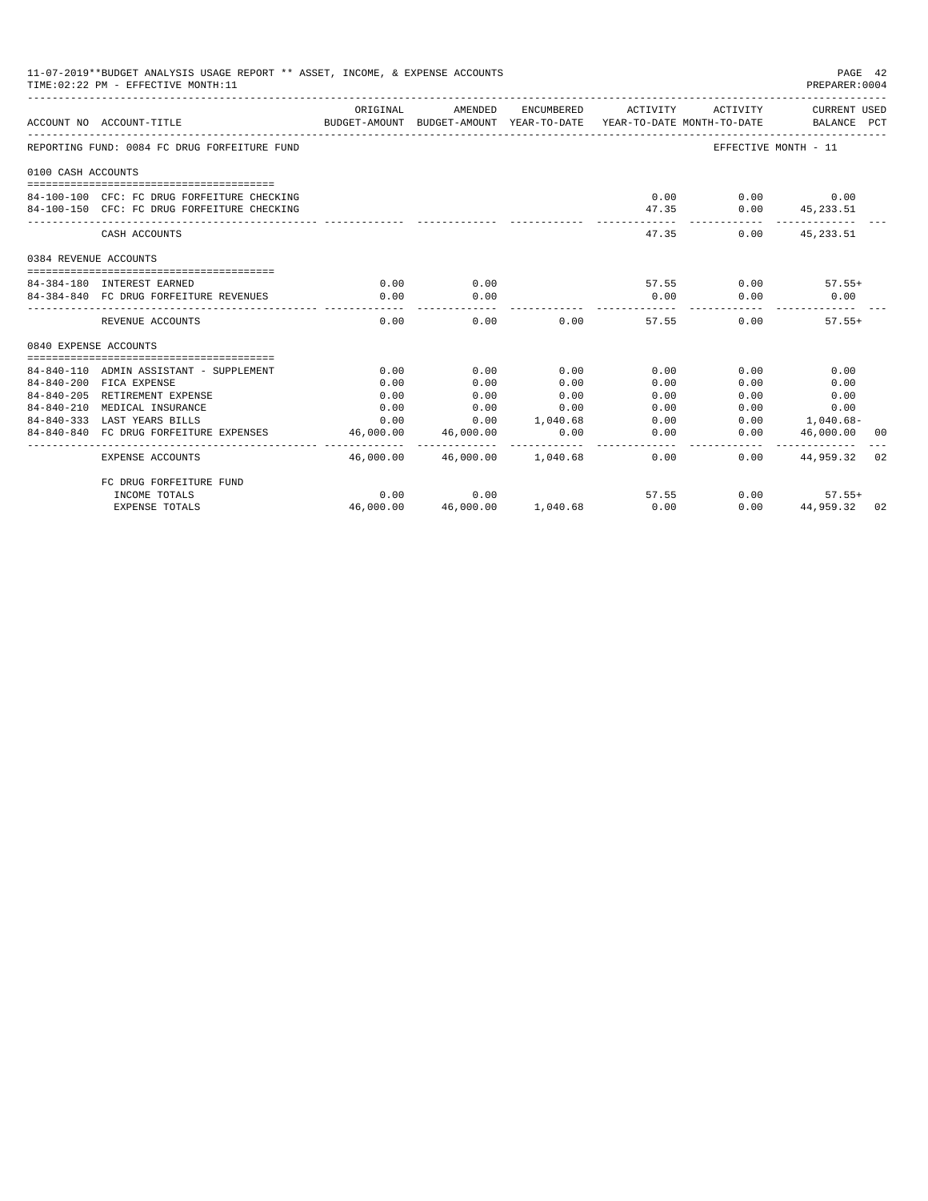11-07-2019**BUDGET ANALYSIS USAGE REPORT ** ASSET, INCOME, & EXPENSE ACCOUNTS
TIME:02:22 PM - EFFECTIVE MONTH:11
PREPARER:0004

| ACCOUNT NO | ACCOUNT-TITLE | ORIGINAL BUDGET-AMOUNT | AMENDED BUDGET-AMOUNT | ENCUMBERED YEAR-TO-DATE | ACTIVITY YEAR-TO-DATE | ACTIVITY MONTH-TO-DATE | CURRENT USED BALANCE | PCT |
|---|---|---|---|---|---|---|---|---|
| REPORTING FUND: 0084 FC DRUG FORFEITURE FUND | | | | | | EFFECTIVE MONTH - 11 | | |
| 0100 CASH ACCOUNTS | | | | | | | | |
| 84-100-100 | CFC: FC DRUG FORFEITURE CHECKING | | | | 0.00 | 0.00 | 0.00 | |
| 84-100-150 | CFC: FC DRUG FORFEITURE CHECKING | | | | 47.35 | 0.00 | 45,233.51 | |
| | CASH ACCOUNTS | | | | 47.35 | 0.00 | 45,233.51 | |
| 0384 REVENUE ACCOUNTS | | | | | | | | |
| 84-384-180 | INTEREST EARNED | 0.00 | 0.00 | | 57.55 | 0.00 | 57.55+ | |
| 84-384-840 | FC DRUG FORFEITURE REVENUES | 0.00 | 0.00 | | 0.00 | 0.00 | 0.00 | |
| | REVENUE ACCOUNTS | 0.00 | 0.00 | 0.00 | 57.55 | 0.00 | 57.55+ | |
| 0840 EXPENSE ACCOUNTS | | | | | | | | |
| 84-840-110 | ADMIN ASSISTANT - SUPPLEMENT | 0.00 | 0.00 | 0.00 | 0.00 | 0.00 | 0.00 | |
| 84-840-200 | FICA EXPENSE | 0.00 | 0.00 | 0.00 | 0.00 | 0.00 | 0.00 | |
| 84-840-205 | RETIREMENT EXPENSE | 0.00 | 0.00 | 0.00 | 0.00 | 0.00 | 0.00 | |
| 84-840-210 | MEDICAL INSURANCE | 0.00 | 0.00 | 0.00 | 0.00 | 0.00 | 0.00 | |
| 84-840-333 | LAST YEARS BILLS | 0.00 | 0.00 | 1,040.68 | 0.00 | 0.00 | 1,040.68- | |
| 84-840-840 | FC DRUG FORFEITURE EXPENSES | 46,000.00 | 46,000.00 | 0.00 | 0.00 | 0.00 | 46,000.00 | 00 |
| | EXPENSE ACCOUNTS | 46,000.00 | 46,000.00 | 1,040.68 | 0.00 | 0.00 | 44,959.32 | 02 |
| | FC DRUG FORFEITURE FUND | | | | | | | |
| | INCOME TOTALS | 0.00 | 0.00 | | 57.55 | 0.00 | 57.55+ | |
| | EXPENSE TOTALS | 46,000.00 | 46,000.00 | 1,040.68 | 0.00 | 0.00 | 44,959.32 | 02 |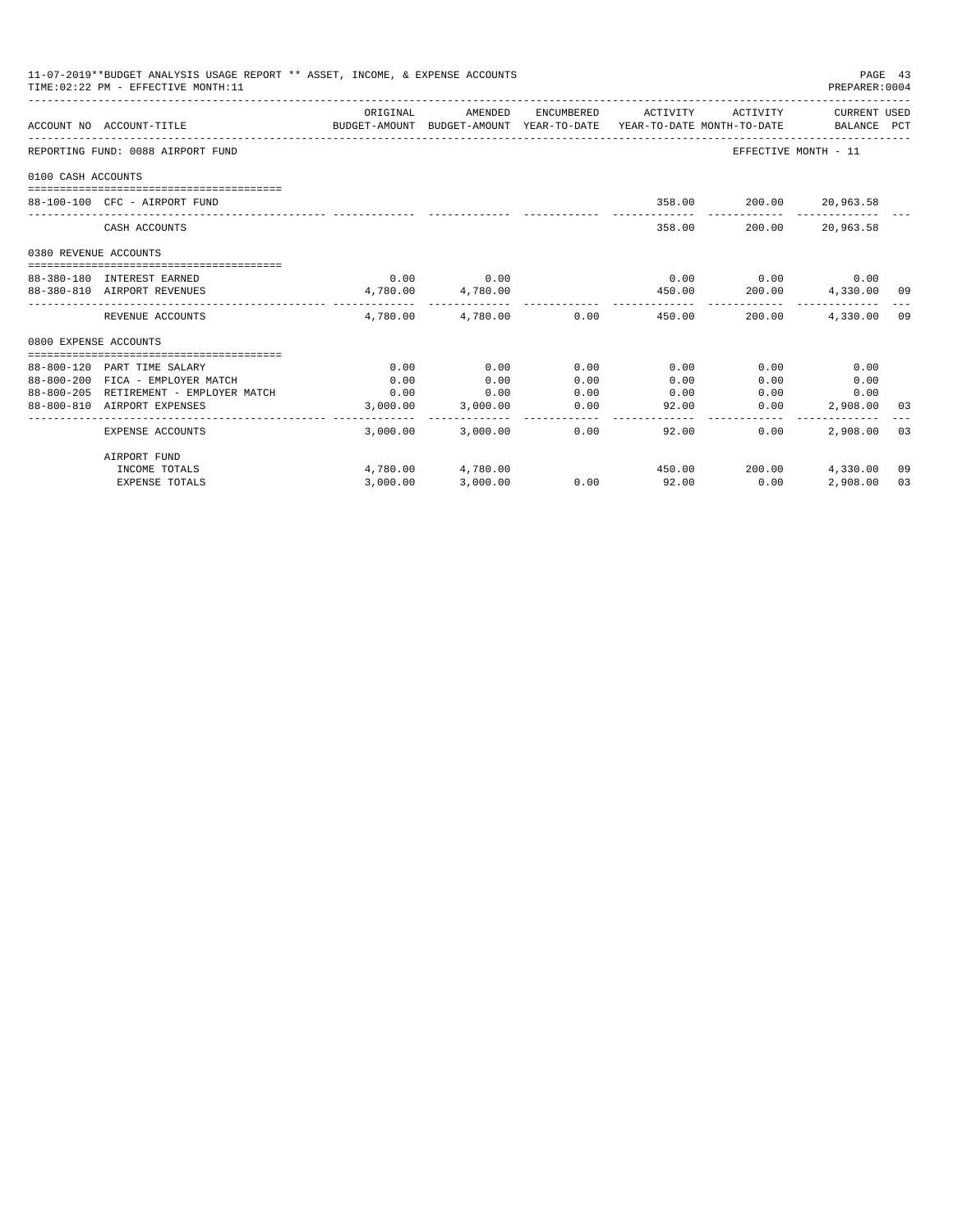11-07-2019**BUDGET ANALYSIS USAGE REPORT ** ASSET, INCOME, & EXPENSE ACCOUNTS
TIME:02:22 PM - EFFECTIVE MONTH:11

PREPARER:0004

| ACCOUNT NO | ACCOUNT-TITLE | ORIGINAL BUDGET-AMOUNT | AMENDED BUDGET-AMOUNT | ENCUMBERED YEAR-TO-DATE | ACTIVITY YEAR-TO-DATE | ACTIVITY MONTH-TO-DATE | CURRENT BALANCE | USED PCT |
|---|---|---|---|---|---|---|---|---|
| REPORTING FUND: 0088 AIRPORT FUND | | | | | | EFFECTIVE MONTH - 11 | | |
| 0100 CASH ACCOUNTS | | | | | | | | |
| 88-100-100 | CFC - AIRPORT FUND | | | | 358.00 | 200.00 | 20,963.58 | |
| | CASH ACCOUNTS | | | | 358.00 | 200.00 | 20,963.58 | |
| 0380 REVENUE ACCOUNTS | | | | | | | | |
| 88-380-180 | INTEREST EARNED | 0.00 | 0.00 | | 0.00 | 0.00 | 0.00 | |
| 88-380-810 | AIRPORT REVENUES | 4,780.00 | 4,780.00 | | 450.00 | 200.00 | 4,330.00 | 09 |
| | REVENUE ACCOUNTS | 4,780.00 | 4,780.00 | 0.00 | 450.00 | 200.00 | 4,330.00 | 09 |
| 0800 EXPENSE ACCOUNTS | | | | | | | | |
| 88-800-120 | PART TIME SALARY | 0.00 | 0.00 | 0.00 | 0.00 | 0.00 | 0.00 | |
| 88-800-200 | FICA - EMPLOYER MATCH | 0.00 | 0.00 | 0.00 | 0.00 | 0.00 | 0.00 | |
| 88-800-205 | RETIREMENT - EMPLOYER MATCH | 0.00 | 0.00 | 0.00 | 0.00 | 0.00 | 0.00 | |
| 88-800-810 | AIRPORT EXPENSES | 3,000.00 | 3,000.00 | 0.00 | 92.00 | 0.00 | 2,908.00 | 03 |
| | EXPENSE ACCOUNTS | 3,000.00 | 3,000.00 | 0.00 | 92.00 | 0.00 | 2,908.00 | 03 |
| | AIRPORT FUND | | | | | | | |
| | INCOME TOTALS | 4,780.00 | 4,780.00 | | 450.00 | 200.00 | 4,330.00 | 09 |
| | EXPENSE TOTALS | 3,000.00 | 3,000.00 | 0.00 | 92.00 | 0.00 | 2,908.00 | 03 |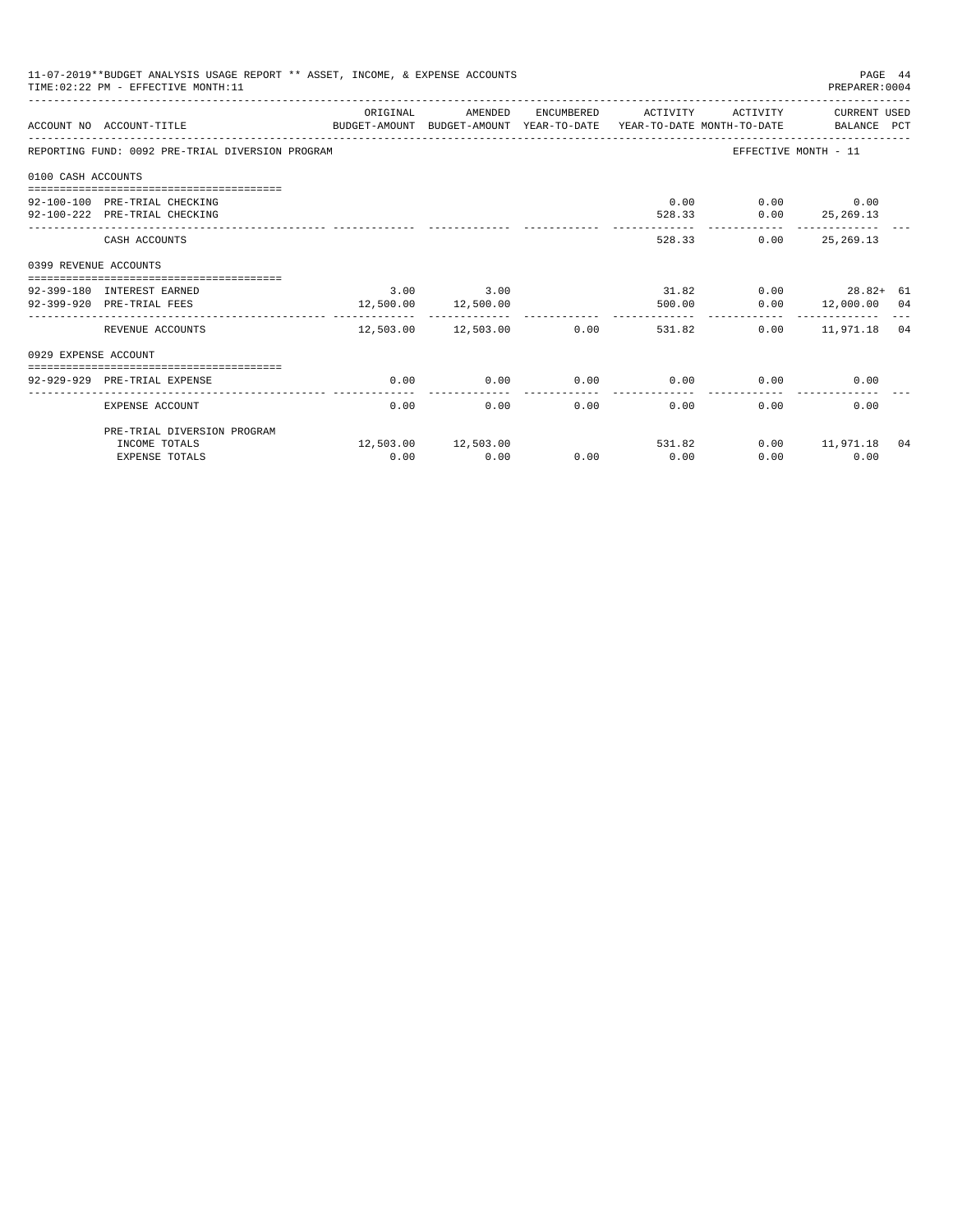11-07-2019**BUDGET ANALYSIS USAGE REPORT ** ASSET, INCOME, & EXPENSE ACCOUNTS
TIME:02:22 PM - EFFECTIVE MONTH:11
PREPARER:0004

| ACCOUNT NO | ACCOUNT-TITLE | ORIGINAL BUDGET-AMOUNT | AMENDED BUDGET-AMOUNT | ENCUMBERED YEAR-TO-DATE | ACTIVITY YEAR-TO-DATE | ACTIVITY MONTH-TO-DATE | CURRENT USED BALANCE | PCT |
|---|---|---|---|---|---|---|---|---|
| REPORTING FUND: 0092 PRE-TRIAL DIVERSION PROGRAM | | | | | | EFFECTIVE MONTH - 11 | | |
| 0100 CASH ACCOUNTS | | | | | | | | |
| 92-100-100 | PRE-TRIAL CHECKING | | | | 0.00 | 0.00 | 0.00 | |
| 92-100-222 | PRE-TRIAL CHECKING | | | | 528.33 | 0.00 | 25,269.13 | |
| | CASH ACCOUNTS | | | | 528.33 | 0.00 | 25,269.13 | |
| 0399 REVENUE ACCOUNTS | | | | | | | | |
| 92-399-180 | INTEREST EARNED | 3.00 | 3.00 | | 31.82 | 0.00 | 28.82+ | 61 |
| 92-399-920 | PRE-TRIAL FEES | 12,500.00 | 12,500.00 | | 500.00 | 0.00 | 12,000.00 | 04 |
| | REVENUE ACCOUNTS | 12,503.00 | 12,503.00 | 0.00 | 531.82 | 0.00 | 11,971.18 | 04 |
| 0929 EXPENSE ACCOUNT | | | | | | | | |
| 92-929-929 | PRE-TRIAL EXPENSE | 0.00 | 0.00 | 0.00 | 0.00 | 0.00 | 0.00 | |
| | EXPENSE ACCOUNT | 0.00 | 0.00 | 0.00 | 0.00 | 0.00 | 0.00 | |
| | PRE-TRIAL DIVERSION PROGRAM | | | | | | | |
| | INCOME TOTALS | 12,503.00 | 12,503.00 | | 531.82 | 0.00 | 11,971.18 | 04 |
| | EXPENSE TOTALS | 0.00 | 0.00 | 0.00 | 0.00 | 0.00 | 0.00 | |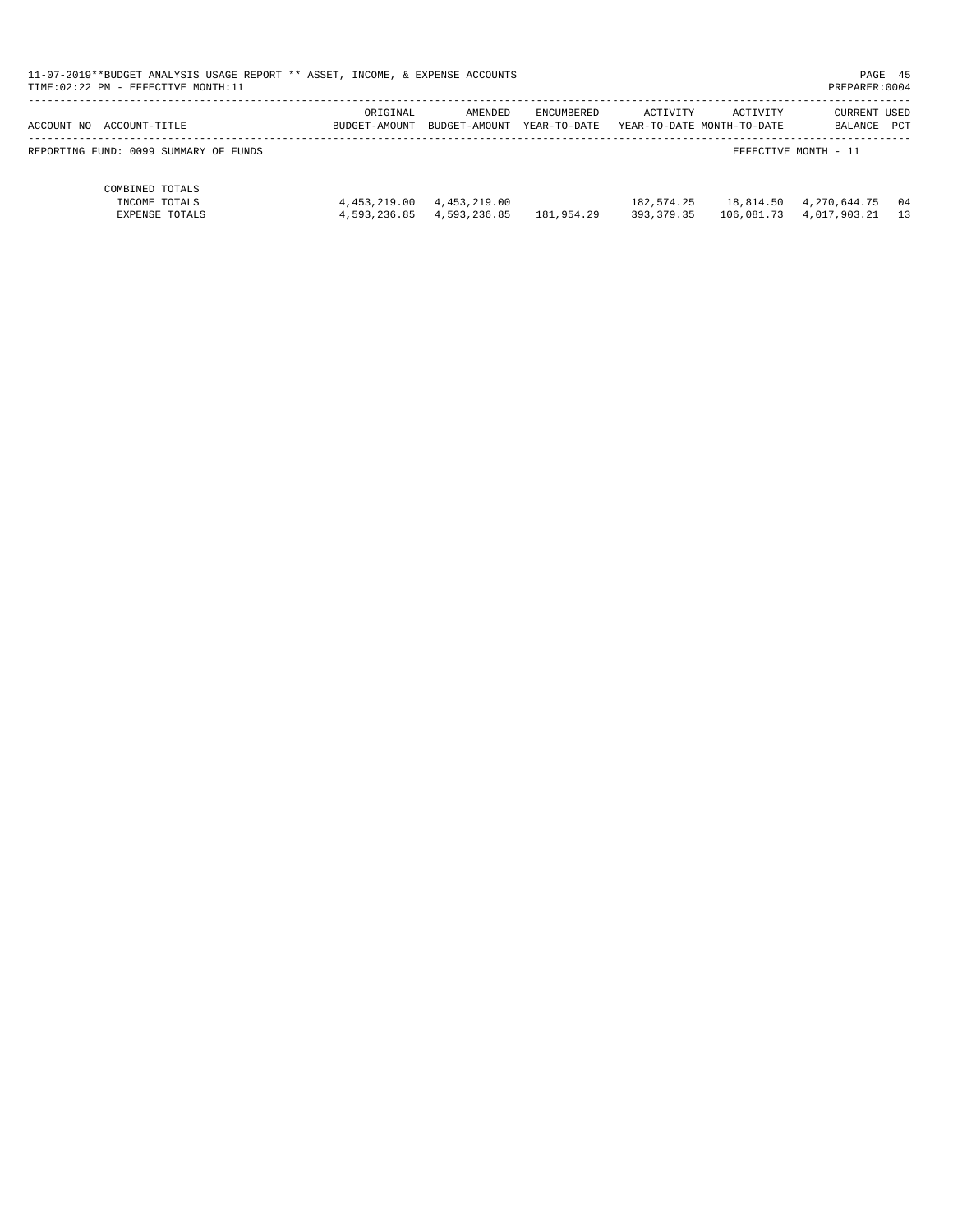| ACCOUNT NO | ACCOUNT-TITLE | ORIGINAL BUDGET-AMOUNT | AMENDED BUDGET-AMOUNT | ENCUMBERED YEAR-TO-DATE | ACTIVITY YEAR-TO-DATE | ACTIVITY MONTH-TO-DATE | CURRENT BALANCE | USED PCT |
|---|---|---|---|---|---|---|---|---|
| REPORTING FUND: 0099 SUMMARY OF FUNDS | | | | | | | EFFECTIVE MONTH - 11 | |
| | COMBINED TOTALS | | | | | | | |
| | INCOME TOTALS | 4,453,219.00 | 4,453,219.00 | | 182,574.25 | 18,814.50 | 4,270,644.75 | 04 |
| | EXPENSE TOTALS | 4,593,236.85 | 4,593,236.85 | 181,954.29 | 393,379.35 | 106,081.73 | 4,017,903.21 | 13 |